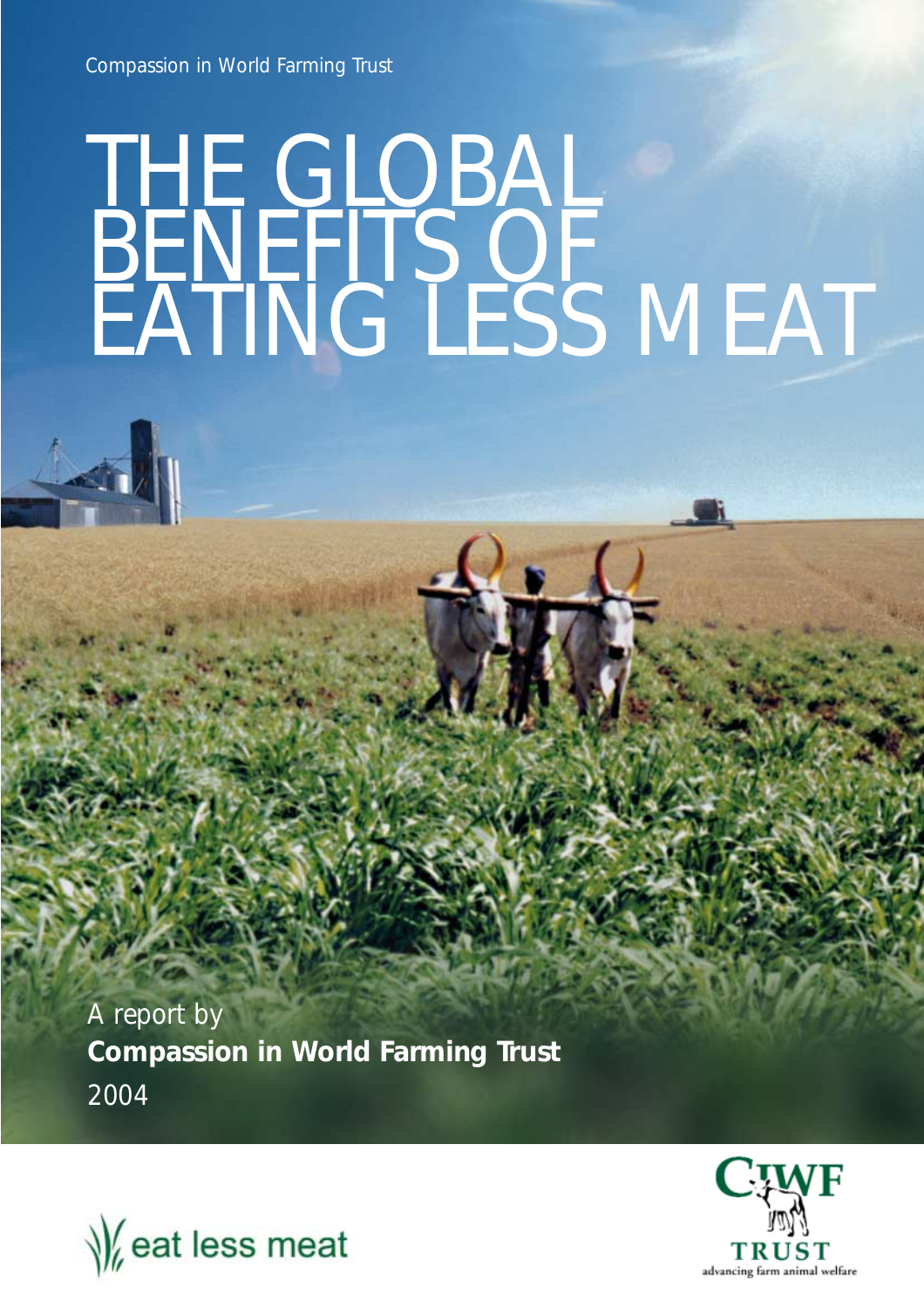Compassion in World Farming Trust

# THE GLOBAL BENEFITS OF EATING LESS MEAT

A report by
**Compassion in World Farming Trust**
2004

eat less meat

CIWF TRUST
advancing farm animal welfare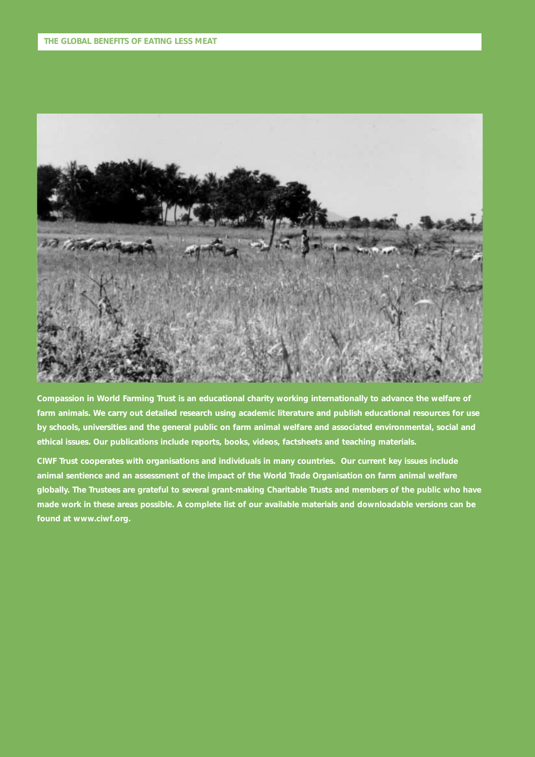Compassion in World Farming Trust is an educational charity working internationally to advance the welfare of farm animals. We carry out detailed research using academic literature and publish educational resources for use by schools, universities and the general public on farm animal welfare and associated environmental, social and ethical issues. Our publications include reports, books, videos, factsheets and teaching materials.

CIWF Trust cooperates with organisations and individuals in many countries. Our current key issues include animal sentience and an assessment of the impact of the World Trade Organisation on farm animal welfare globally. The Trustees are grateful to several grant-making Charitable Trusts and members of the public who have made work in these areas possible. A complete list of our available materials and downloadable versions can be found at www.ciwf.org.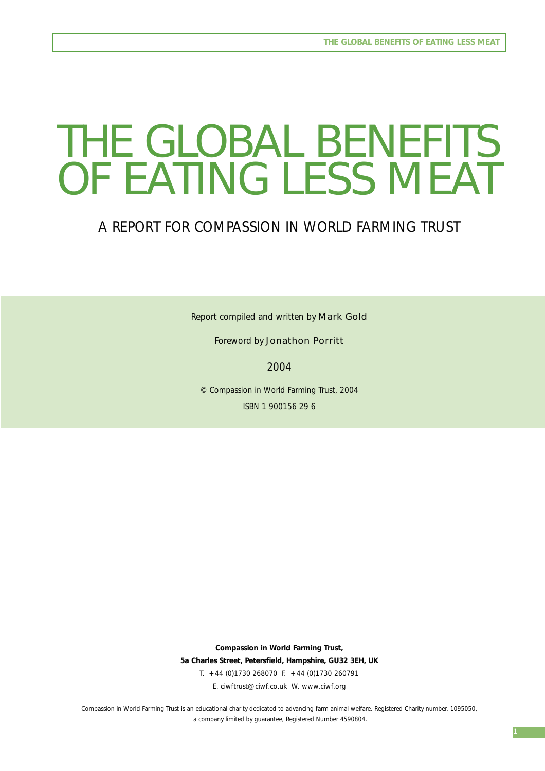# THE GLOBAL BENEFITS OF EATING LESS MEAT

## A REPORT FOR COMPASSION IN WORLD FARMING TRUST

Report compiled and written by Mark Gold

Foreword by Jonathon Porritt

2004

© Compassion in World Farming Trust, 2004

ISBN 1 900156 29 6

**Compassion in World Farming Trust,**
**5a Charles Street, Petersfield, Hampshire, GU32 3EH, UK**
T. +44 (0)1730 268070 F. +44 (0)1730 260791
E. ciwftrust@ciwf.co.uk W. www.ciwf.org

Compassion in World Farming Trust is an educational charity dedicated to advancing farm animal welfare. Registered Charity number, 1095050, a company limited by guarantee, Registered Number 4590804.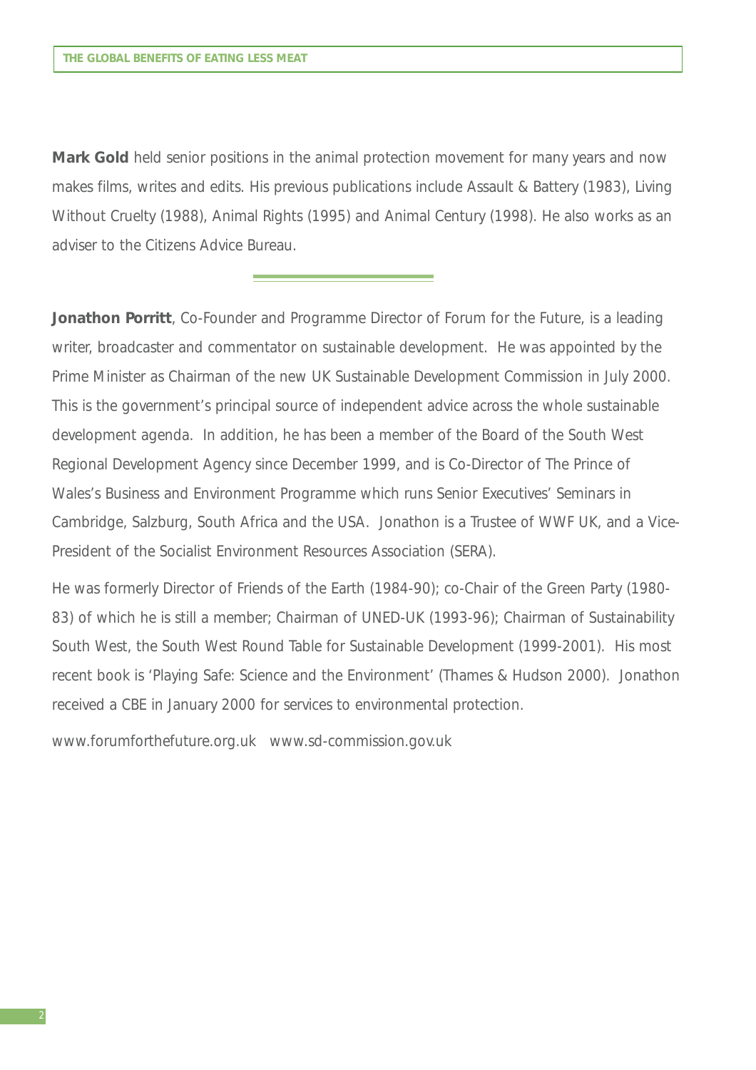**Mark Gold** held senior positions in the animal protection movement for many years and now makes films, writes and edits. His previous publications include Assault & Battery (1983), Living Without Cruelty (1988), Animal Rights (1995) and Animal Century (1998). He also works as an adviser to the Citizens Advice Bureau.

---

**Jonathon Porritt**, Co-Founder and Programme Director of Forum for the Future, is a leading writer, broadcaster and commentator on sustainable development. He was appointed by the Prime Minister as Chairman of the new UK Sustainable Development Commission in July 2000. This is the government's principal source of independent advice across the whole sustainable development agenda. In addition, he has been a member of the Board of the South West Regional Development Agency since December 1999, and is Co-Director of The Prince of Wales's Business and Environment Programme which runs Senior Executives' Seminars in Cambridge, Salzburg, South Africa and the USA. Jonathon is a Trustee of WWF UK, and a Vice-President of the Socialist Environment Resources Association (SERA).

He was formerly Director of Friends of the Earth (1984-90); co-Chair of the Green Party (1980-83) of which he is still a member; Chairman of UNED-UK (1993-96); Chairman of Sustainability South West, the South West Round Table for Sustainable Development (1999-2001). His most recent book is 'Playing Safe: Science and the Environment' (Thames & Hudson 2000). Jonathon received a CBE in January 2000 for services to environmental protection.

www.forumforthefuture.org.uk www.sd-commission.gov.uk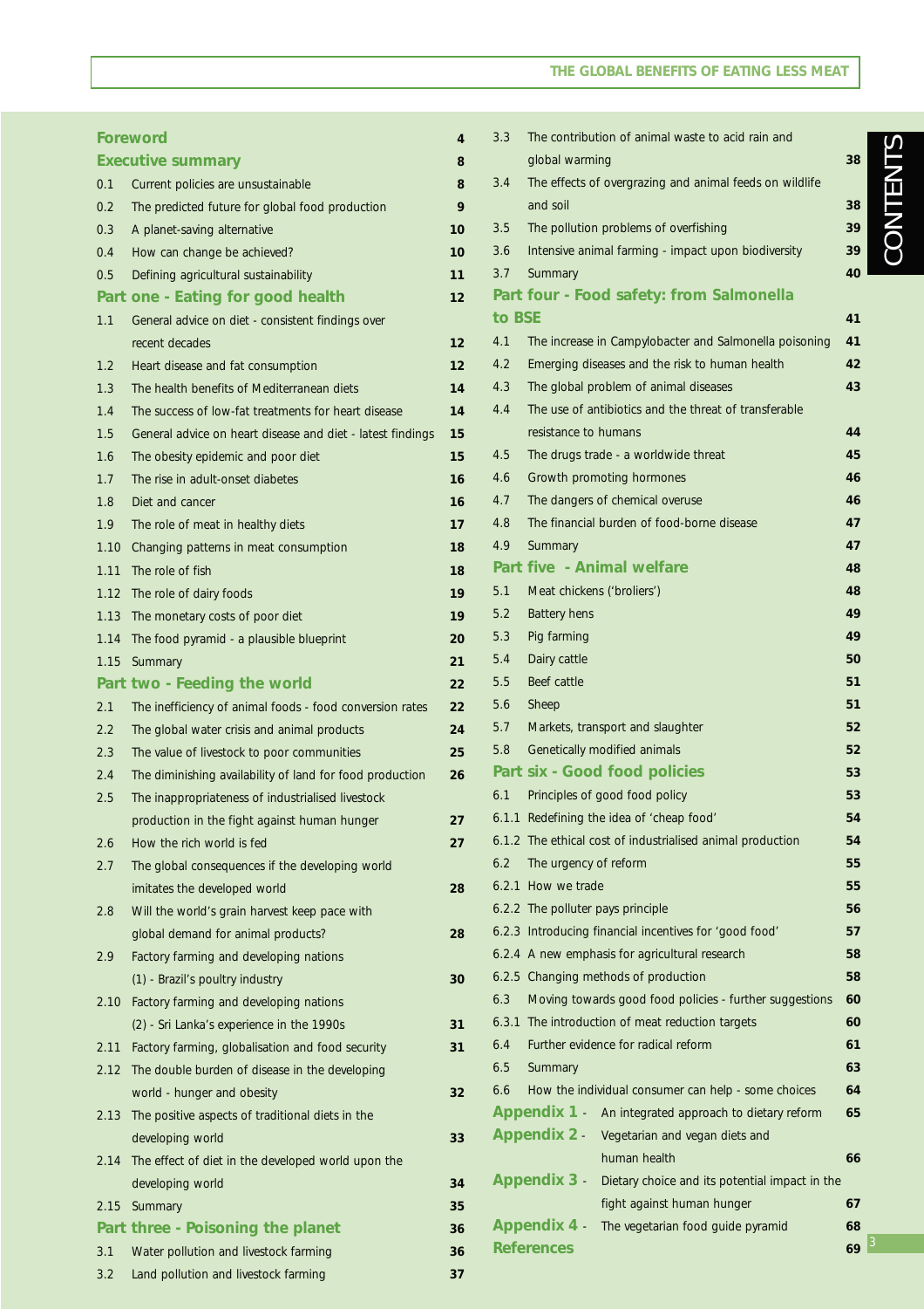# CONTENTS

**Foreword** 4

**Executive summary** 8

0.1 Current policies are unsustainable 8
0.2 The predicted future for global food production 9
0.3 A planet-saving alternative 10
0.4 How can change be achieved? 10
0.5 Defining agricultural sustainability 11

**Part one - Eating for good health** 12

1.1 General advice on diet - consistent findings over recent decades 12
1.2 Heart disease and fat consumption 12
1.3 The health benefits of Mediterranean diets 14
1.4 The success of low-fat treatments for heart disease 14
1.5 General advice on heart disease and diet - latest findings 15
1.6 The obesity epidemic and poor diet 15
1.7 The rise in adult-onset diabetes 16
1.8 Diet and cancer 16
1.9 The role of meat in healthy diets 17
1.10 Changing patterns in meat consumption 18
1.11 The role of fish 18
1.12 The role of dairy foods 19
1.13 The monetary costs of poor diet 19
1.14 The food pyramid - a plausible blueprint 20
1.15 Summary 21

**Part two - Feeding the world** 22

2.1 The inefficiency of animal foods - food conversion rates 22
2.2 The global water crisis and animal products 24
2.3 The value of livestock to poor communities 25
2.4 The diminishing availability of land for food production 26
2.5 The inappropriateness of industrialised livestock production in the fight against human hunger 27
2.6 How the rich world is fed 27
2.7 The global consequences if the developing world imitates the developed world 28
2.8 Will the world's grain harvest keep pace with global demand for animal products? 28
2.9 Factory farming and developing nations (1) - Brazil's poultry industry 30
2.10 Factory farming and developing nations (2) - Sri Lanka's experience in the 1990s 31
2.11 Factory farming, globalisation and food security 31
2.12 The double burden of disease in the developing world - hunger and obesity 32
2.13 The positive aspects of traditional diets in the developing world 33
2.14 The effect of diet in the developed world upon the developing world 34
2.15 Summary 35

**Part three - Poisoning the planet** 36

3.1 Water pollution and livestock farming 36
3.2 Land pollution and livestock farming 37
3.3 The contribution of animal waste to acid rain and global warming 38
3.4 The effects of overgrazing and animal feeds on wildlife and soil 38
3.5 The pollution problems of overfishing 39
3.6 Intensive animal farming - impact upon biodiversity 39
3.7 Summary 40

**Part four - Food safety: from Salmonella to BSE** 41

4.1 The increase in Campylobacter and Salmonella poisoning 41
4.2 Emerging diseases and the risk to human health 42
4.3 The global problem of animal diseases 43
4.4 The use of antibiotics and the threat of transferable resistance to humans 44
4.5 The drugs trade - a worldwide threat 45
4.6 Growth promoting hormones 46
4.7 The dangers of chemical overuse 46
4.8 The financial burden of food-borne disease 47
4.9 Summary 47

**Part five - Animal welfare** 48

5.1 Meat chickens ('broliers') 48
5.2 Battery hens 49
5.3 Pig farming 49
5.4 Dairy cattle 50
5.5 Beef cattle 51
5.6 Sheep 51
5.7 Markets, transport and slaughter 52
5.8 Genetically modified animals 52

**Part six - Good food policies** 53

6.1 Principles of good food policy 53
6.1.1 Redefining the idea of 'cheap food' 54
6.1.2 The ethical cost of industrialised animal production 54
6.2 The urgency of reform 55
6.2.1 How we trade 55
6.2.2 The polluter pays principle 56
6.2.3 Introducing financial incentives for 'good food' 57
6.2.4 A new emphasis for agricultural research 58
6.2.5 Changing methods of production 58
6.3 Moving towards good food policies - further suggestions 60
6.3.1 The introduction of meat reduction targets 60
6.4 Further evidence for radical reform 61
6.5 Summary 63
6.6 How the individual consumer can help - some choices 64

**Appendix 1 -** An integrated approach to dietary reform 65
**Appendix 2 -** Vegetarian and vegan diets and human health 66
**Appendix 3 -** Dietary choice and its potential impact in the fight against human hunger 67
**Appendix 4 -** The vegetarian food guide pyramid 68
**References** 69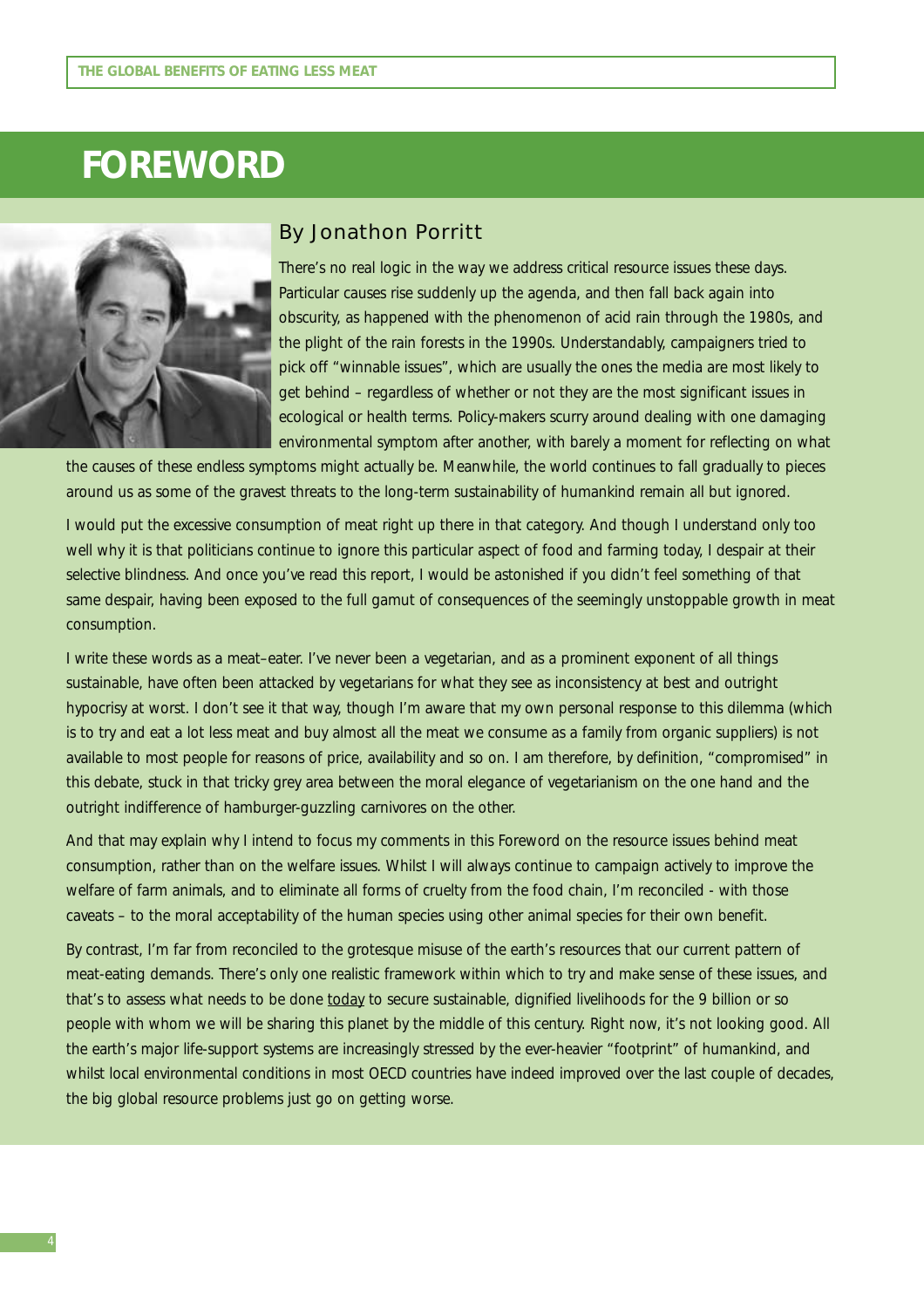# FOREWORD

## By Jonathon Porritt

There's no real logic in the way we address critical resource issues these days. Particular causes rise suddenly up the agenda, and then fall back again into obscurity, as happened with the phenomenon of acid rain through the 1980s, and the plight of the rain forests in the 1990s. Understandably, campaigners tried to pick off "winnable issues", which are usually the ones the media are most likely to get behind – regardless of whether or not they are the most significant issues in ecological or health terms. Policy-makers scurry around dealing with one damaging environmental symptom after another, with barely a moment for reflecting on what the causes of these endless symptoms might actually be. Meanwhile, the world continues to fall gradually to pieces around us as some of the gravest threats to the long-term sustainability of humankind remain all but ignored.

I would put the excessive consumption of meat right up there in that category. And though I understand only too well why it is that politicians continue to ignore this particular aspect of food and farming today, I despair at their selective blindness. And once you've read this report, I would be astonished if you didn't feel something of that same despair, having been exposed to the full gamut of consequences of the seemingly unstoppable growth in meat consumption.

I write these words as a meat–eater. I've never been a vegetarian, and as a prominent exponent of all things sustainable, have often been attacked by vegetarians for what they see as inconsistency at best and outright hypocrisy at worst. I don't see it that way, though I'm aware that my own personal response to this dilemma (which is to try and eat a lot less meat and buy almost all the meat we consume as a family from organic suppliers) is not available to most people for reasons of price, availability and so on. I am therefore, by definition, "compromised" in this debate, stuck in that tricky grey area between the moral elegance of vegetarianism on the one hand and the outright indifference of hamburger-guzzling carnivores on the other.

And that may explain why I intend to focus my comments in this Foreword on the resource issues behind meat consumption, rather than on the welfare issues. Whilst I will always continue to campaign actively to improve the welfare of farm animals, and to eliminate all forms of cruelty from the food chain, I'm reconciled - with those caveats – to the moral acceptability of the human species using other animal species for their own benefit.

By contrast, I'm far from reconciled to the grotesque misuse of the earth's resources that our current pattern of meat-eating demands. There's only one realistic framework within which to try and make sense of these issues, and that's to assess what needs to be done <u>today</u> to secure sustainable, dignified livelihoods for the 9 billion or so people with whom we will be sharing this planet by the middle of this century. Right now, it's not looking good. All the earth's major life-support systems are increasingly stressed by the ever-heavier "footprint" of humankind, and whilst local environmental conditions in most OECD countries have indeed improved over the last couple of decades, the big global resource problems just go on getting worse.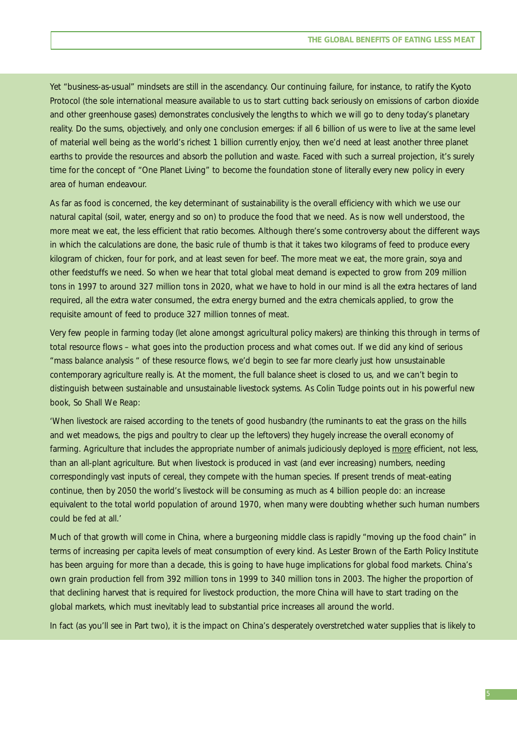Yet “business-as-usual” mindsets are still in the ascendancy. Our continuing failure, for instance, to ratify the Kyoto Protocol (the sole international measure available to us to start cutting back seriously on emissions of carbon dioxide and other greenhouse gases) demonstrates conclusively the lengths to which we will go to deny today’s planetary reality. Do the sums, objectively, and only one conclusion emerges: if all 6 billion of us were to live at the same level of material well being as the world’s richest 1 billion currently enjoy, then we’d need at least another three planet earths to provide the resources and absorb the pollution and waste. Faced with such a surreal projection, it’s surely time for the concept of “One Planet Living” to become the foundation stone of literally every new policy in every area of human endeavour.

As far as food is concerned, the key determinant of sustainability is the overall efficiency with which we use our natural capital (soil, water, energy and so on) to produce the food that we need. As is now well understood, the more meat we eat, the less efficient that ratio becomes. Although there’s some controversy about the different ways in which the calculations are done, the basic rule of thumb is that it takes two kilograms of feed to produce every kilogram of chicken, four for pork, and at least seven for beef. The more meat we eat, the more grain, soya and other feedstuffs we need. So when we hear that total global meat demand is expected to grow from 209 million tons in 1997 to around 327 million tons in 2020, what we have to hold in our mind is all the extra hectares of land required, all the extra water consumed, the extra energy burned and the extra chemicals applied, to grow the requisite amount of feed to produce 327 million tonnes of meat.

Very few people in farming today (let alone amongst agricultural policy makers) are thinking this through in terms of total resource flows – what goes into the production process and what comes out. If we did any kind of serious “mass balance analysis “ of these resource flows, we’d begin to see far more clearly just how unsustainable contemporary agriculture really is. At the moment, the full balance sheet is closed to us, and we can’t begin to distinguish between sustainable and unsustainable livestock systems. As Colin Tudge points out in his powerful new book, So Shall We Reap:

‘When livestock are raised according to the tenets of good husbandry (the ruminants to eat the grass on the hills and wet meadows, the pigs and poultry to clear up the leftovers) they hugely increase the overall economy of farming. Agriculture that includes the appropriate number of animals judiciously deployed is <u>more</u> efficient, not less, than an all-plant agriculture. But when livestock is produced in vast (and ever increasing) numbers, needing correspondingly vast inputs of cereal, they compete with the human species. If present trends of meat-eating continue, then by 2050 the world’s livestock will be consuming as much as 4 billion people do: an increase equivalent to the total world population of around 1970, when many were doubting whether such human numbers could be fed at all.’

Much of that growth will come in China, where a burgeoning middle class is rapidly “moving up the food chain” in terms of increasing per capita levels of meat consumption of every kind. As Lester Brown of the Earth Policy Institute has been arguing for more than a decade, this is going to have huge implications for global food markets. China’s own grain production fell from 392 million tons in 1999 to 340 million tons in 2003. The higher the proportion of that declining harvest that is required for livestock production, the more China will have to start trading on the global markets, which must inevitably lead to substantial price increases all around the world.

In fact (as you’ll see in Part two), it is the impact on China’s desperately overstretched water supplies that is likely to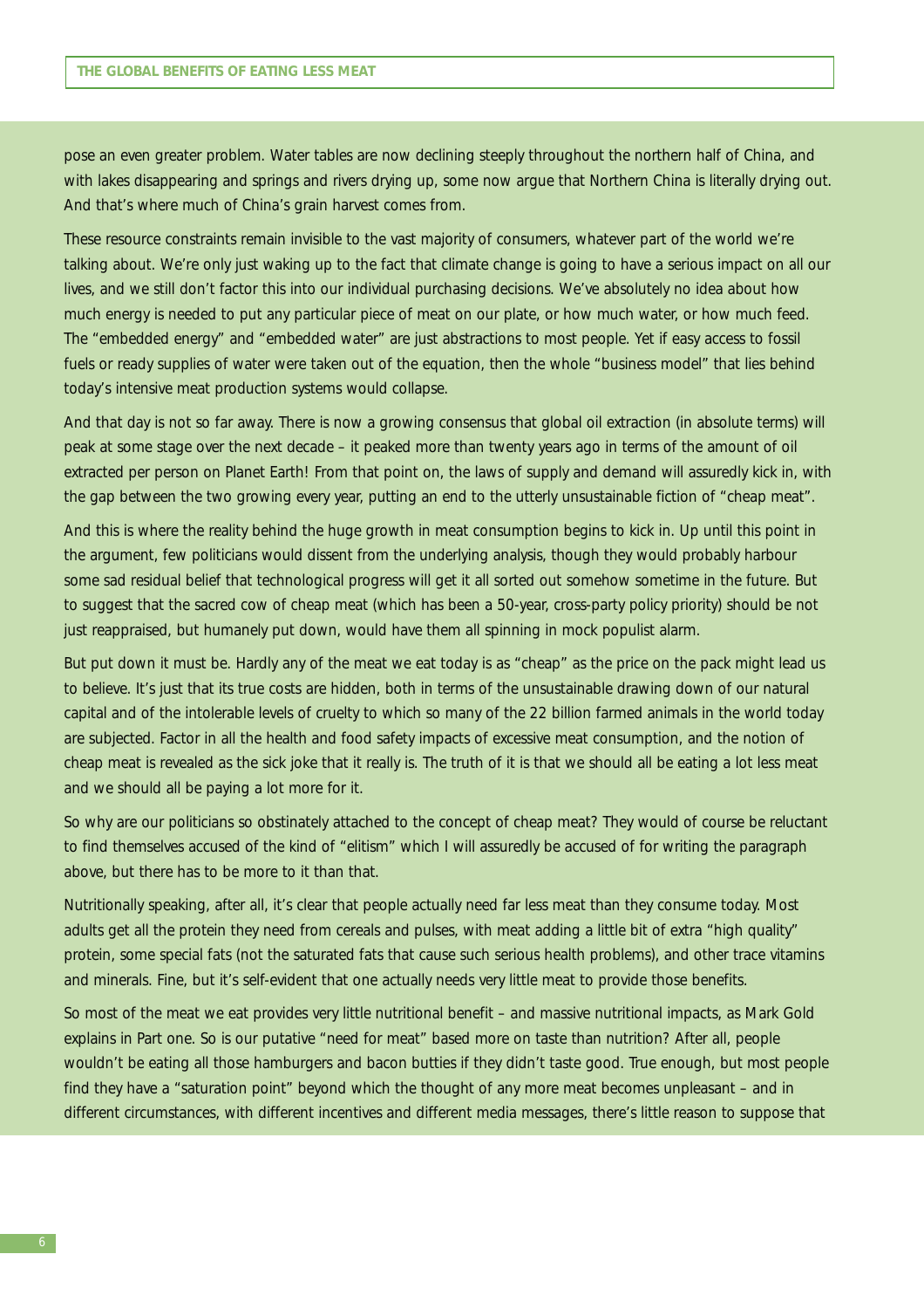pose an even greater problem. Water tables are now declining steeply throughout the northern half of China, and with lakes disappearing and springs and rivers drying up, some now argue that Northern China is literally drying out. And that's where much of China's grain harvest comes from.

These resource constraints remain invisible to the vast majority of consumers, whatever part of the world we're talking about. We're only just waking up to the fact that climate change is going to have a serious impact on all our lives, and we still don't factor this into our individual purchasing decisions. We've absolutely no idea about how much energy is needed to put any particular piece of meat on our plate, or how much water, or how much feed. The "embedded energy" and "embedded water" are just abstractions to most people. Yet if easy access to fossil fuels or ready supplies of water were taken out of the equation, then the whole "business model" that lies behind today's intensive meat production systems would collapse.

And that day is not so far away. There is now a growing consensus that global oil extraction (in absolute terms) will peak at some stage over the next decade – it peaked more than twenty years ago in terms of the amount of oil extracted per person on Planet Earth! From that point on, the laws of supply and demand will assuredly kick in, with the gap between the two growing every year, putting an end to the utterly unsustainable fiction of "cheap meat".

And this is where the reality behind the huge growth in meat consumption begins to kick in. Up until this point in the argument, few politicians would dissent from the underlying analysis, though they would probably harbour some sad residual belief that technological progress will get it all sorted out somehow sometime in the future. But to suggest that the sacred cow of cheap meat (which has been a 50-year, cross-party policy priority) should be not just reappraised, but humanely put down, would have them all spinning in mock populist alarm.

But put down it must be. Hardly any of the meat we eat today is as "cheap" as the price on the pack might lead us to believe. It's just that its true costs are hidden, both in terms of the unsustainable drawing down of our natural capital and of the intolerable levels of cruelty to which so many of the 22 billion farmed animals in the world today are subjected. Factor in all the health and food safety impacts of excessive meat consumption, and the notion of cheap meat is revealed as the sick joke that it really is. The truth of it is that we should all be eating a lot less meat and we should all be paying a lot more for it.

So why are our politicians so obstinately attached to the concept of cheap meat? They would of course be reluctant to find themselves accused of the kind of "elitism" which I will assuredly be accused of for writing the paragraph above, but there has to be more to it than that.

Nutritionally speaking, after all, it's clear that people actually need far less meat than they consume today. Most adults get all the protein they need from cereals and pulses, with meat adding a little bit of extra "high quality" protein, some special fats (not the saturated fats that cause such serious health problems), and other trace vitamins and minerals. Fine, but it's self-evident that one actually needs very little meat to provide those benefits.

So most of the meat we eat provides very little nutritional benefit – and massive nutritional impacts, as Mark Gold explains in Part one. So is our putative "need for meat" based more on taste than nutrition? After all, people wouldn't be eating all those hamburgers and bacon butties if they didn't taste good. True enough, but most people find they have a "saturation point" beyond which the thought of any more meat becomes unpleasant – and in different circumstances, with different incentives and different media messages, there's little reason to suppose that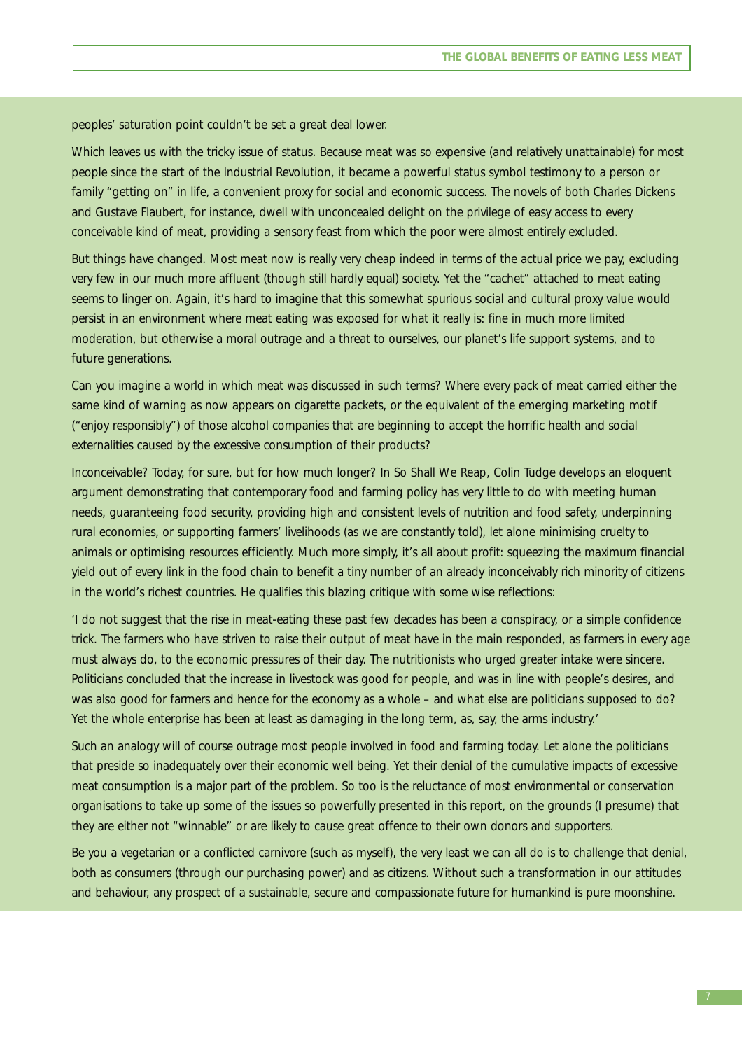peoples' saturation point couldn't be set a great deal lower.

Which leaves us with the tricky issue of status. Because meat was so expensive (and relatively unattainable) for most people since the start of the Industrial Revolution, it became a powerful status symbol testimony to a person or family "getting on" in life, a convenient proxy for social and economic success. The novels of both Charles Dickens and Gustave Flaubert, for instance, dwell with unconcealed delight on the privilege of easy access to every conceivable kind of meat, providing a sensory feast from which the poor were almost entirely excluded.

But things have changed. Most meat now is really very cheap indeed in terms of the actual price we pay, excluding very few in our much more affluent (though still hardly equal) society. Yet the "cachet" attached to meat eating seems to linger on. Again, it's hard to imagine that this somewhat spurious social and cultural proxy value would persist in an environment where meat eating was exposed for what it really is: fine in much more limited moderation, but otherwise a moral outrage and a threat to ourselves, our planet's life support systems, and to future generations.

Can you imagine a world in which meat was discussed in such terms? Where every pack of meat carried either the same kind of warning as now appears on cigarette packets, or the equivalent of the emerging marketing motif ("enjoy responsibly") of those alcohol companies that are beginning to accept the horrific health and social externalities caused by the <u>excessive</u> consumption of their products?

Inconceivable? Today, for sure, but for how much longer? In *So Shall We Reap*, Colin Tudge develops an eloquent argument demonstrating that contemporary food and farming policy has very little to do with meeting human needs, guaranteeing food security, providing high and consistent levels of nutrition and food safety, underpinning rural economies, or supporting farmers' livelihoods (as we are constantly told), let alone minimising cruelty to animals or optimising resources efficiently. Much more simply, it's all about profit: squeezing the maximum financial yield out of every link in the food chain to benefit a tiny number of an already inconceivably rich minority of citizens in the world's richest countries. He qualifies this blazing critique with some wise reflections:

'I do not suggest that the rise in meat-eating these past few decades has been a conspiracy, or a simple confidence trick. The farmers who have striven to raise their output of meat have in the main responded, as farmers in every age must always do, to the economic pressures of their day. The nutritionists who urged greater intake were sincere. Politicians concluded that the increase in livestock was good for people, and was in line with people's desires, and was also good for farmers and hence for the economy as a whole – and what else are politicians supposed to do? Yet the whole enterprise has been at least as damaging in the long term, as, say, the arms industry.'

Such an analogy will of course outrage most people involved in food and farming today. Let alone the politicians that preside so inadequately over their economic well being. Yet their denial of the cumulative impacts of excessive meat consumption is a major part of the problem. So too is the reluctance of most environmental or conservation organisations to take up some of the issues so powerfully presented in this report, on the grounds (I presume) that they are either not "winnable" or are likely to cause great offence to their own donors and supporters.

Be you a vegetarian or a conflicted carnivore (such as myself), the very least we can all do is to challenge that denial, both as consumers (through our purchasing power) and as citizens. Without such a transformation in our attitudes and behaviour, any prospect of a sustainable, secure and compassionate future for humankind is pure moonshine.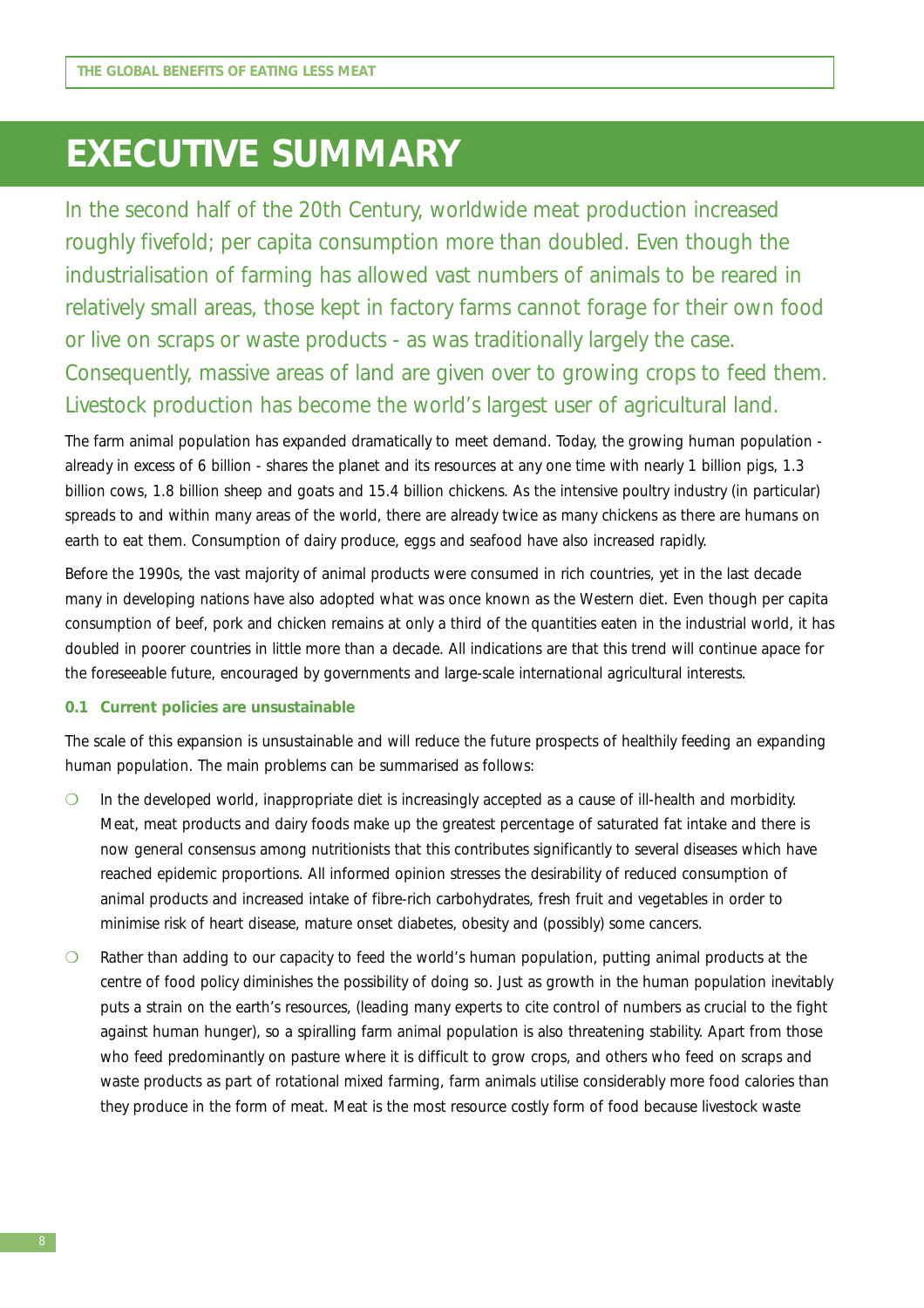# EXECUTIVE SUMMARY

In the second half of the 20th Century, worldwide meat production increased roughly fivefold; per capita consumption more than doubled. Even though the industrialisation of farming has allowed vast numbers of animals to be reared in relatively small areas, those kept in factory farms cannot forage for their own food or live on scraps or waste products - as was traditionally largely the case. Consequently, massive areas of land are given over to growing crops to feed them. Livestock production has become the world's largest user of agricultural land.

The farm animal population has expanded dramatically to meet demand. Today, the growing human population - already in excess of 6 billion - shares the planet and its resources at any one time with nearly 1 billion pigs, 1.3 billion cows, 1.8 billion sheep and goats and 15.4 billion chickens. As the intensive poultry industry (in particular) spreads to and within many areas of the world, there are already twice as many chickens as there are humans on earth to eat them. Consumption of dairy produce, eggs and seafood have also increased rapidly.

Before the 1990s, the vast majority of animal products were consumed in rich countries, yet in the last decade many in developing nations have also adopted what was once known as the Western diet. Even though per capita consumption of beef, pork and chicken remains at only a third of the quantities eaten in the industrial world, it has doubled in poorer countries in little more than a decade. All indications are that this trend will continue apace for the foreseeable future, encouraged by governments and large-scale international agricultural interests.

### 0.1 Current policies are unsustainable

The scale of this expansion is unsustainable and will reduce the future prospects of healthily feeding an expanding human population. The main problems can be summarised as follows:

- In the developed world, inappropriate diet is increasingly accepted as a cause of ill-health and morbidity. Meat, meat products and dairy foods make up the greatest percentage of saturated fat intake and there is now general consensus among nutritionists that this contributes significantly to several diseases which have reached epidemic proportions. All informed opinion stresses the desirability of reduced consumption of animal products and increased intake of fibre-rich carbohydrates, fresh fruit and vegetables in order to minimise risk of heart disease, mature onset diabetes, obesity and (possibly) some cancers.
- Rather than adding to our capacity to feed the world's human population, putting animal products at the centre of food policy diminishes the possibility of doing so. Just as growth in the human population inevitably puts a strain on the earth's resources, (leading many experts to cite control of numbers as crucial to the fight against human hunger), so a spiralling farm animal population is also threatening stability. Apart from those who feed predominantly on pasture where it is difficult to grow crops, and others who feed on scraps and waste products as part of rotational mixed farming, farm animals utilise considerably more food calories than they produce in the form of meat. Meat is the most resource costly form of food because livestock waste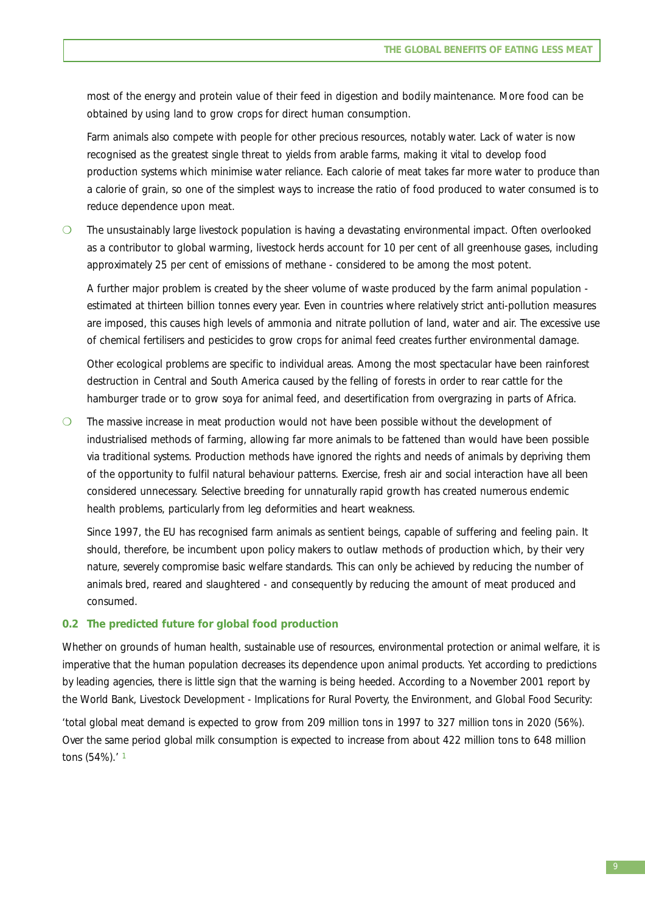most of the energy and protein value of their feed in digestion and bodily maintenance. More food can be obtained by using land to grow crops for direct human consumption.

Farm animals also compete with people for other precious resources, notably water. Lack of water is now recognised as the greatest single threat to yields from arable farms, making it vital to develop food production systems which minimise water reliance. Each calorie of meat takes far more water to produce than a calorie of grain, so one of the simplest ways to increase the ratio of food produced to water consumed is to reduce dependence upon meat.

- The unsustainably large livestock population is having a devastating environmental impact. Often overlooked as a contributor to global warming, livestock herds account for 10 per cent of all greenhouse gases, including approximately 25 per cent of emissions of methane - considered to be among the most potent.

  A further major problem is created by the sheer volume of waste produced by the farm animal population - estimated at thirteen billion tonnes every year. Even in countries where relatively strict anti-pollution measures are imposed, this causes high levels of ammonia and nitrate pollution of land, water and air. The excessive use of chemical fertilisers and pesticides to grow crops for animal feed creates further environmental damage.

  Other ecological problems are specific to individual areas. Among the most spectacular have been rainforest destruction in Central and South America caused by the felling of forests in order to rear cattle for the hamburger trade or to grow soya for animal feed, and desertification from overgrazing in parts of Africa.

- The massive increase in meat production would not have been possible without the development of industrialised methods of farming, allowing far more animals to be fattened than would have been possible via traditional systems. Production methods have ignored the rights and needs of animals by depriving them of the opportunity to fulfil natural behaviour patterns. Exercise, fresh air and social interaction have all been considered unnecessary. Selective breeding for unnaturally rapid growth has created numerous endemic health problems, particularly from leg deformities and heart weakness.

  Since 1997, the EU has recognised farm animals as sentient beings, capable of suffering and feeling pain. It should, therefore, be incumbent upon policy makers to outlaw methods of production which, by their very nature, severely compromise basic welfare standards. This can only be achieved by reducing the number of animals bred, reared and slaughtered - and consequently by reducing the amount of meat produced and consumed.

### 0.2 The predicted future for global food production

Whether on grounds of human health, sustainable use of resources, environmental protection or animal welfare, it is imperative that the human population decreases its dependence upon animal products. Yet according to predictions by leading agencies, there is little sign that the warning is being heeded. According to a November 2001 report by the World Bank, *Livestock Development - Implications for Rural Poverty, the Environment, and Global Food Security*:

'total global meat demand is expected to grow from 209 million tons in 1997 to 327 million tons in 2020 (56%). Over the same period global milk consumption is expected to increase from about 422 million tons to 648 million tons (54%).' [1]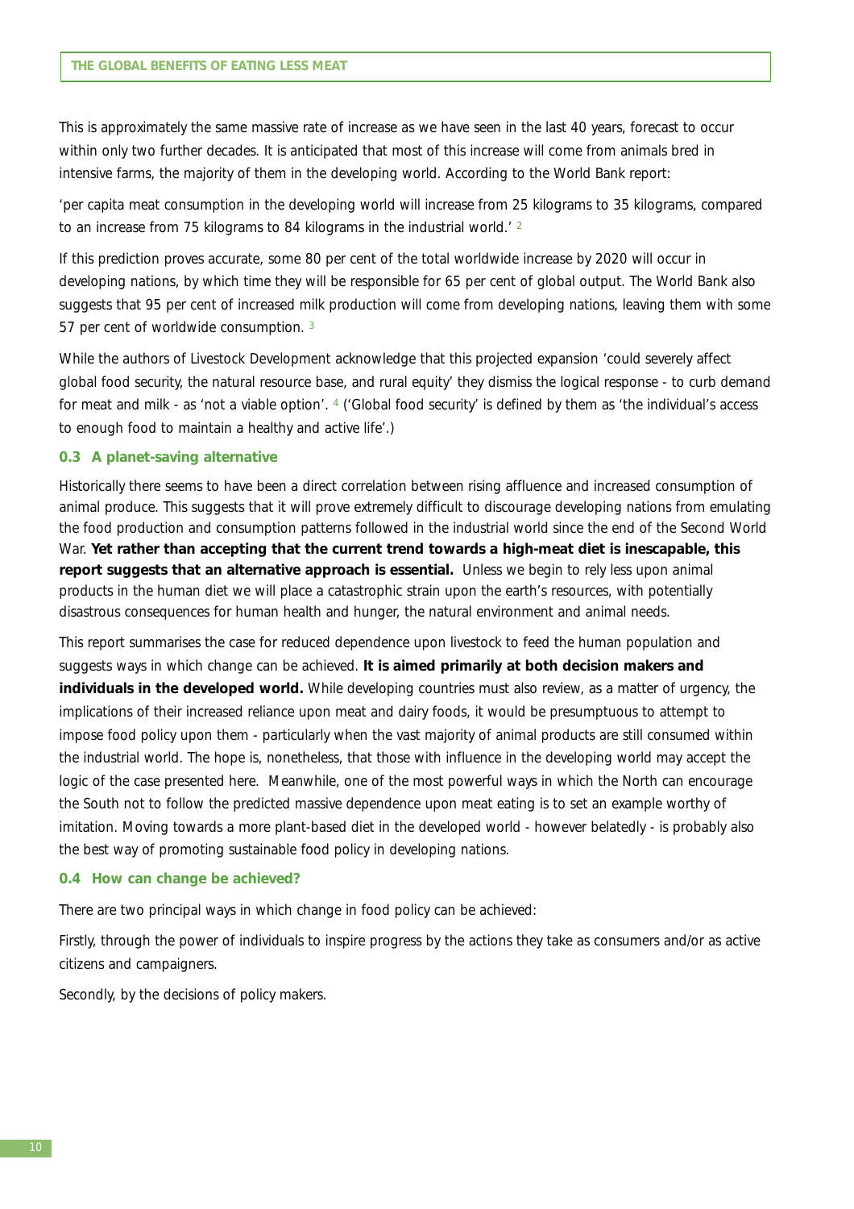This is approximately the same massive rate of increase as we have seen in the last 40 years, forecast to occur within only two further decades. It is anticipated that most of this increase will come from animals bred in intensive farms, the majority of them in the developing world. According to the World Bank report:

'per capita meat consumption in the developing world will increase from 25 kilograms to 35 kilograms, compared to an increase from 75 kilograms to 84 kilograms in the industrial world.' [2]

If this prediction proves accurate, some 80 per cent of the total worldwide increase by 2020 will occur in developing nations, by which time they will be responsible for 65 per cent of global output. The World Bank also suggests that 95 per cent of increased milk production will come from developing nations, leaving them with some 57 per cent of worldwide consumption. [3]

While the authors of Livestock Development acknowledge that this projected expansion 'could severely affect global food security, the natural resource base, and rural equity' they dismiss the logical response - to curb demand for meat and milk - as 'not a viable option'. [4] ('Global food security' is defined by them as 'the individual's access to enough food to maintain a healthy and active life'.)

### 0.3 A planet-saving alternative

Historically there seems to have been a direct correlation between rising affluence and increased consumption of animal produce. This suggests that it will prove extremely difficult to discourage developing nations from emulating the food production and consumption patterns followed in the industrial world since the end of the Second World War. **Yet rather than accepting that the current trend towards a high-meat diet is inescapable, this report suggests that an alternative approach is essential.** Unless we begin to rely less upon animal products in the human diet we will place a catastrophic strain upon the earth's resources, with potentially disastrous consequences for human health and hunger, the natural environment and animal needs.

This report summarises the case for reduced dependence upon livestock to feed the human population and suggests ways in which change can be achieved. **It is aimed primarily at both decision makers and individuals in the developed world.** While developing countries must also review, as a matter of urgency, the implications of their increased reliance upon meat and dairy foods, it would be presumptuous to attempt to impose food policy upon them - particularly when the vast majority of animal products are still consumed within the industrial world. The hope is, nonetheless, that those with influence in the developing world may accept the logic of the case presented here. Meanwhile, one of the most powerful ways in which the North can encourage the South not to follow the predicted massive dependence upon meat eating is to set an example worthy of imitation. Moving towards a more plant-based diet in the developed world - however belatedly - is probably also the best way of promoting sustainable food policy in developing nations.

### 0.4 How can change be achieved?

There are two principal ways in which change in food policy can be achieved:

Firstly, through the power of individuals to inspire progress by the actions they take as consumers and/or as active citizens and campaigners.

Secondly, by the decisions of policy makers.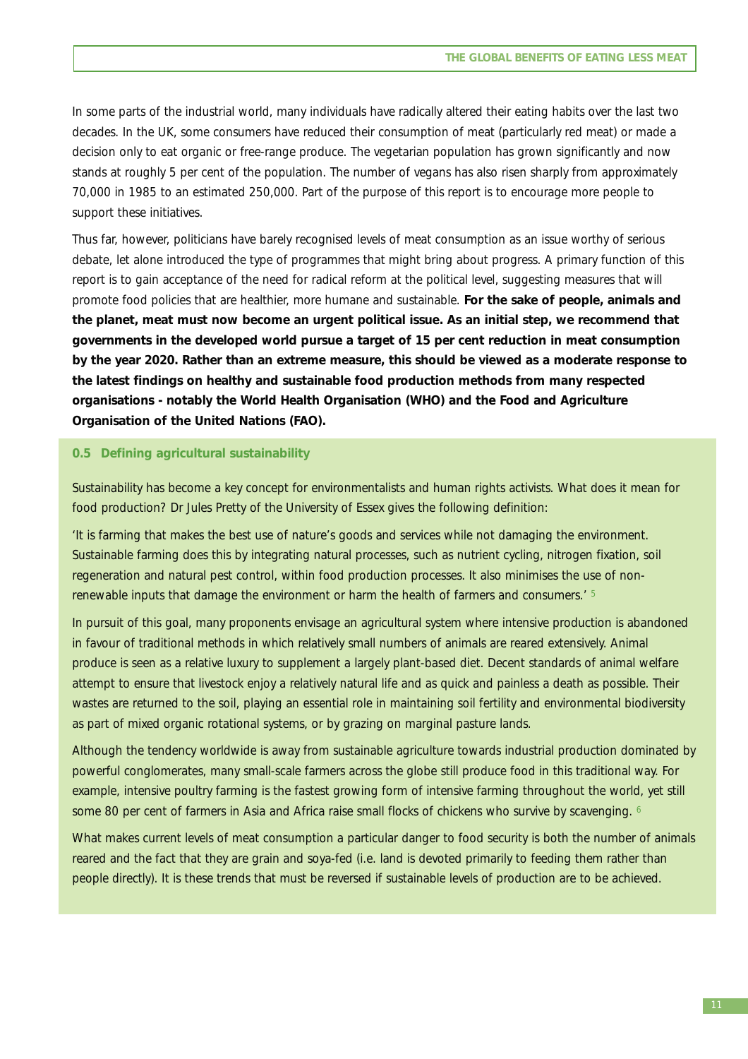In some parts of the industrial world, many individuals have radically altered their eating habits over the last two decades. In the UK, some consumers have reduced their consumption of meat (particularly red meat) or made a decision only to eat organic or free-range produce. The vegetarian population has grown significantly and now stands at roughly 5 per cent of the population. The number of vegans has also risen sharply from approximately 70,000 in 1985 to an estimated 250,000. Part of the purpose of this report is to encourage more people to support these initiatives.

Thus far, however, politicians have barely recognised levels of meat consumption as an issue worthy of serious debate, let alone introduced the type of programmes that might bring about progress. A primary function of this report is to gain acceptance of the need for radical reform at the political level, suggesting measures that will promote food policies that are healthier, more humane and sustainable. **For the sake of people, animals and the planet, meat must now become an urgent political issue. As an initial step, we recommend that governments in the developed world pursue a target of 15 per cent reduction in meat consumption by the year 2020. Rather than an extreme measure, this should be viewed as a moderate response to the latest findings on healthy and sustainable food production methods from many respected organisations - notably the World Health Organisation (WHO) and the Food and Agriculture Organisation of the United Nations (FAO).**

### 0.5 Defining agricultural sustainability

Sustainability has become a key concept for environmentalists and human rights activists. What does it mean for food production? Dr Jules Pretty of the University of Essex gives the following definition:

'It is farming that makes the best use of nature's goods and services while not damaging the environment. Sustainable farming does this by integrating natural processes, such as nutrient cycling, nitrogen fixation, soil regeneration and natural pest control, within food production processes. It also minimises the use of non-renewable inputs that damage the environment or harm the health of farmers and consumers.' [5]

In pursuit of this goal, many proponents envisage an agricultural system where intensive production is abandoned in favour of traditional methods in which relatively small numbers of animals are reared extensively. Animal produce is seen as a relative luxury to supplement a largely plant-based diet. Decent standards of animal welfare attempt to ensure that livestock enjoy a relatively natural life and as quick and painless a death as possible. Their wastes are returned to the soil, playing an essential role in maintaining soil fertility and environmental biodiversity as part of mixed organic rotational systems, or by grazing on marginal pasture lands.

Although the tendency worldwide is away from sustainable agriculture towards industrial production dominated by powerful conglomerates, many small-scale farmers across the globe still produce food in this traditional way. For example, intensive poultry farming is the fastest growing form of intensive farming throughout the world, yet still some 80 per cent of farmers in Asia and Africa raise small flocks of chickens who survive by scavenging. [6]

What makes current levels of meat consumption a particular danger to food security is both the number of animals reared and the fact that they are grain and soya-fed (i.e. land is devoted primarily to feeding them rather than people directly). It is these trends that must be reversed if sustainable levels of production are to be achieved.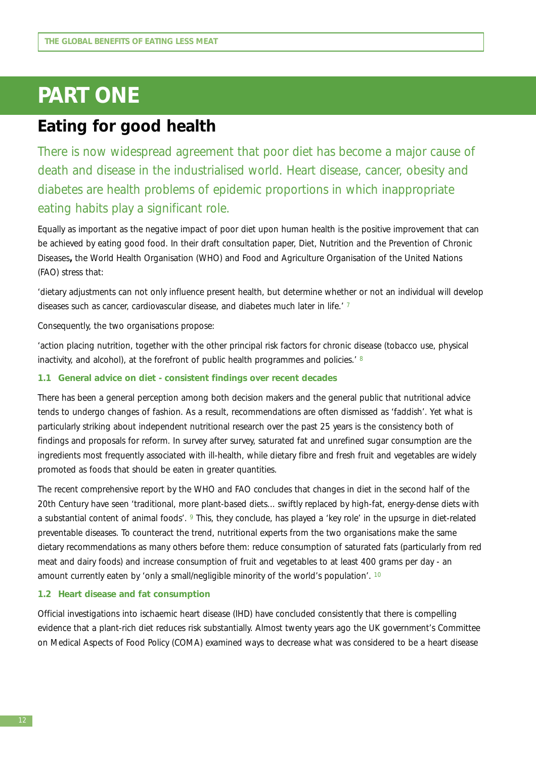# PART ONE

## Eating for good health

There is now widespread agreement that poor diet has become a major cause of death and disease in the industrialised world. Heart disease, cancer, obesity and diabetes are health problems of epidemic proportions in which inappropriate eating habits play a significant role.

Equally as important as the negative impact of poor diet upon human health is the positive improvement that can be achieved by eating good food. In their draft consultation paper, Diet, Nutrition and the Prevention of Chronic Diseases**,** the World Health Organisation (WHO) and Food and Agriculture Organisation of the United Nations (FAO) stress that:

'dietary adjustments can not only influence present health, but determine whether or not an individual will develop diseases such as cancer, cardiovascular disease, and diabetes much later in life.' [7]

Consequently, the two organisations propose:

'action placing nutrition, together with the other principal risk factors for chronic disease (tobacco use, physical inactivity, and alcohol), at the forefront of public health programmes and policies.' [8]

### 1.1 General advice on diet - consistent findings over recent decades

There has been a general perception among both decision makers and the general public that nutritional advice tends to undergo changes of fashion. As a result, recommendations are often dismissed as 'faddish'. Yet what is particularly striking about independent nutritional research over the past 25 years is the consistency both of findings and proposals for reform. In survey after survey, saturated fat and unrefined sugar consumption are the ingredients most frequently associated with ill-health, while dietary fibre and fresh fruit and vegetables are widely promoted as foods that should be eaten in greater quantities.

The recent comprehensive report by the WHO and FAO concludes that changes in diet in the second half of the 20th Century have seen 'traditional, more plant-based diets… swiftly replaced by high-fat, energy-dense diets with a substantial content of animal foods'. [9] This, they conclude, has played a 'key role' in the upsurge in diet-related preventable diseases. To counteract the trend, nutritional experts from the two organisations make the same dietary recommendations as many others before them: reduce consumption of saturated fats (particularly from red meat and dairy foods) and increase consumption of fruit and vegetables to at least 400 grams per day - an amount currently eaten by 'only a small/negligible minority of the world's population'. [10]

### 1.2 Heart disease and fat consumption

Official investigations into ischaemic heart disease (IHD) have concluded consistently that there is compelling evidence that a plant-rich diet reduces risk substantially. Almost twenty years ago the UK government's Committee on Medical Aspects of Food Policy (COMA) examined ways to decrease what was considered to be a heart disease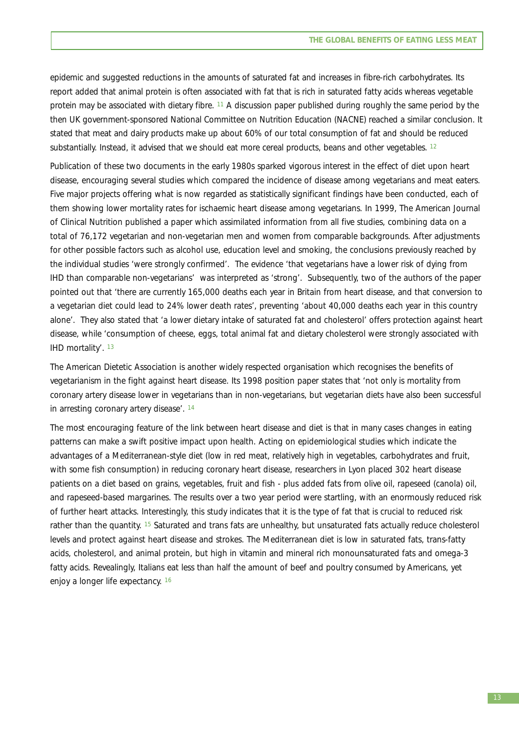epidemic and suggested reductions in the amounts of saturated fat and increases in fibre-rich carbohydrates. Its report added that animal protein is often associated with fat that is rich in saturated fatty acids whereas vegetable protein may be associated with dietary fibre. [11] A discussion paper published during roughly the same period by the then UK government-sponsored National Committee on Nutrition Education (NACNE) reached a similar conclusion. It stated that meat and dairy products make up about 60% of our total consumption of fat and should be reduced substantially. Instead, it advised that we should eat more cereal products, beans and other vegetables. [12]

Publication of these two documents in the early 1980s sparked vigorous interest in the effect of diet upon heart disease, encouraging several studies which compared the incidence of disease among vegetarians and meat eaters. Five major projects offering what is now regarded as statistically significant findings have been conducted, each of them showing lower mortality rates for ischaemic heart disease among vegetarians. In 1999, The American Journal of Clinical Nutrition published a paper which assimilated information from all five studies, combining data on a total of 76,172 vegetarian and non-vegetarian men and women from comparable backgrounds. After adjustments for other possible factors such as alcohol use, education level and smoking, the conclusions previously reached by the individual studies 'were strongly confirmed'. The evidence 'that vegetarians have a lower risk of dying from IHD than comparable non-vegetarians' was interpreted as 'strong'. Subsequently, two of the authors of the paper pointed out that 'there are currently 165,000 deaths each year in Britain from heart disease, and that conversion to a vegetarian diet could lead to 24% lower death rates', preventing 'about 40,000 deaths each year in this country alone'. They also stated that 'a lower dietary intake of saturated fat and cholesterol' offers protection against heart disease, while 'consumption of cheese, eggs, total animal fat and dietary cholesterol were strongly associated with IHD mortality'. [13]

The American Dietetic Association is another widely respected organisation which recognises the benefits of vegetarianism in the fight against heart disease. Its 1998 position paper states that 'not only is mortality from coronary artery disease lower in vegetarians than in non-vegetarians, but vegetarian diets have also been successful in arresting coronary artery disease'. [14]

The most encouraging feature of the link between heart disease and diet is that in many cases changes in eating patterns can make a swift positive impact upon health. Acting on epidemiological studies which indicate the advantages of a Mediterranean-style diet (low in red meat, relatively high in vegetables, carbohydrates and fruit, with some fish consumption) in reducing coronary heart disease, researchers in Lyon placed 302 heart disease patients on a diet based on grains, vegetables, fruit and fish - plus added fats from olive oil, rapeseed (canola) oil, and rapeseed-based margarines. The results over a two year period were startling, with an enormously reduced risk of further heart attacks. Interestingly, this study indicates that it is the type of fat that is crucial to reduced risk rather than the quantity. [15] Saturated and trans fats are unhealthy, but unsaturated fats actually reduce cholesterol levels and protect against heart disease and strokes. The Mediterranean diet is low in saturated fats, trans-fatty acids, cholesterol, and animal protein, but high in vitamin and mineral rich monounsaturated fats and omega-3 fatty acids. Revealingly, Italians eat less than half the amount of beef and poultry consumed by Americans, yet enjoy a longer life expectancy. [16]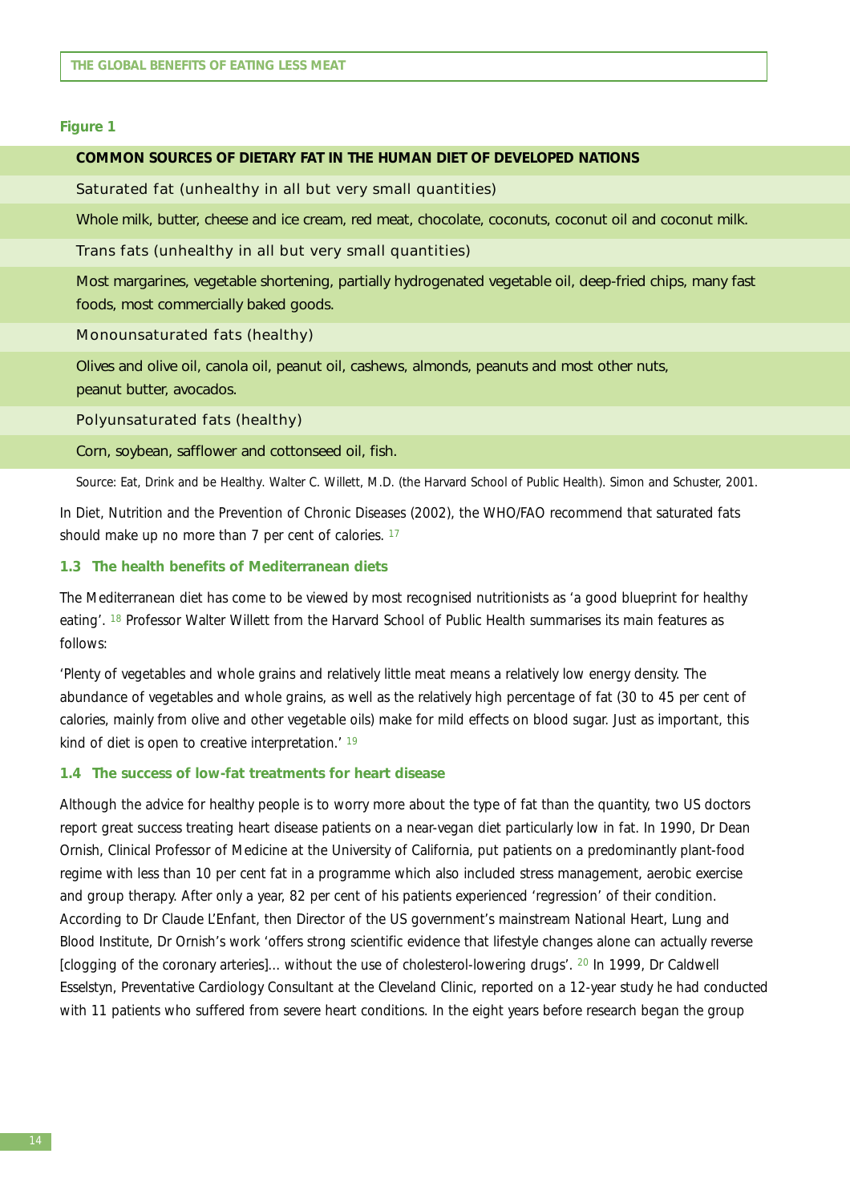**Figure 1**

| COMMON SOURCES OF DIETARY FAT IN THE HUMAN DIET OF DEVELOPED NATIONS |
|---|
| Saturated fat (unhealthy in all but very small quantities) |
| Whole milk, butter, cheese and ice cream, red meat, chocolate, coconuts, coconut oil and coconut milk. |
| Trans fats (unhealthy in all but very small quantities) |
| Most margarines, vegetable shortening, partially hydrogenated vegetable oil, deep-fried chips, many fast foods, most commercially baked goods. |
| Monounsaturated fats (healthy) |
| Olives and olive oil, canola oil, peanut oil, cashews, almonds, peanuts and most other nuts, peanut butter, avocados. |
| Polyunsaturated fats (healthy) |
| Corn, soybean, safflower and cottonseed oil, fish. |

Source: Eat, Drink and be Healthy. Walter C. Willett, M.D. (the Harvard School of Public Health). Simon and Schuster, 2001.

In Diet, Nutrition and the Prevention of Chronic Diseases (2002), the WHO/FAO recommend that saturated fats should make up no more than 7 per cent of calories. [17]

### 1.3 The health benefits of Mediterranean diets

The Mediterranean diet has come to be viewed by most recognised nutritionists as 'a good blueprint for healthy eating'. [18] Professor Walter Willett from the Harvard School of Public Health summarises its main features as follows:

'Plenty of vegetables and whole grains and relatively little meat means a relatively low energy density. The abundance of vegetables and whole grains, as well as the relatively high percentage of fat (30 to 45 per cent of calories, mainly from olive and other vegetable oils) make for mild effects on blood sugar. Just as important, this kind of diet is open to creative interpretation.' [19]

### 1.4 The success of low-fat treatments for heart disease

Although the advice for healthy people is to worry more about the type of fat than the quantity, two US doctors report great success treating heart disease patients on a near-vegan diet particularly low in fat. In 1990, Dr Dean Ornish, Clinical Professor of Medicine at the University of California, put patients on a predominantly plant-food regime with less than 10 per cent fat in a programme which also included stress management, aerobic exercise and group therapy. After only a year, 82 per cent of his patients experienced 'regression' of their condition. According to Dr Claude L'Enfant, then Director of the US government's mainstream National Heart, Lung and Blood Institute, Dr Ornish's work 'offers strong scientific evidence that lifestyle changes alone can actually reverse [clogging of the coronary arteries]... without the use of cholesterol-lowering drugs'. [20] In 1999, Dr Caldwell Esselstyn, Preventative Cardiology Consultant at the Cleveland Clinic, reported on a 12-year study he had conducted with 11 patients who suffered from severe heart conditions. In the eight years before research began the group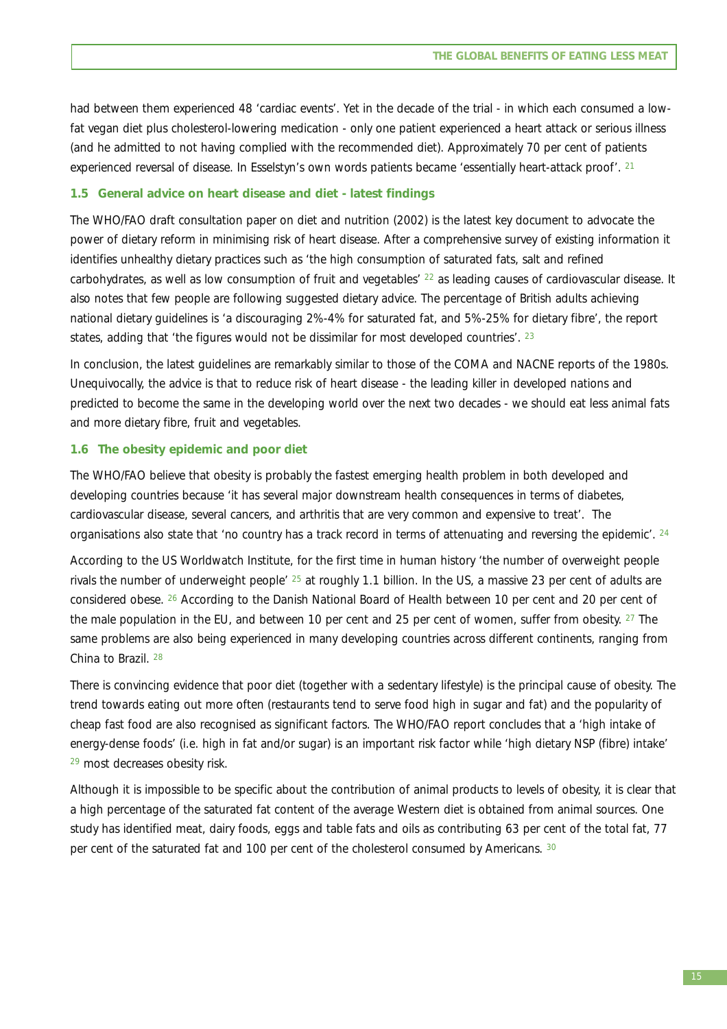had between them experienced 48 'cardiac events'. Yet in the decade of the trial - in which each consumed a low-fat vegan diet plus cholesterol-lowering medication - only one patient experienced a heart attack or serious illness (and he admitted to not having complied with the recommended diet). Approximately 70 per cent of patients experienced reversal of disease. In Esselstyn's own words patients became 'essentially heart-attack proof'. [21]

### 1.5 General advice on heart disease and diet - latest findings

The WHO/FAO draft consultation paper on diet and nutrition (2002) is the latest key document to advocate the power of dietary reform in minimising risk of heart disease. After a comprehensive survey of existing information it identifies unhealthy dietary practices such as 'the high consumption of saturated fats, salt and refined carbohydrates, as well as low consumption of fruit and vegetables' [22] as leading causes of cardiovascular disease. It also notes that few people are following suggested dietary advice. The percentage of British adults achieving national dietary guidelines is 'a discouraging 2%-4% for saturated fat, and 5%-25% for dietary fibre', the report states, adding that 'the figures would not be dissimilar for most developed countries'. [23]

In conclusion, the latest guidelines are remarkably similar to those of the COMA and NACNE reports of the 1980s. Unequivocally, the advice is that to reduce risk of heart disease - the leading killer in developed nations and predicted to become the same in the developing world over the next two decades - we should eat less animal fats and more dietary fibre, fruit and vegetables.

### 1.6 The obesity epidemic and poor diet

The WHO/FAO believe that obesity is probably the fastest emerging health problem in both developed and developing countries because 'it has several major downstream health consequences in terms of diabetes, cardiovascular disease, several cancers, and arthritis that are very common and expensive to treat'. The organisations also state that 'no country has a track record in terms of attenuating and reversing the epidemic'. [24]

According to the US Worldwatch Institute, for the first time in human history 'the number of overweight people rivals the number of underweight people' [25] at roughly 1.1 billion. In the US, a massive 23 per cent of adults are considered obese. [26] According to the Danish National Board of Health between 10 per cent and 20 per cent of the male population in the EU, and between 10 per cent and 25 per cent of women, suffer from obesity. [27] The same problems are also being experienced in many developing countries across different continents, ranging from China to Brazil. [28]

There is convincing evidence that poor diet (together with a sedentary lifestyle) is the principal cause of obesity. The trend towards eating out more often (restaurants tend to serve food high in sugar and fat) and the popularity of cheap fast food are also recognised as significant factors. The WHO/FAO report concludes that a 'high intake of energy-dense foods' (i.e. high in fat and/or sugar) is an important risk factor while 'high dietary NSP (fibre) intake' [29] most decreases obesity risk.

Although it is impossible to be specific about the contribution of animal products to levels of obesity, it is clear that a high percentage of the saturated fat content of the average Western diet is obtained from animal sources. One study has identified meat, dairy foods, eggs and table fats and oils as contributing 63 per cent of the total fat, 77 per cent of the saturated fat and 100 per cent of the cholesterol consumed by Americans. [30]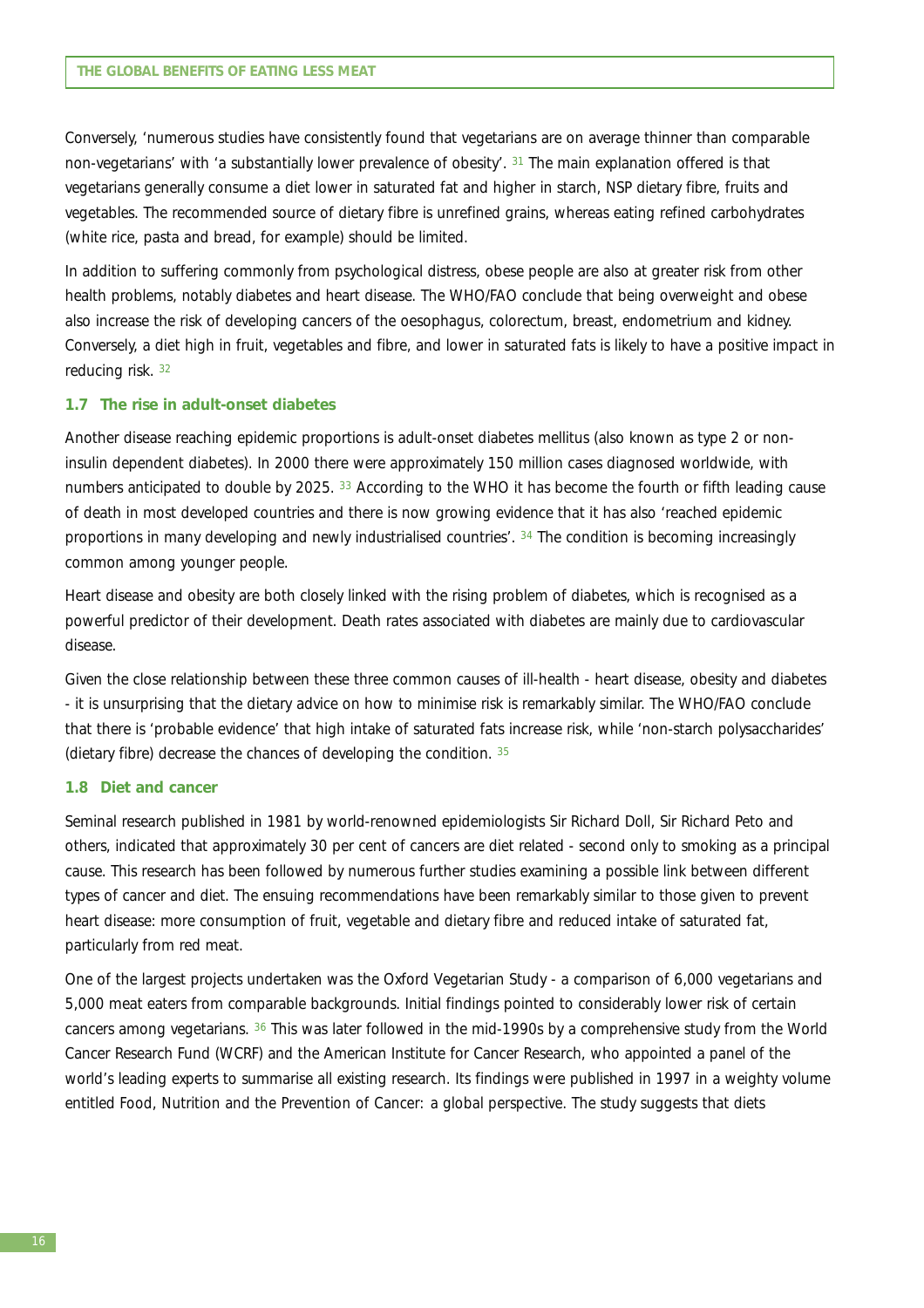Conversely, 'numerous studies have consistently found that vegetarians are on average thinner than comparable non-vegetarians' with 'a substantially lower prevalence of obesity'. [31] The main explanation offered is that vegetarians generally consume a diet lower in saturated fat and higher in starch, NSP dietary fibre, fruits and vegetables. The recommended source of dietary fibre is unrefined grains, whereas eating refined carbohydrates (white rice, pasta and bread, for example) should be limited.

In addition to suffering commonly from psychological distress, obese people are also at greater risk from other health problems, notably diabetes and heart disease. The WHO/FAO conclude that being overweight and obese also increase the risk of developing cancers of the oesophagus, colorectum, breast, endometrium and kidney. Conversely, a diet high in fruit, vegetables and fibre, and lower in saturated fats is likely to have a positive impact in reducing risk. [32]

### 1.7 The rise in adult-onset diabetes

Another disease reaching epidemic proportions is adult-onset diabetes mellitus (also known as type 2 or non-insulin dependent diabetes). In 2000 there were approximately 150 million cases diagnosed worldwide, with numbers anticipated to double by 2025. [33] According to the WHO it has become the fourth or fifth leading cause of death in most developed countries and there is now growing evidence that it has also 'reached epidemic proportions in many developing and newly industrialised countries'. [34] The condition is becoming increasingly common among younger people.

Heart disease and obesity are both closely linked with the rising problem of diabetes, which is recognised as a powerful predictor of their development. Death rates associated with diabetes are mainly due to cardiovascular disease.

Given the close relationship between these three common causes of ill-health - heart disease, obesity and diabetes - it is unsurprising that the dietary advice on how to minimise risk is remarkably similar. The WHO/FAO conclude that there is 'probable evidence' that high intake of saturated fats increase risk, while 'non-starch polysaccharides' (dietary fibre) decrease the chances of developing the condition. [35]

### 1.8 Diet and cancer

Seminal research published in 1981 by world-renowned epidemiologists Sir Richard Doll, Sir Richard Peto and others, indicated that approximately 30 per cent of cancers are diet related - second only to smoking as a principal cause. This research has been followed by numerous further studies examining a possible link between different types of cancer and diet. The ensuing recommendations have been remarkably similar to those given to prevent heart disease: more consumption of fruit, vegetable and dietary fibre and reduced intake of saturated fat, particularly from red meat.

One of the largest projects undertaken was the Oxford Vegetarian Study - a comparison of 6,000 vegetarians and 5,000 meat eaters from comparable backgrounds. Initial findings pointed to considerably lower risk of certain cancers among vegetarians. [36] This was later followed in the mid-1990s by a comprehensive study from the World Cancer Research Fund (WCRF) and the American Institute for Cancer Research, who appointed a panel of the world's leading experts to summarise all existing research. Its findings were published in 1997 in a weighty volume entitled *Food, Nutrition and the Prevention of Cancer: a global perspective*. The study suggests that diets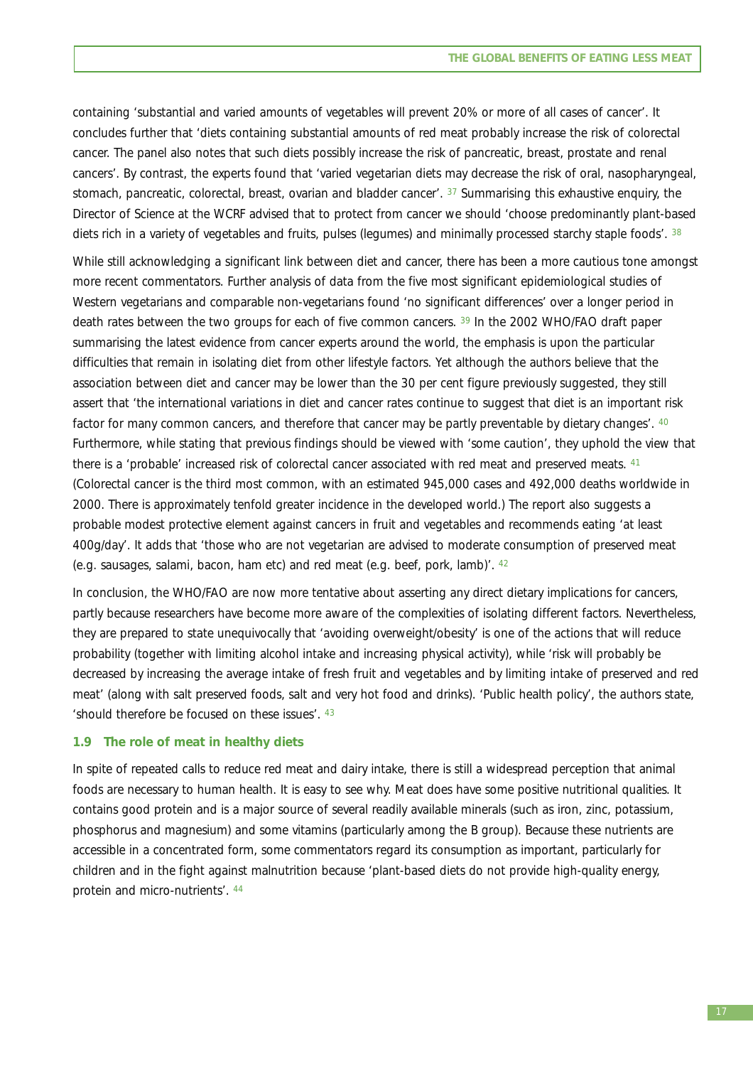containing 'substantial and varied amounts of vegetables will prevent 20% or more of all cases of cancer'. It concludes further that 'diets containing substantial amounts of red meat probably increase the risk of colorectal cancer. The panel also notes that such diets possibly increase the risk of pancreatic, breast, prostate and renal cancers'. By contrast, the experts found that 'varied vegetarian diets may decrease the risk of oral, nasopharyngeal, stomach, pancreatic, colorectal, breast, ovarian and bladder cancer'. [37] Summarising this exhaustive enquiry, the Director of Science at the WCRF advised that to protect from cancer we should 'choose predominantly plant-based diets rich in a variety of vegetables and fruits, pulses (legumes) and minimally processed starchy staple foods'. [38]

While still acknowledging a significant link between diet and cancer, there has been a more cautious tone amongst more recent commentators. Further analysis of data from the five most significant epidemiological studies of Western vegetarians and comparable non-vegetarians found 'no significant differences' over a longer period in death rates between the two groups for each of five common cancers. [39] In the 2002 WHO/FAO draft paper summarising the latest evidence from cancer experts around the world, the emphasis is upon the particular difficulties that remain in isolating diet from other lifestyle factors. Yet although the authors believe that the association between diet and cancer may be lower than the 30 per cent figure previously suggested, they still assert that 'the international variations in diet and cancer rates continue to suggest that diet is an important risk factor for many common cancers, and therefore that cancer may be partly preventable by dietary changes'. [40] Furthermore, while stating that previous findings should be viewed with 'some caution', they uphold the view that there is a 'probable' increased risk of colorectal cancer associated with red meat and preserved meats. [41] (Colorectal cancer is the third most common, with an estimated 945,000 cases and 492,000 deaths worldwide in 2000. There is approximately tenfold greater incidence in the developed world.) The report also suggests a probable modest protective element against cancers in fruit and vegetables and recommends eating 'at least 400g/day'. It adds that 'those who are not vegetarian are advised to moderate consumption of preserved meat (e.g. sausages, salami, bacon, ham etc) and red meat (e.g. beef, pork, lamb)'. [42]

In conclusion, the WHO/FAO are now more tentative about asserting any direct dietary implications for cancers, partly because researchers have become more aware of the complexities of isolating different factors. Nevertheless, they are prepared to state unequivocally that 'avoiding overweight/obesity' is one of the actions that will reduce probability (together with limiting alcohol intake and increasing physical activity), while 'risk will probably be decreased by increasing the average intake of fresh fruit and vegetables and by limiting intake of preserved and red meat' (along with salt preserved foods, salt and very hot food and drinks). 'Public health policy', the authors state, 'should therefore be focused on these issues'. [43]

### 1.9 The role of meat in healthy diets

In spite of repeated calls to reduce red meat and dairy intake, there is still a widespread perception that animal foods are necessary to human health. It is easy to see why. Meat does have some positive nutritional qualities. It contains good protein and is a major source of several readily available minerals (such as iron, zinc, potassium, phosphorus and magnesium) and some vitamins (particularly among the B group). Because these nutrients are accessible in a concentrated form, some commentators regard its consumption as important, particularly for children and in the fight against malnutrition because 'plant-based diets do not provide high-quality energy, protein and micro-nutrients'. [44]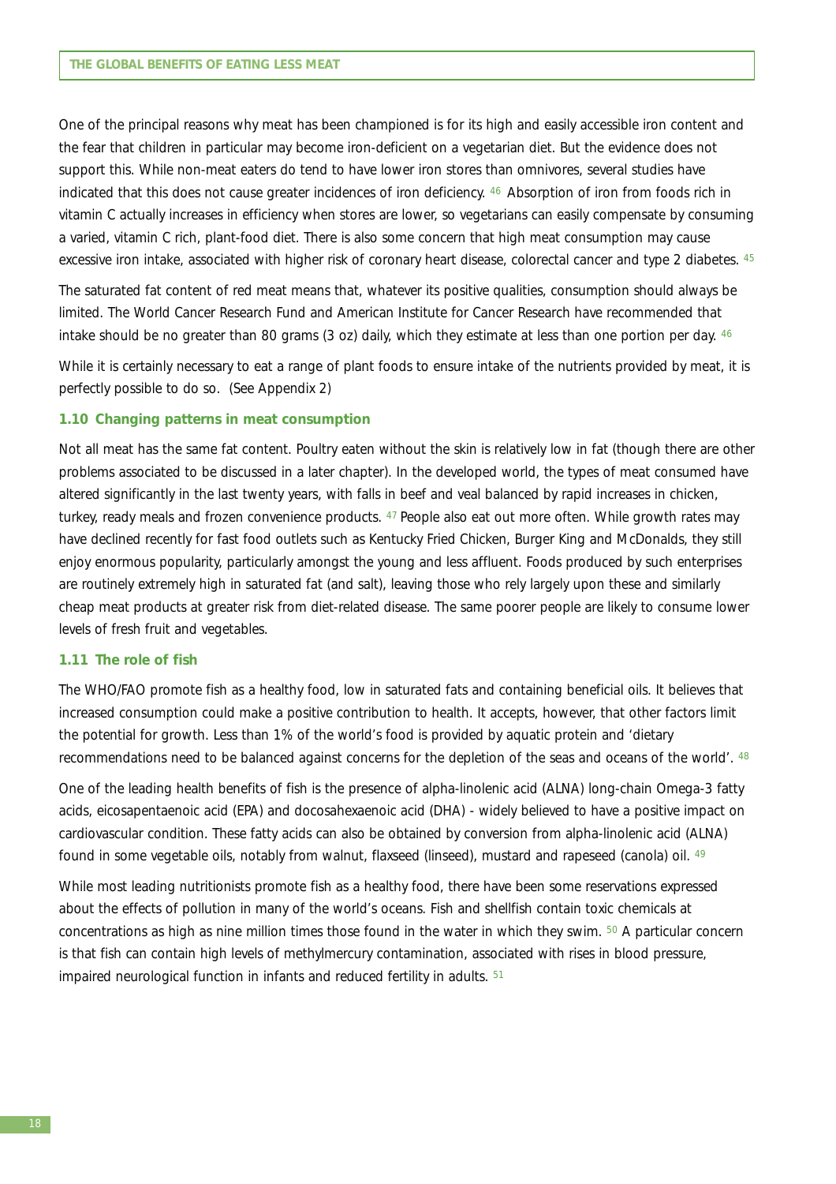One of the principal reasons why meat has been championed is for its high and easily accessible iron content and the fear that children in particular may become iron-deficient on a vegetarian diet. But the evidence does not support this. While non-meat eaters do tend to have lower iron stores than omnivores, several studies have indicated that this does not cause greater incidences of iron deficiency. [46] Absorption of iron from foods rich in vitamin C actually increases in efficiency when stores are lower, so vegetarians can easily compensate by consuming a varied, vitamin C rich, plant-food diet. There is also some concern that high meat consumption may cause excessive iron intake, associated with higher risk of coronary heart disease, colorectal cancer and type 2 diabetes. [45]

The saturated fat content of red meat means that, whatever its positive qualities, consumption should always be limited. The World Cancer Research Fund and American Institute for Cancer Research have recommended that intake should be no greater than 80 grams (3 oz) daily, which they estimate at less than one portion per day. [46]

While it is certainly necessary to eat a range of plant foods to ensure intake of the nutrients provided by meat, it is perfectly possible to do so. (See Appendix 2)

### 1.10 Changing patterns in meat consumption

Not all meat has the same fat content. Poultry eaten without the skin is relatively low in fat (though there are other problems associated to be discussed in a later chapter). In the developed world, the types of meat consumed have altered significantly in the last twenty years, with falls in beef and veal balanced by rapid increases in chicken, turkey, ready meals and frozen convenience products. [47] People also eat out more often. While growth rates may have declined recently for fast food outlets such as Kentucky Fried Chicken, Burger King and McDonalds, they still enjoy enormous popularity, particularly amongst the young and less affluent. Foods produced by such enterprises are routinely extremely high in saturated fat (and salt), leaving those who rely largely upon these and similarly cheap meat products at greater risk from diet-related disease. The same poorer people are likely to consume lower levels of fresh fruit and vegetables.

### 1.11 The role of fish

The WHO/FAO promote fish as a healthy food, low in saturated fats and containing beneficial oils. It believes that increased consumption could make a positive contribution to health. It accepts, however, that other factors limit the potential for growth. Less than 1% of the world's food is provided by aquatic protein and 'dietary recommendations need to be balanced against concerns for the depletion of the seas and oceans of the world'. [48]

One of the leading health benefits of fish is the presence of alpha-linolenic acid (ALNA) long-chain Omega-3 fatty acids, eicosapentaenoic acid (EPA) and docosahexaenoic acid (DHA) - widely believed to have a positive impact on cardiovascular condition. These fatty acids can also be obtained by conversion from alpha-linolenic acid (ALNA) found in some vegetable oils, notably from walnut, flaxseed (linseed), mustard and rapeseed (canola) oil. [49]

While most leading nutritionists promote fish as a healthy food, there have been some reservations expressed about the effects of pollution in many of the world's oceans. Fish and shellfish contain toxic chemicals at concentrations as high as nine million times those found in the water in which they swim. [50] A particular concern is that fish can contain high levels of methylmercury contamination, associated with rises in blood pressure, impaired neurological function in infants and reduced fertility in adults. [51]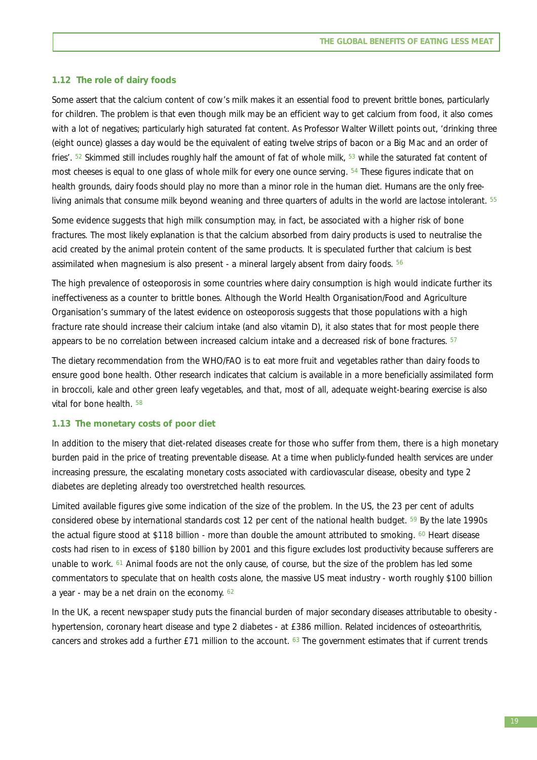### 1.12 The role of dairy foods

Some assert that the calcium content of cow's milk makes it an essential food to prevent brittle bones, particularly for children. The problem is that even though milk may be an efficient way to get calcium from food, it also comes with a lot of negatives; particularly high saturated fat content. As Professor Walter Willett points out, 'drinking three (eight ounce) glasses a day would be the equivalent of eating twelve strips of bacon or a Big Mac and an order of fries'. [52] Skimmed still includes roughly half the amount of fat of whole milk, [53] while the saturated fat content of most cheeses is equal to one glass of whole milk for every one ounce serving. [54] These figures indicate that on health grounds, dairy foods should play no more than a minor role in the human diet. Humans are the only free-living animals that consume milk beyond weaning and three quarters of adults in the world are lactose intolerant. [55]

Some evidence suggests that high milk consumption may, in fact, be associated with a higher risk of bone fractures. The most likely explanation is that the calcium absorbed from dairy products is used to neutralise the acid created by the animal protein content of the same products. It is speculated further that calcium is best assimilated when magnesium is also present - a mineral largely absent from dairy foods. [56]

The high prevalence of osteoporosis in some countries where dairy consumption is high would indicate further its ineffectiveness as a counter to brittle bones. Although the World Health Organisation/Food and Agriculture Organisation's summary of the latest evidence on osteoporosis suggests that those populations with a high fracture rate should increase their calcium intake (and also vitamin D), it also states that for most people there appears to be no correlation between increased calcium intake and a decreased risk of bone fractures. [57]

The dietary recommendation from the WHO/FAO is to eat more fruit and vegetables rather than dairy foods to ensure good bone health. Other research indicates that calcium is available in a more beneficially assimilated form in broccoli, kale and other green leafy vegetables, and that, most of all, adequate weight-bearing exercise is also vital for bone health. [58]

### 1.13 The monetary costs of poor diet

In addition to the misery that diet-related diseases create for those who suffer from them, there is a high monetary burden paid in the price of treating preventable disease. At a time when publicly-funded health services are under increasing pressure, the escalating monetary costs associated with cardiovascular disease, obesity and type 2 diabetes are depleting already too overstretched health resources.

Limited available figures give some indication of the size of the problem. In the US, the 23 per cent of adults considered obese by international standards cost 12 per cent of the national health budget. [59] By the late 1990s the actual figure stood at $118 billion - more than double the amount attributed to smoking. [60] Heart disease costs had risen to in excess of $180 billion by 2001 and this figure excludes lost productivity because sufferers are unable to work. [61] Animal foods are not the only cause, of course, but the size of the problem has led some commentators to speculate that on health costs alone, the massive US meat industry - worth roughly $100 billion a year - may be a net drain on the economy. [62]

In the UK, a recent newspaper study puts the financial burden of major secondary diseases attributable to obesity - hypertension, coronary heart disease and type 2 diabetes - at £386 million. Related incidences of osteoarthritis, cancers and strokes add a further £71 million to the account. [63] The government estimates that if current trends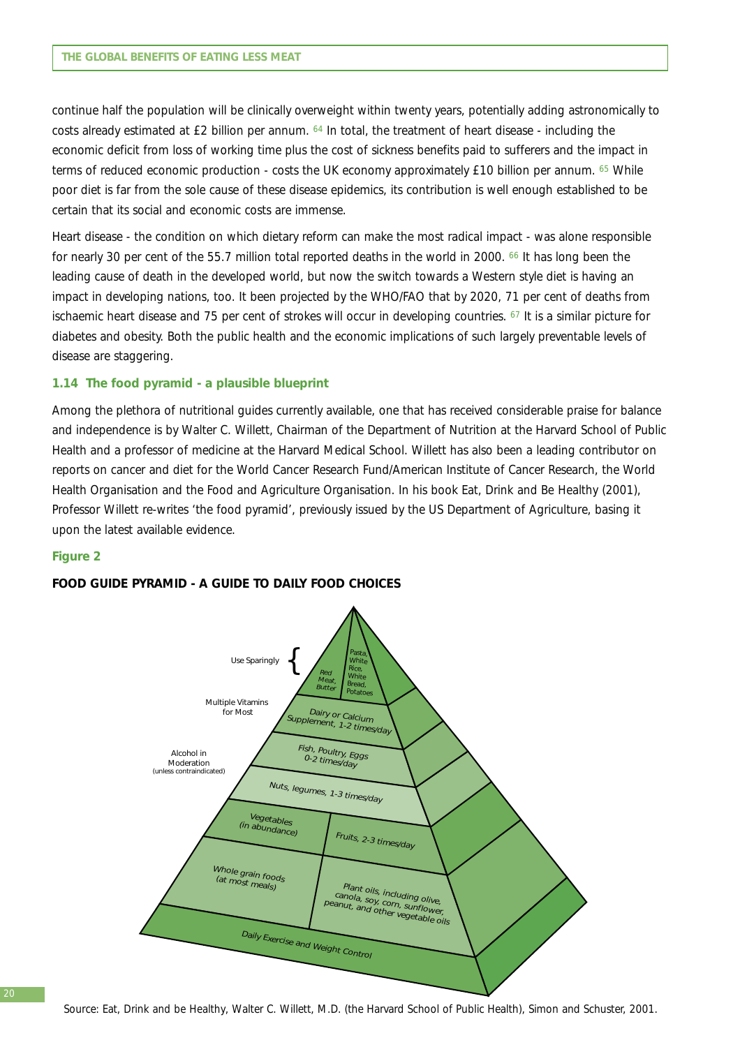continue half the population will be clinically overweight within twenty years, potentially adding astronomically to costs already estimated at £2 billion per annum. [64] In total, the treatment of heart disease - including the economic deficit from loss of working time plus the cost of sickness benefits paid to sufferers and the impact in terms of reduced economic production - costs the UK economy approximately £10 billion per annum. [65] While poor diet is far from the sole cause of these disease epidemics, its contribution is well enough established to be certain that its social and economic costs are immense.

Heart disease - the condition on which dietary reform can make the most radical impact - was alone responsible for nearly 30 per cent of the 55.7 million total reported deaths in the world in 2000. [66] It has long been the leading cause of death in the developed world, but now the switch towards a Western style diet is having an impact in developing nations, too. It been projected by the WHO/FAO that by 2020, 71 per cent of deaths from ischaemic heart disease and 75 per cent of strokes will occur in developing countries. [67] It is a similar picture for diabetes and obesity. Both the public health and the economic implications of such largely preventable levels of disease are staggering.

### 1.14 The food pyramid - a plausible blueprint

Among the plethora of nutritional guides currently available, one that has received considerable praise for balance and independence is by Walter C. Willett, Chairman of the Department of Nutrition at the Harvard School of Public Health and a professor of medicine at the Harvard Medical School. Willett has also been a leading contributor on reports on cancer and diet for the World Cancer Research Fund/American Institute of Cancer Research, the World Health Organisation and the Food and Agriculture Organisation. In his book Eat, Drink and Be Healthy (2001), Professor Willett re-writes 'the food pyramid', previously issued by the US Department of Agriculture, basing it upon the latest available evidence.

**Figure 2**

**FOOD GUIDE PYRAMID - A GUIDE TO DAILY FOOD CHOICES**

Use Sparingly: Red Meat, Butter; Pasta, White Rice, White Bread, Potatoes

Multiple Vitamins for Most

Dairy or Calcium Supplement, 1-2 times/day

Alcohol in Moderation (unless contraindicated)

Fish, Poultry, Eggs 0-2 times/day

Nuts, legumes, 1-3 times/day

Vegetables (in abundance)

Fruits, 2-3 times/day

Whole grain foods (at most meals)

Plant oils, including olive, canola, soy, corn, sunflower, peanut, and other vegetable oils

Daily Exercise and Weight Control

Source: Eat, Drink and be Healthy, Walter C. Willett, M.D. (the Harvard School of Public Health), Simon and Schuster, 2001.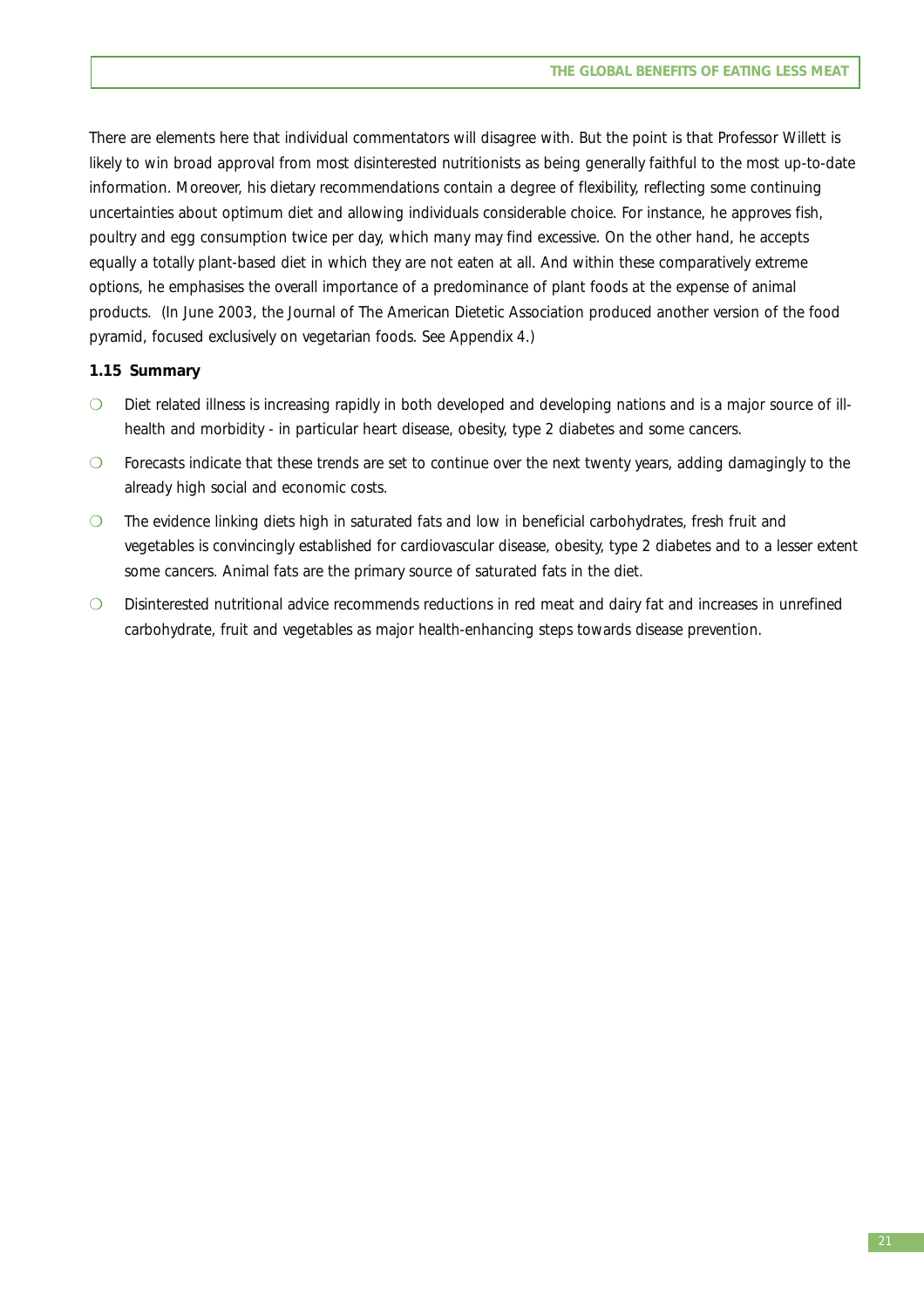There are elements here that individual commentators will disagree with. But the point is that Professor Willett is likely to win broad approval from most disinterested nutritionists as being generally faithful to the most up-to-date information. Moreover, his dietary recommendations contain a degree of flexibility, reflecting some continuing uncertainties about optimum diet and allowing individuals considerable choice. For instance, he approves fish, poultry and egg consumption twice per day, which many may find excessive. On the other hand, he accepts equally a totally plant-based diet in which they are not eaten at all. And within these comparatively extreme options, he emphasises the overall importance of a predominance of plant foods at the expense of animal products. (In June 2003, the Journal of The American Dietetic Association produced another version of the food pyramid, focused exclusively on vegetarian foods. See Appendix 4.)

**1.15 Summary**

- Diet related illness is increasing rapidly in both developed and developing nations and is a major source of ill-health and morbidity - in particular heart disease, obesity, type 2 diabetes and some cancers.
- Forecasts indicate that these trends are set to continue over the next twenty years, adding damagingly to the already high social and economic costs.
- The evidence linking diets high in saturated fats and low in beneficial carbohydrates, fresh fruit and vegetables is convincingly established for cardiovascular disease, obesity, type 2 diabetes and to a lesser extent some cancers. Animal fats are the primary source of saturated fats in the diet.
- Disinterested nutritional advice recommends reductions in red meat and dairy fat and increases in unrefined carbohydrate, fruit and vegetables as major health-enhancing steps towards disease prevention.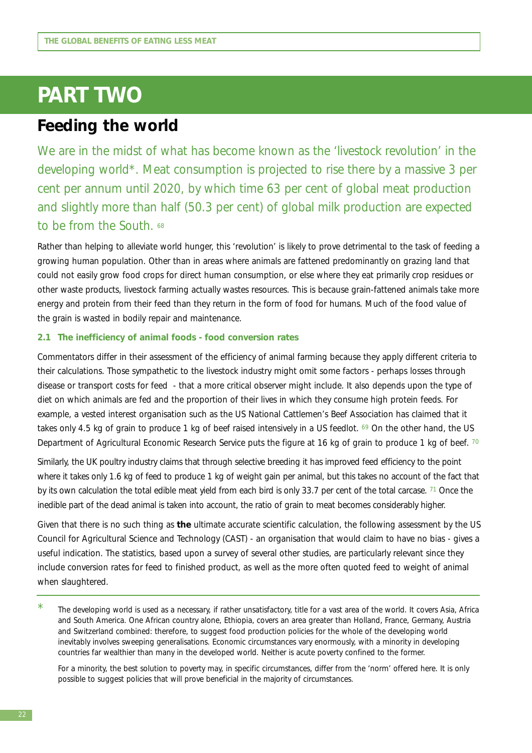# PART TWO

## Feeding the world

We are in the midst of what has become known as the 'livestock revolution' in the developing world*. Meat consumption is projected to rise there by a massive 3 per cent per annum until 2020, by which time 63 per cent of global meat production and slightly more than half (50.3 per cent) of global milk production are expected to be from the South. [68]

Rather than helping to alleviate world hunger, this 'revolution' is likely to prove detrimental to the task of feeding a growing human population. Other than in areas where animals are fattened predominantly on grazing land that could not easily grow food crops for direct human consumption, or else where they eat primarily crop residues or other waste products, livestock farming actually wastes resources. This is because grain-fattened animals take more energy and protein from their feed than they return in the form of food for humans. Much of the food value of the grain is wasted in bodily repair and maintenance.

### 2.1 The inefficiency of animal foods - food conversion rates

Commentators differ in their assessment of the efficiency of animal farming because they apply different criteria to their calculations. Those sympathetic to the livestock industry might omit some factors - perhaps losses through disease or transport costs for feed - that a more critical observer might include. It also depends upon the type of diet on which animals are fed and the proportion of their lives in which they consume high protein feeds. For example, a vested interest organisation such as the US National Cattlemen's Beef Association has claimed that it takes only 4.5 kg of grain to produce 1 kg of beef raised intensively in a US feedlot. [69] On the other hand, the US Department of Agricultural Economic Research Service puts the figure at 16 kg of grain to produce 1 kg of beef. [70]

Similarly, the UK poultry industry claims that through selective breeding it has improved feed efficiency to the point where it takes only 1.6 kg of feed to produce 1 kg of weight gain per animal, but this takes no account of the fact that by its own calculation the total edible meat yield from each bird is only 33.7 per cent of the total carcase. [71] Once the inedible part of the dead animal is taken into account, the ratio of grain to meat becomes considerably higher.

Given that there is no such thing as **the** ultimate accurate scientific calculation, the following assessment by the US Council for Agricultural Science and Technology (CAST) - an organisation that would claim to have no bias - gives a useful indication. The statistics, based upon a survey of several other studies, are particularly relevant since they include conversion rates for feed to finished product, as well as the more often quoted feed to weight of animal when slaughtered.

---

* The developing world is used as a necessary, if rather unsatisfactory, title for a vast area of the world. It covers Asia, Africa and South America. One African country alone, Ethiopia, covers an area greater than Holland, France, Germany, Austria and Switzerland combined: therefore, to suggest food production policies for the whole of the developing world inevitably involves sweeping generalisations. Economic circumstances vary enormously, with a minority in developing countries far wealthier than many in the developed world. Neither is acute poverty confined to the former.

For a minority, the best solution to poverty may, in specific circumstances, differ from the 'norm' offered here. It is only possible to suggest policies that will prove beneficial in the majority of circumstances.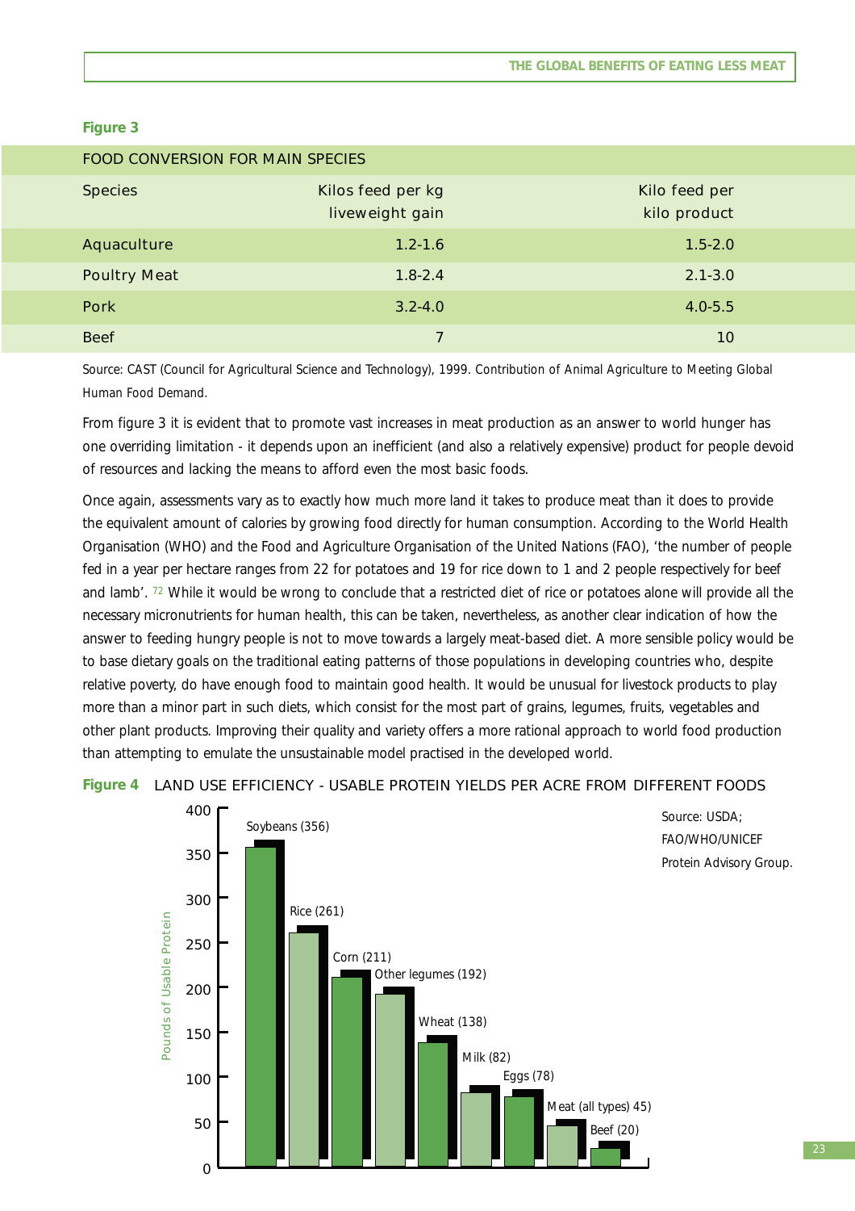**Figure 3**

| FOOD CONVERSION FOR MAIN SPECIES | | |
|---|---|---|
| Species | Kilos feed per kg liveweight gain | Kilo feed per kilo product |
| Aquaculture | 1.2-1.6 | 1.5-2.0 |
| Poultry Meat | 1.8-2.4 | 2.1-3.0 |
| Pork | 3.2-4.0 | 4.0-5.5 |
| Beef | 7 | 10 |

Source: CAST (Council for Agricultural Science and Technology), 1999. Contribution of Animal Agriculture to Meeting Global Human Food Demand.

From figure 3 it is evident that to promote vast increases in meat production as an answer to world hunger has one overriding limitation - it depends upon an inefficient (and also a relatively expensive) product for people devoid of resources and lacking the means to afford even the most basic foods.

Once again, assessments vary as to exactly how much more land it takes to produce meat than it does to provide the equivalent amount of calories by growing food directly for human consumption. According to the World Health Organisation (WHO) and the Food and Agriculture Organisation of the United Nations (FAO), 'the number of people fed in a year per hectare ranges from 22 for potatoes and 19 for rice down to 1 and 2 people respectively for beef and lamb'.[72] While it would be wrong to conclude that a restricted diet of rice or potatoes alone will provide all the necessary micronutrients for human health, this can be taken, nevertheless, as another clear indication of how the answer to feeding hungry people is not to move towards a largely meat-based diet. A more sensible policy would be to base dietary goals on the traditional eating patterns of those populations in developing countries who, despite relative poverty, do have enough food to maintain good health. It would be unusual for livestock products to play more than a minor part in such diets, which consist for the most part of grains, legumes, fruits, vegetables and other plant products. Improving their quality and variety offers a more rational approach to world food production than attempting to emulate the unsustainable model practised in the developed world.

**Figure 4** LAND USE EFFICIENCY - USABLE PROTEIN YIELDS PER ACRE FROM DIFFERENT FOODS

| Food | Pounds of Usable Protein |
|---|---|
| Soybeans | 356 |
| Rice | 261 |
| Corn | 211 |
| Other legumes | 192 |
| Wheat | 138 |
| Milk | 82 |
| Eggs | 78 |
| Meat (all types) | 45 |
| Beef | 20 |

Source: USDA; FAO/WHO/UNICEF Protein Advisory Group.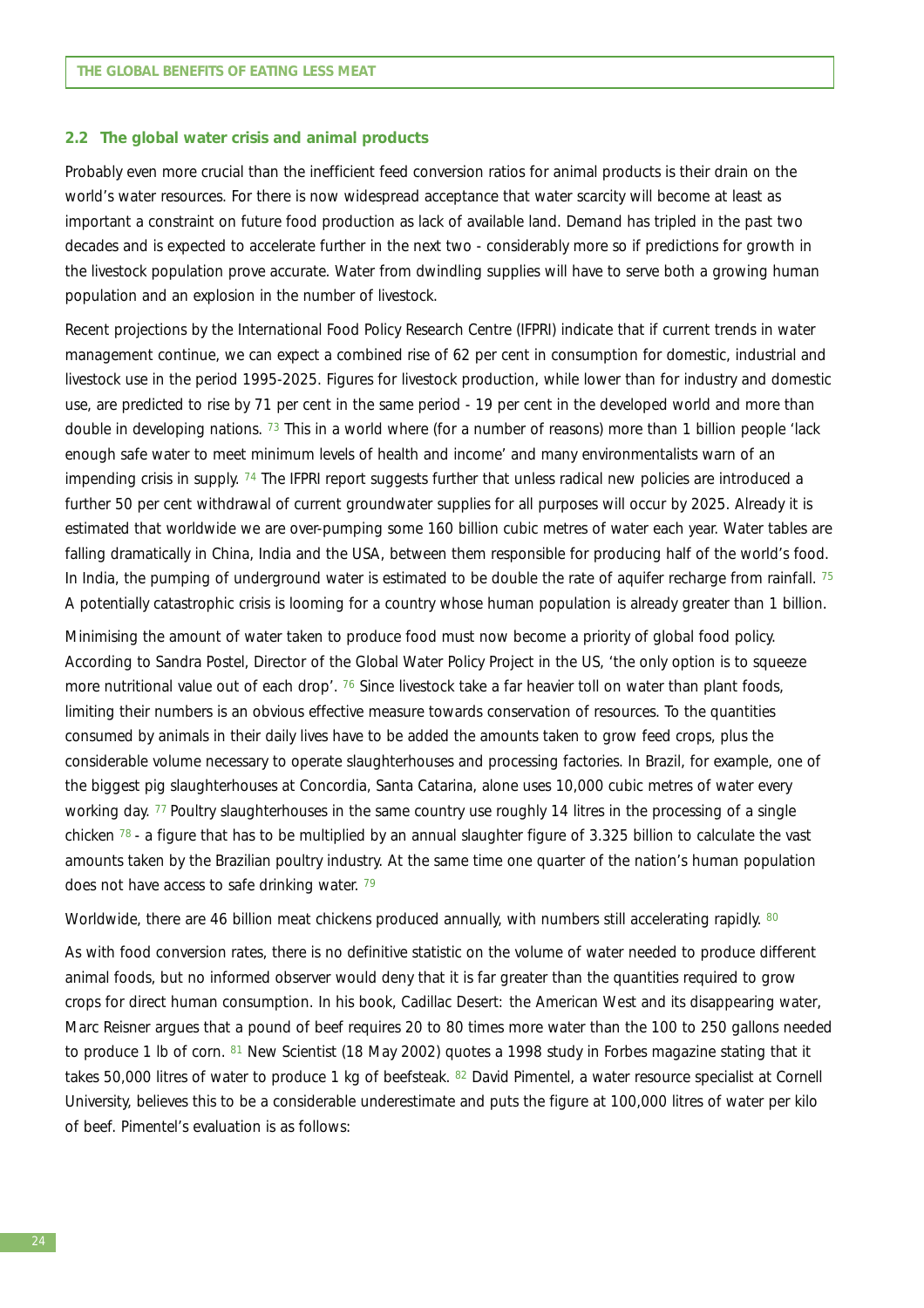## 2.2 The global water crisis and animal products

Probably even more crucial than the inefficient feed conversion ratios for animal products is their drain on the world's water resources. For there is now widespread acceptance that water scarcity will become at least as important a constraint on future food production as lack of available land. Demand has tripled in the past two decades and is expected to accelerate further in the next two - considerably more so if predictions for growth in the livestock population prove accurate. Water from dwindling supplies will have to serve both a growing human population and an explosion in the number of livestock.

Recent projections by the International Food Policy Research Centre (IFPRI) indicate that if current trends in water management continue, we can expect a combined rise of 62 per cent in consumption for domestic, industrial and livestock use in the period 1995-2025. Figures for livestock production, while lower than for industry and domestic use, are predicted to rise by 71 per cent in the same period - 19 per cent in the developed world and more than double in developing nations. [73] This in a world where (for a number of reasons) more than 1 billion people 'lack enough safe water to meet minimum levels of health and income' and many environmentalists warn of an impending crisis in supply. [74] The IFPRI report suggests further that unless radical new policies are introduced a further 50 per cent withdrawal of current groundwater supplies for all purposes will occur by 2025. Already it is estimated that worldwide we are over-pumping some 160 billion cubic metres of water each year. Water tables are falling dramatically in China, India and the USA, between them responsible for producing half of the world's food. In India, the pumping of underground water is estimated to be double the rate of aquifer recharge from rainfall. [75] A potentially catastrophic crisis is looming for a country whose human population is already greater than 1 billion.

Minimising the amount of water taken to produce food must now become a priority of global food policy. According to Sandra Postel, Director of the Global Water Policy Project in the US, 'the only option is to squeeze more nutritional value out of each drop'. [76] Since livestock take a far heavier toll on water than plant foods, limiting their numbers is an obvious effective measure towards conservation of resources. To the quantities consumed by animals in their daily lives have to be added the amounts taken to grow feed crops, plus the considerable volume necessary to operate slaughterhouses and processing factories. In Brazil, for example, one of the biggest pig slaughterhouses at Concordia, Santa Catarina, alone uses 10,000 cubic metres of water every working day. [77] Poultry slaughterhouses in the same country use roughly 14 litres in the processing of a single chicken [78] - a figure that has to be multiplied by an annual slaughter figure of 3.325 billion to calculate the vast amounts taken by the Brazilian poultry industry. At the same time one quarter of the nation's human population does not have access to safe drinking water. [79]

Worldwide, there are 46 billion meat chickens produced annually, with numbers still accelerating rapidly. [80]

As with food conversion rates, there is no definitive statistic on the volume of water needed to produce different animal foods, but no informed observer would deny that it is far greater than the quantities required to grow crops for direct human consumption. In his book, *Cadillac Desert: the American West and its disappearing water*, Marc Reisner argues that a pound of beef requires 20 to 80 times more water than the 100 to 250 gallons needed to produce 1 lb of corn. [81] *New Scientist* (18 May 2002) quotes a 1998 study in *Forbes* magazine stating that it takes 50,000 litres of water to produce 1 kg of beefsteak. [82] David Pimentel, a water resource specialist at Cornell University, believes this to be a considerable underestimate and puts the figure at 100,000 litres of water per kilo of beef. Pimentel's evaluation is as follows: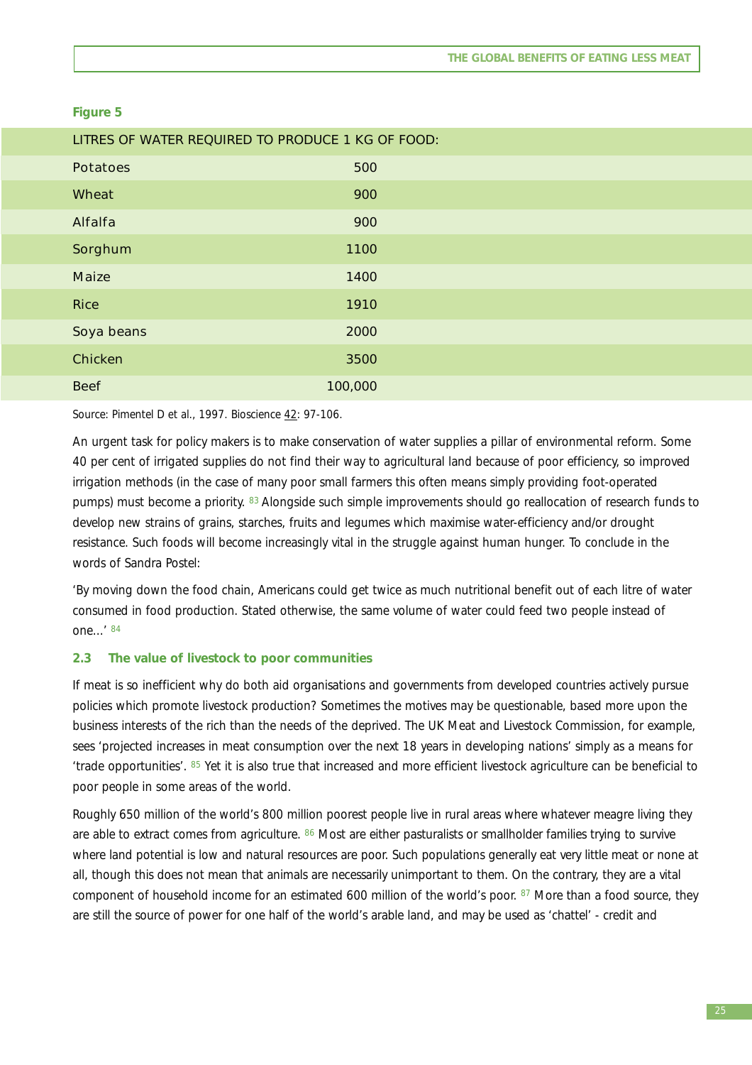**Figure 5**

| LITRES OF WATER REQUIRED TO PRODUCE 1 KG OF FOOD: | |
|---|---|
| Potatoes | 500 |
| Wheat | 900 |
| Alfalfa | 900 |
| Sorghum | 1100 |
| Maize | 1400 |
| Rice | 1910 |
| Soya beans | 2000 |
| Chicken | 3500 |
| Beef | 100,000 |

Source: Pimentel D et al., 1997. Bioscience 42: 97-106.

An urgent task for policy makers is to make conservation of water supplies a pillar of environmental reform. Some 40 per cent of irrigated supplies do not find their way to agricultural land because of poor efficiency, so improved irrigation methods (in the case of many poor small farmers this often means simply providing foot-operated pumps) must become a priority. [83] Alongside such simple improvements should go reallocation of research funds to develop new strains of grains, starches, fruits and legumes which maximise water-efficiency and/or drought resistance. Such foods will become increasingly vital in the struggle against human hunger. To conclude in the words of Sandra Postel:

'By moving down the food chain, Americans could get twice as much nutritional benefit out of each litre of water consumed in food production. Stated otherwise, the same volume of water could feed two people instead of one...' [84]

### 2.3 The value of livestock to poor communities

If meat is so inefficient why do both aid organisations and governments from developed countries actively pursue policies which promote livestock production? Sometimes the motives may be questionable, based more upon the business interests of the rich than the needs of the deprived. The UK Meat and Livestock Commission, for example, sees 'projected increases in meat consumption over the next 18 years in developing nations' simply as a means for 'trade opportunities'. [85] Yet it is also true that increased and more efficient livestock agriculture can be beneficial to poor people in some areas of the world.

Roughly 650 million of the world's 800 million poorest people live in rural areas where whatever meagre living they are able to extract comes from agriculture. [86] Most are either pasturalists or smallholder families trying to survive where land potential is low and natural resources are poor. Such populations generally eat very little meat or none at all, though this does not mean that animals are necessarily unimportant to them. On the contrary, they are a vital component of household income for an estimated 600 million of the world's poor. [87] More than a food source, they are still the source of power for one half of the world's arable land, and may be used as 'chattel' - credit and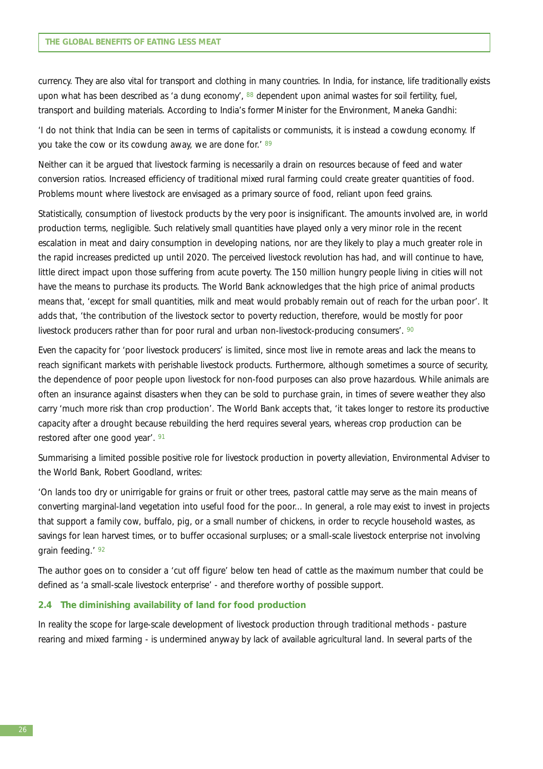currency. They are also vital for transport and clothing in many countries. In India, for instance, life traditionally exists upon what has been described as 'a dung economy', [88] dependent upon animal wastes for soil fertility, fuel, transport and building materials. According to India's former Minister for the Environment, Maneka Gandhi:

'I do not think that India can be seen in terms of capitalists or communists, it is instead a cowdung economy. If you take the cow or its cowdung away, we are done for.' [89]

Neither can it be argued that livestock farming is necessarily a drain on resources because of feed and water conversion ratios. Increased efficiency of traditional mixed rural farming could create greater quantities of food. Problems mount where livestock are envisaged as a primary source of food, reliant upon feed grains.

Statistically, consumption of livestock products by the very poor is insignificant. The amounts involved are, in world production terms, negligible. Such relatively small quantities have played only a very minor role in the recent escalation in meat and dairy consumption in developing nations, nor are they likely to play a much greater role in the rapid increases predicted up until 2020. The perceived livestock revolution has had, and will continue to have, little direct impact upon those suffering from acute poverty. The 150 million hungry people living in cities will not have the means to purchase its products. The World Bank acknowledges that the high price of animal products means that, 'except for small quantities, milk and meat would probably remain out of reach for the urban poor'. It adds that, 'the contribution of the livestock sector to poverty reduction, therefore, would be mostly for poor livestock producers rather than for poor rural and urban non-livestock-producing consumers'. [90]

Even the capacity for 'poor livestock producers' is limited, since most live in remote areas and lack the means to reach significant markets with perishable livestock products. Furthermore, although sometimes a source of security, the dependence of poor people upon livestock for non-food purposes can also prove hazardous. While animals are often an insurance against disasters when they can be sold to purchase grain, in times of severe weather they also carry 'much more risk than crop production'. The World Bank accepts that, 'it takes longer to restore its productive capacity after a drought because rebuilding the herd requires several years, whereas crop production can be restored after one good year'. [91]

Summarising a limited possible positive role for livestock production in poverty alleviation, Environmental Adviser to the World Bank, Robert Goodland, writes:

'On lands too dry or unirrigable for grains or fruit or other trees, pastoral cattle may serve as the main means of converting marginal-land vegetation into useful food for the poor... In general, a role may exist to invest in projects that support a family cow, buffalo, pig, or a small number of chickens, in order to recycle household wastes, as savings for lean harvest times, or to buffer occasional surpluses; or a small-scale livestock enterprise not involving grain feeding.' [92]

The author goes on to consider a 'cut off figure' below ten head of cattle as the maximum number that could be defined as 'a small-scale livestock enterprise' - and therefore worthy of possible support.

### 2.4 The diminishing availability of land for food production

In reality the scope for large-scale development of livestock production through traditional methods - pasture rearing and mixed farming - is undermined anyway by lack of available agricultural land. In several parts of the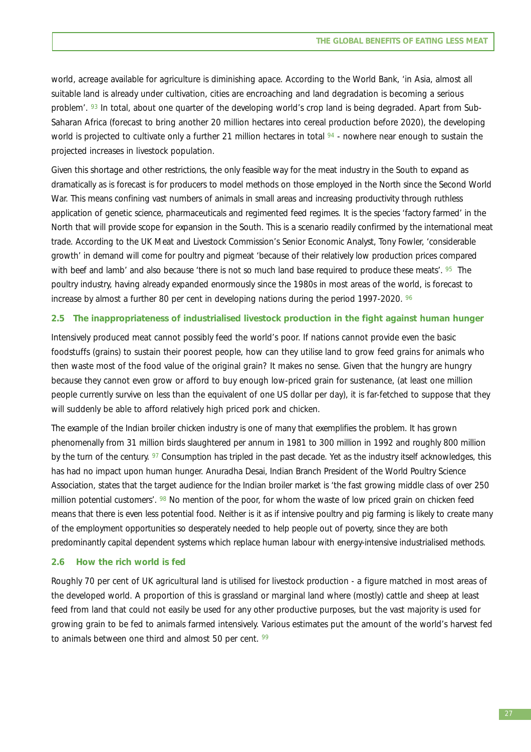world, acreage available for agriculture is diminishing apace. According to the World Bank, 'in Asia, almost all suitable land is already under cultivation, cities are encroaching and land degradation is becoming a serious problem'. [93] In total, about one quarter of the developing world's crop land is being degraded. Apart from Sub-Saharan Africa (forecast to bring another 20 million hectares into cereal production before 2020), the developing world is projected to cultivate only a further 21 million hectares in total [94] - nowhere near enough to sustain the projected increases in livestock population.

Given this shortage and other restrictions, the only feasible way for the meat industry in the South to expand as dramatically as is forecast is for producers to model methods on those employed in the North since the Second World War. This means confining vast numbers of animals in small areas and increasing productivity through ruthless application of genetic science, pharmaceuticals and regimented feed regimes. It is the species 'factory farmed' in the North that will provide scope for expansion in the South. This is a scenario readily confirmed by the international meat trade. According to the UK Meat and Livestock Commission's Senior Economic Analyst, Tony Fowler, 'considerable growth' in demand will come for poultry and pigmeat 'because of their relatively low production prices compared with beef and lamb' and also because 'there is not so much land base required to produce these meats'. [95] The poultry industry, having already expanded enormously since the 1980s in most areas of the world, is forecast to increase by almost a further 80 per cent in developing nations during the period 1997-2020. [96]

## 2.5 The inappropriateness of industrialised livestock production in the fight against human hunger

Intensively produced meat cannot possibly feed the world's poor. If nations cannot provide even the basic foodstuffs (grains) to sustain their poorest people, how can they utilise land to grow feed grains for animals who then waste most of the food value of the original grain? It makes no sense. Given that the hungry are hungry because they cannot even grow or afford to buy enough low-priced grain for sustenance, (at least one million people currently survive on less than the equivalent of one US dollar per day), it is far-fetched to suppose that they will suddenly be able to afford relatively high priced pork and chicken.

The example of the Indian broiler chicken industry is one of many that exemplifies the problem. It has grown phenomenally from 31 million birds slaughtered per annum in 1981 to 300 million in 1992 and roughly 800 million by the turn of the century. [97] Consumption has tripled in the past decade. Yet as the industry itself acknowledges, this has had no impact upon human hunger. Anuradha Desai, Indian Branch President of the World Poultry Science Association, states that the target audience for the Indian broiler market is 'the fast growing middle class of over 250 million potential customers'. [98] No mention of the poor, for whom the waste of low priced grain on chicken feed means that there is even less potential food. Neither is it as if intensive poultry and pig farming is likely to create many of the employment opportunities so desperately needed to help people out of poverty, since they are both predominantly capital dependent systems which replace human labour with energy-intensive industrialised methods.

## 2.6 How the rich world is fed

Roughly 70 per cent of UK agricultural land is utilised for livestock production - a figure matched in most areas of the developed world. A proportion of this is grassland or marginal land where (mostly) cattle and sheep at least feed from land that could not easily be used for any other productive purposes, but the vast majority is used for growing grain to be fed to animals farmed intensively. Various estimates put the amount of the world's harvest fed to animals between one third and almost 50 per cent. [99]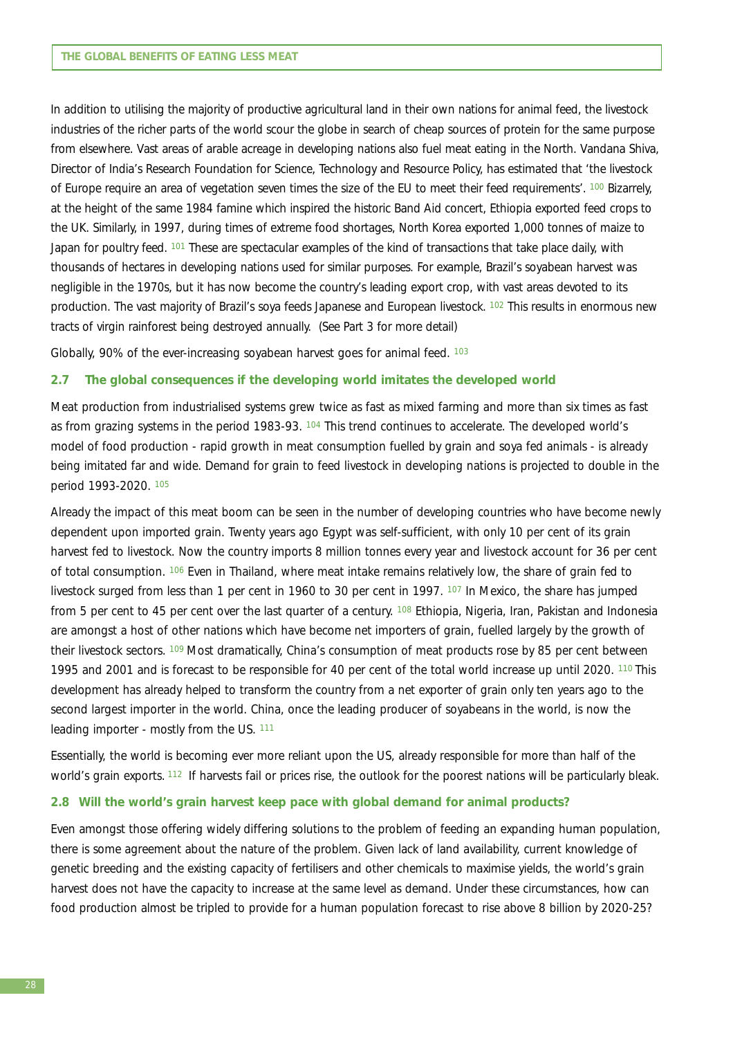In addition to utilising the majority of productive agricultural land in their own nations for animal feed, the livestock industries of the richer parts of the world scour the globe in search of cheap sources of protein for the same purpose from elsewhere. Vast areas of arable acreage in developing nations also fuel meat eating in the North. Vandana Shiva, Director of India's Research Foundation for Science, Technology and Resource Policy, has estimated that 'the livestock of Europe require an area of vegetation seven times the size of the EU to meet their feed requirements'. [100] Bizarrely, at the height of the same 1984 famine which inspired the historic Band Aid concert, Ethiopia exported feed crops to the UK. Similarly, in 1997, during times of extreme food shortages, North Korea exported 1,000 tonnes of maize to Japan for poultry feed. [101] These are spectacular examples of the kind of transactions that take place daily, with thousands of hectares in developing nations used for similar purposes. For example, Brazil's soyabean harvest was negligible in the 1970s, but it has now become the country's leading export crop, with vast areas devoted to its production. The vast majority of Brazil's soya feeds Japanese and European livestock. [102] This results in enormous new tracts of virgin rainforest being destroyed annually. (See Part 3 for more detail)

Globally, 90% of the ever-increasing soyabean harvest goes for animal feed. [103]

### 2.7 The global consequences if the developing world imitates the developed world

Meat production from industrialised systems grew twice as fast as mixed farming and more than six times as fast as from grazing systems in the period 1983-93. [104] This trend continues to accelerate. The developed world's model of food production - rapid growth in meat consumption fuelled by grain and soya fed animals - is already being imitated far and wide. Demand for grain to feed livestock in developing nations is projected to double in the period 1993-2020. [105]

Already the impact of this meat boom can be seen in the number of developing countries who have become newly dependent upon imported grain. Twenty years ago Egypt was self-sufficient, with only 10 per cent of its grain harvest fed to livestock. Now the country imports 8 million tonnes every year and livestock account for 36 per cent of total consumption. [106] Even in Thailand, where meat intake remains relatively low, the share of grain fed to livestock surged from less than 1 per cent in 1960 to 30 per cent in 1997. [107] In Mexico, the share has jumped from 5 per cent to 45 per cent over the last quarter of a century. [108] Ethiopia, Nigeria, Iran, Pakistan and Indonesia are amongst a host of other nations which have become net importers of grain, fuelled largely by the growth of their livestock sectors. [109] Most dramatically, China's consumption of meat products rose by 85 per cent between 1995 and 2001 and is forecast to be responsible for 40 per cent of the total world increase up until 2020. [110] This development has already helped to transform the country from a net exporter of grain only ten years ago to the second largest importer in the world. China, once the leading producer of soyabeans in the world, is now the leading importer - mostly from the US. [111]

Essentially, the world is becoming ever more reliant upon the US, already responsible for more than half of the world's grain exports. [112] If harvests fail or prices rise, the outlook for the poorest nations will be particularly bleak.

### 2.8 Will the world's grain harvest keep pace with global demand for animal products?

Even amongst those offering widely differing solutions to the problem of feeding an expanding human population, there is some agreement about the nature of the problem. Given lack of land availability, current knowledge of genetic breeding and the existing capacity of fertilisers and other chemicals to maximise yields, the world's grain harvest does not have the capacity to increase at the same level as demand. Under these circumstances, how can food production almost be tripled to provide for a human population forecast to rise above 8 billion by 2020-25?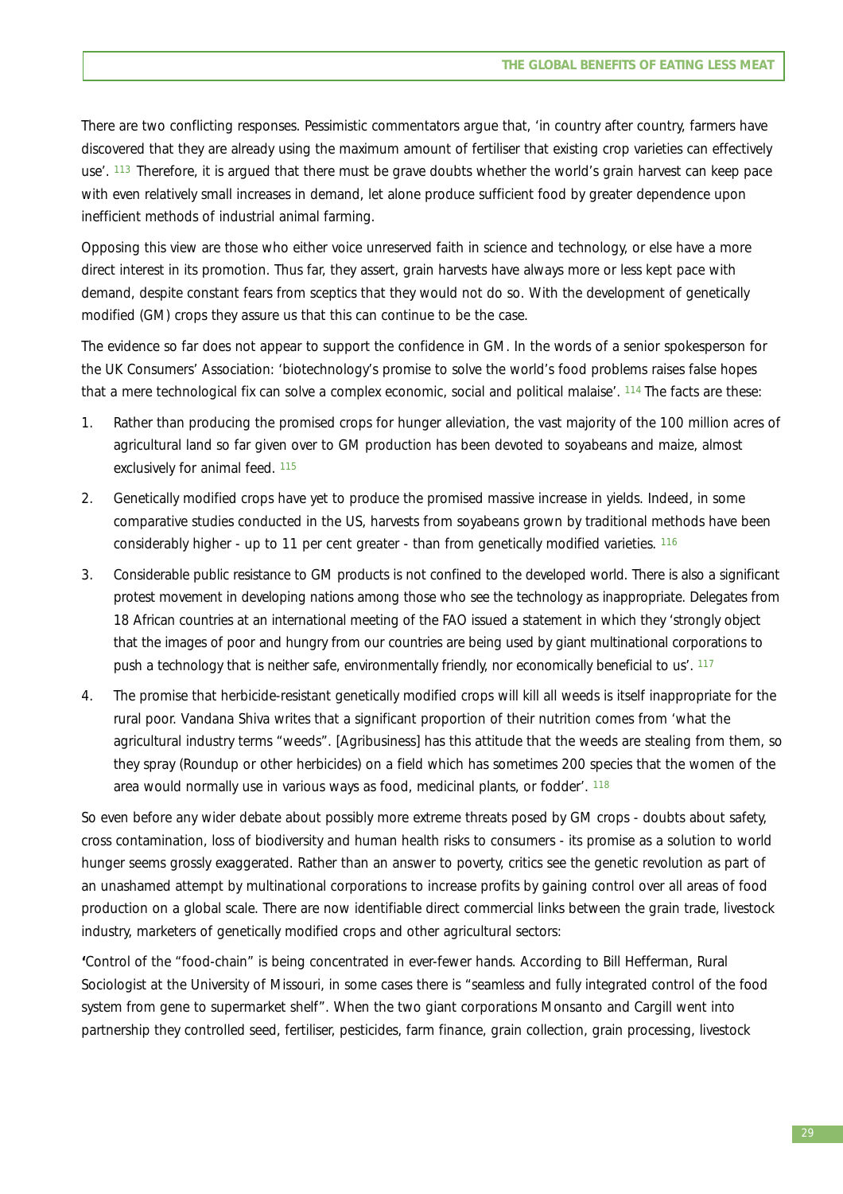There are two conflicting responses. Pessimistic commentators argue that, 'in country after country, farmers have discovered that they are already using the maximum amount of fertiliser that existing crop varieties can effectively use'. [113] Therefore, it is argued that there must be grave doubts whether the world's grain harvest can keep pace with even relatively small increases in demand, let alone produce sufficient food by greater dependence upon inefficient methods of industrial animal farming.

Opposing this view are those who either voice unreserved faith in science and technology, or else have a more direct interest in its promotion. Thus far, they assert, grain harvests have always more or less kept pace with demand, despite constant fears from sceptics that they would not do so. With the development of genetically modified (GM) crops they assure us that this can continue to be the case.

The evidence so far does not appear to support the confidence in GM. In the words of a senior spokesperson for the UK Consumers' Association: 'biotechnology's promise to solve the world's food problems raises false hopes that a mere technological fix can solve a complex economic, social and political malaise'. [114] The facts are these:

1. Rather than producing the promised crops for hunger alleviation, the vast majority of the 100 million acres of agricultural land so far given over to GM production has been devoted to soyabeans and maize, almost exclusively for animal feed. [115]

2. Genetically modified crops have yet to produce the promised massive increase in yields. Indeed, in some comparative studies conducted in the US, harvests from soyabeans grown by traditional methods have been considerably higher - up to 11 per cent greater - than from genetically modified varieties. [116]

3. Considerable public resistance to GM products is not confined to the developed world. There is also a significant protest movement in developing nations among those who see the technology as inappropriate. Delegates from 18 African countries at an international meeting of the FAO issued a statement in which they 'strongly object that the images of poor and hungry from our countries are being used by giant multinational corporations to push a technology that is neither safe, environmentally friendly, nor economically beneficial to us'. [117]

4. The promise that herbicide-resistant genetically modified crops will kill all weeds is itself inappropriate for the rural poor. Vandana Shiva writes that a significant proportion of their nutrition comes from 'what the agricultural industry terms "weeds". [Agribusiness] has this attitude that the weeds are stealing from them, so they spray (Roundup or other herbicides) on a field which has sometimes 200 species that the women of the area would normally use in various ways as food, medicinal plants, or fodder'. [118]

So even before any wider debate about possibly more extreme threats posed by GM crops - doubts about safety, cross contamination, loss of biodiversity and human health risks to consumers - its promise as a solution to world hunger seems grossly exaggerated. Rather than an answer to poverty, critics see the genetic revolution as part of an unashamed attempt by multinational corporations to increase profits by gaining control over all areas of food production on a global scale. There are now identifiable direct commercial links between the grain trade, livestock industry, marketers of genetically modified crops and other agricultural sectors:

**'**Control of the "food-chain" is being concentrated in ever-fewer hands. According to Bill Hefferman, Rural Sociologist at the University of Missouri, in some cases there is "seamless and fully integrated control of the food system from gene to supermarket shelf". When the two giant corporations Monsanto and Cargill went into partnership they controlled seed, fertiliser, pesticides, farm finance, grain collection, grain processing, livestock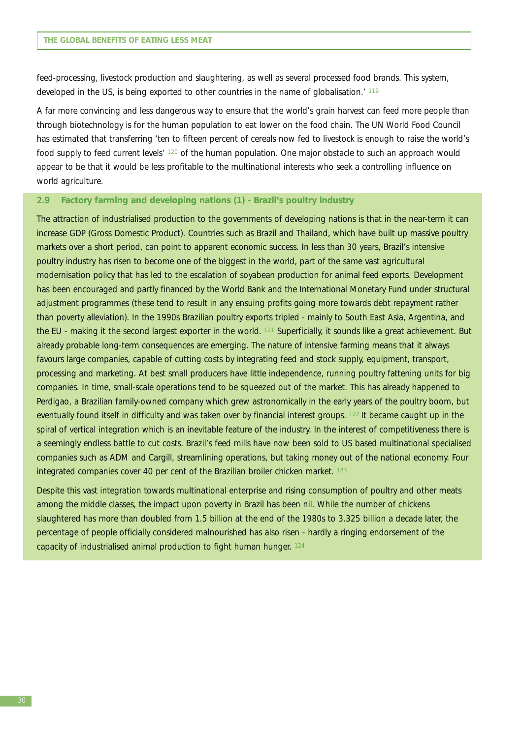feed-processing, livestock production and slaughtering, as well as several processed food brands. This system, developed in the US, is being exported to other countries in the name of globalisation.' [119]

A far more convincing and less dangerous way to ensure that the world's grain harvest can feed more people than through biotechnology is for the human population to eat lower on the food chain. The UN World Food Council has estimated that transferring 'ten to fifteen percent of cereals now fed to livestock is enough to raise the world's food supply to feed current levels' [120] of the human population. One major obstacle to such an approach would appear to be that it would be less profitable to the multinational interests who seek a controlling influence on world agriculture.

### 2.9 Factory farming and developing nations (1) - Brazil's poultry industry

The attraction of industrialised production to the governments of developing nations is that in the near-term it can increase GDP (Gross Domestic Product). Countries such as Brazil and Thailand, which have built up massive poultry markets over a short period, can point to apparent economic success. In less than 30 years, Brazil's intensive poultry industry has risen to become one of the biggest in the world, part of the same vast agricultural modernisation policy that has led to the escalation of soyabean production for animal feed exports. Development has been encouraged and partly financed by the World Bank and the International Monetary Fund under structural adjustment programmes (these tend to result in any ensuing profits going more towards debt repayment rather than poverty alleviation). In the 1990s Brazilian poultry exports tripled - mainly to South East Asia, Argentina, and the EU - making it the second largest exporter in the world. [121] Superficially, it sounds like a great achievement. But already probable long-term consequences are emerging. The nature of intensive farming means that it always favours large companies, capable of cutting costs by integrating feed and stock supply, equipment, transport, processing and marketing. At best small producers have little independence, running poultry fattening units for big companies. In time, small-scale operations tend to be squeezed out of the market. This has already happened to Perdigao, a Brazilian family-owned company which grew astronomically in the early years of the poultry boom, but eventually found itself in difficulty and was taken over by financial interest groups. [122] It became caught up in the spiral of vertical integration which is an inevitable feature of the industry. In the interest of competitiveness there is a seemingly endless battle to cut costs. Brazil's feed mills have now been sold to US based multinational specialised companies such as ADM and Cargill, streamlining operations, but taking money out of the national economy. Four integrated companies cover 40 per cent of the Brazilian broiler chicken market. [123]

Despite this vast integration towards multinational enterprise and rising consumption of poultry and other meats among the middle classes, the impact upon poverty in Brazil has been nil. While the number of chickens slaughtered has more than doubled from 1.5 billion at the end of the 1980s to 3.325 billion a decade later, the percentage of people officially considered malnourished has also risen - hardly a ringing endorsement of the capacity of industrialised animal production to fight human hunger. [124]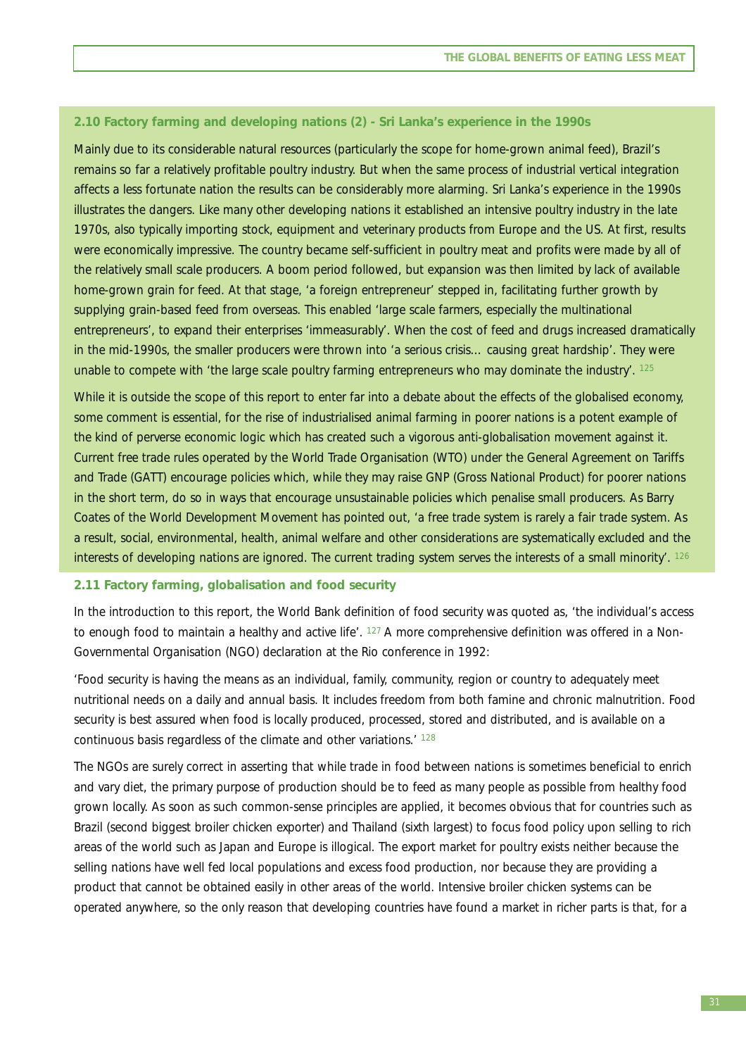### 2.10 Factory farming and developing nations (2) - Sri Lanka's experience in the 1990s

Mainly due to its considerable natural resources (particularly the scope for home-grown animal feed), Brazil's remains so far a relatively profitable poultry industry. But when the same process of industrial vertical integration affects a less fortunate nation the results can be considerably more alarming. Sri Lanka's experience in the 1990s illustrates the dangers. Like many other developing nations it established an intensive poultry industry in the late 1970s, also typically importing stock, equipment and veterinary products from Europe and the US. At first, results were economically impressive. The country became self-sufficient in poultry meat and profits were made by all of the relatively small scale producers. A boom period followed, but expansion was then limited by lack of available home-grown grain for feed. At that stage, 'a foreign entrepreneur' stepped in, facilitating further growth by supplying grain-based feed from overseas. This enabled 'large scale farmers, especially the multinational entrepreneurs', to expand their enterprises 'immeasurably'. When the cost of feed and drugs increased dramatically in the mid-1990s, the smaller producers were thrown into 'a serious crisis… causing great hardship'. They were unable to compete with 'the large scale poultry farming entrepreneurs who may dominate the industry'. [125]

While it is outside the scope of this report to enter far into a debate about the effects of the globalised economy, some comment is essential, for the rise of industrialised animal farming in poorer nations is a potent example of the kind of perverse economic logic which has created such a vigorous anti-globalisation movement against it. Current free trade rules operated by the World Trade Organisation (WTO) under the General Agreement on Tariffs and Trade (GATT) encourage policies which, while they may raise GNP (Gross National Product) for poorer nations in the short term, do so in ways that encourage unsustainable policies which penalise small producers. As Barry Coates of the World Development Movement has pointed out, 'a free trade system is rarely a fair trade system. As a result, social, environmental, health, animal welfare and other considerations are systematically excluded and the interests of developing nations are ignored. The current trading system serves the interests of a small minority'. [126]

### 2.11 Factory farming, globalisation and food security

In the introduction to this report, the World Bank definition of food security was quoted as, 'the individual's access to enough food to maintain a healthy and active life'. [127] A more comprehensive definition was offered in a Non-Governmental Organisation (NGO) declaration at the Rio conference in 1992:

'Food security is having the means as an individual, family, community, region or country to adequately meet nutritional needs on a daily and annual basis. It includes freedom from both famine and chronic malnutrition. Food security is best assured when food is locally produced, processed, stored and distributed, and is available on a continuous basis regardless of the climate and other variations.' [128]

The NGOs are surely correct in asserting that while trade in food between nations is sometimes beneficial to enrich and vary diet, the primary purpose of production should be to feed as many people as possible from healthy food grown locally. As soon as such common-sense principles are applied, it becomes obvious that for countries such as Brazil (second biggest broiler chicken exporter) and Thailand (sixth largest) to focus food policy upon selling to rich areas of the world such as Japan and Europe is illogical. The export market for poultry exists neither because the selling nations have well fed local populations and excess food production, nor because they are providing a product that cannot be obtained easily in other areas of the world. Intensive broiler chicken systems can be operated anywhere, so the only reason that developing countries have found a market in richer parts is that, for a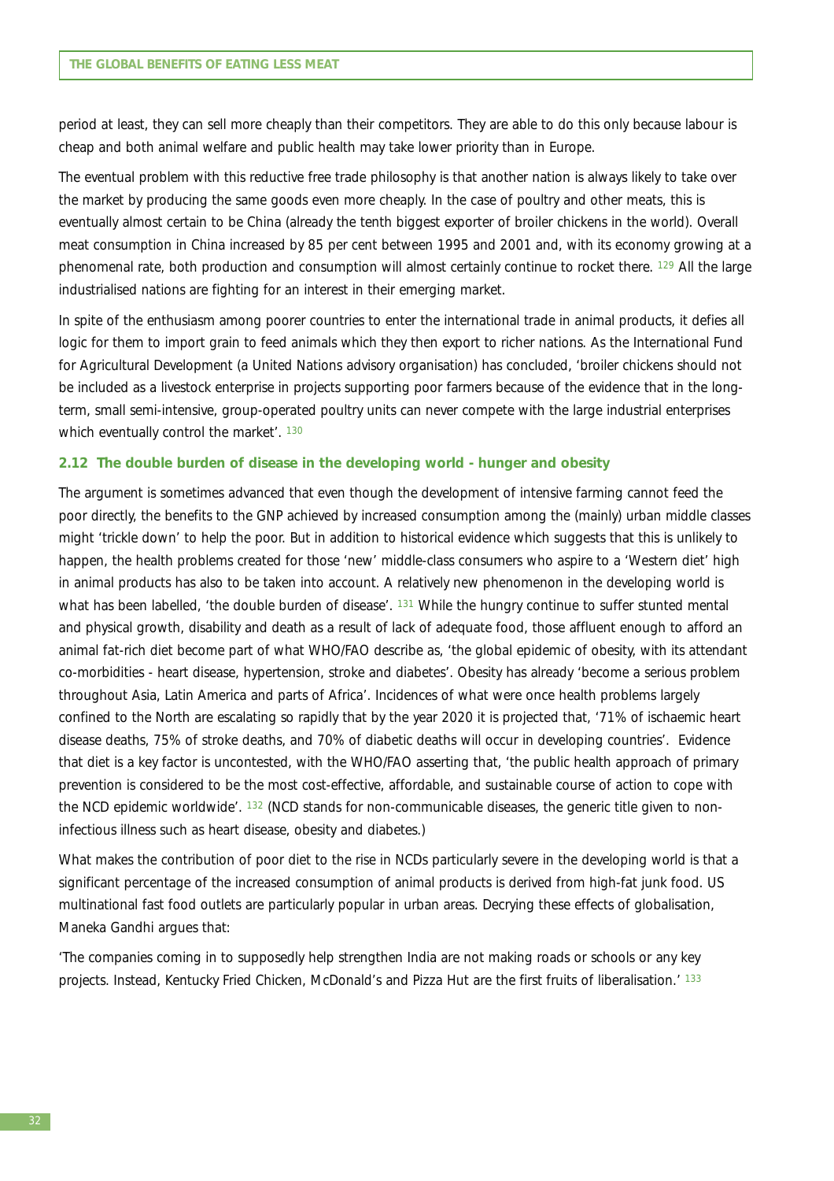period at least, they can sell more cheaply than their competitors. They are able to do this only because labour is cheap and both animal welfare and public health may take lower priority than in Europe.

The eventual problem with this reductive free trade philosophy is that another nation is always likely to take over the market by producing the same goods even more cheaply. In the case of poultry and other meats, this is eventually almost certain to be China (already the tenth biggest exporter of broiler chickens in the world). Overall meat consumption in China increased by 85 per cent between 1995 and 2001 and, with its economy growing at a phenomenal rate, both production and consumption will almost certainly continue to rocket there. [129] All the large industrialised nations are fighting for an interest in their emerging market.

In spite of the enthusiasm among poorer countries to enter the international trade in animal products, it defies all logic for them to import grain to feed animals which they then export to richer nations. As the International Fund for Agricultural Development (a United Nations advisory organisation) has concluded, 'broiler chickens should not be included as a livestock enterprise in projects supporting poor farmers because of the evidence that in the long-term, small semi-intensive, group-operated poultry units can never compete with the large industrial enterprises which eventually control the market'. [130]

### 2.12 The double burden of disease in the developing world - hunger and obesity

The argument is sometimes advanced that even though the development of intensive farming cannot feed the poor directly, the benefits to the GNP achieved by increased consumption among the (mainly) urban middle classes might 'trickle down' to help the poor. But in addition to historical evidence which suggests that this is unlikely to happen, the health problems created for those 'new' middle-class consumers who aspire to a 'Western diet' high in animal products has also to be taken into account. A relatively new phenomenon in the developing world is what has been labelled, 'the double burden of disease'. [131] While the hungry continue to suffer stunted mental and physical growth, disability and death as a result of lack of adequate food, those affluent enough to afford an animal fat-rich diet become part of what WHO/FAO describe as, 'the global epidemic of obesity, with its attendant co-morbidities - heart disease, hypertension, stroke and diabetes'. Obesity has already 'become a serious problem throughout Asia, Latin America and parts of Africa'. Incidences of what were once health problems largely confined to the North are escalating so rapidly that by the year 2020 it is projected that, '71% of ischaemic heart disease deaths, 75% of stroke deaths, and 70% of diabetic deaths will occur in developing countries'. Evidence that diet is a key factor is uncontested, with the WHO/FAO asserting that, 'the public health approach of primary prevention is considered to be the most cost-effective, affordable, and sustainable course of action to cope with the NCD epidemic worldwide'. [132] (NCD stands for non-communicable diseases, the generic title given to non-infectious illness such as heart disease, obesity and diabetes.)

What makes the contribution of poor diet to the rise in NCDs particularly severe in the developing world is that a significant percentage of the increased consumption of animal products is derived from high-fat junk food. US multinational fast food outlets are particularly popular in urban areas. Decrying these effects of globalisation, Maneka Gandhi argues that:

'The companies coming in to supposedly help strengthen India are not making roads or schools or any key projects. Instead, Kentucky Fried Chicken, McDonald's and Pizza Hut are the first fruits of liberalisation.' [133]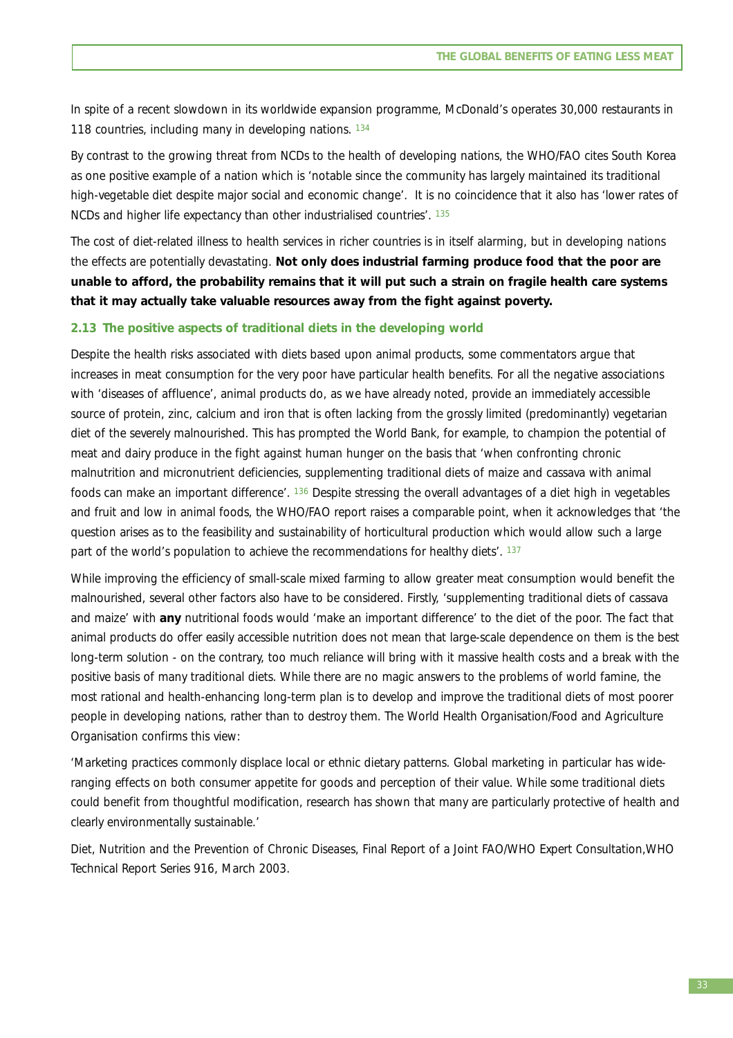In spite of a recent slowdown in its worldwide expansion programme, McDonald's operates 30,000 restaurants in 118 countries, including many in developing nations. [134]

By contrast to the growing threat from NCDs to the health of developing nations, the WHO/FAO cites South Korea as one positive example of a nation which is 'notable since the community has largely maintained its traditional high-vegetable diet despite major social and economic change'. It is no coincidence that it also has 'lower rates of NCDs and higher life expectancy than other industrialised countries'. [135]

The cost of diet-related illness to health services in richer countries is in itself alarming, but in developing nations the effects are potentially devastating. **Not only does industrial farming produce food that the poor are unable to afford, the probability remains that it will put such a strain on fragile health care systems that it may actually take valuable resources away from the fight against poverty.**

### 2.13 The positive aspects of traditional diets in the developing world

Despite the health risks associated with diets based upon animal products, some commentators argue that increases in meat consumption for the very poor have particular health benefits. For all the negative associations with 'diseases of affluence', animal products do, as we have already noted, provide an immediately accessible source of protein, zinc, calcium and iron that is often lacking from the grossly limited (predominantly) vegetarian diet of the severely malnourished. This has prompted the World Bank, for example, to champion the potential of meat and dairy produce in the fight against human hunger on the basis that 'when confronting chronic malnutrition and micronutrient deficiencies, supplementing traditional diets of maize and cassava with animal foods can make an important difference'. [136] Despite stressing the overall advantages of a diet high in vegetables and fruit and low in animal foods, the WHO/FAO report raises a comparable point, when it acknowledges that 'the question arises as to the feasibility and sustainability of horticultural production which would allow such a large part of the world's population to achieve the recommendations for healthy diets'. [137]

While improving the efficiency of small-scale mixed farming to allow greater meat consumption would benefit the malnourished, several other factors also have to be considered. Firstly, 'supplementing traditional diets of cassava and maize' with **any** nutritional foods would 'make an important difference' to the diet of the poor. The fact that animal products do offer easily accessible nutrition does not mean that large-scale dependence on them is the best long-term solution - on the contrary, too much reliance will bring with it massive health costs and a break with the positive basis of many traditional diets. While there are no magic answers to the problems of world famine, the most rational and health-enhancing long-term plan is to develop and improve the traditional diets of most poorer people in developing nations, rather than to destroy them. The World Health Organisation/Food and Agriculture Organisation confirms this view:

'Marketing practices commonly displace local or ethnic dietary patterns. Global marketing in particular has wide-ranging effects on both consumer appetite for goods and perception of their value. While some traditional diets could benefit from thoughtful modification, research has shown that many are particularly protective of health and clearly environmentally sustainable.'

Diet, Nutrition and the Prevention of Chronic Diseases, Final Report of a Joint FAO/WHO Expert Consultation,WHO Technical Report Series 916, March 2003.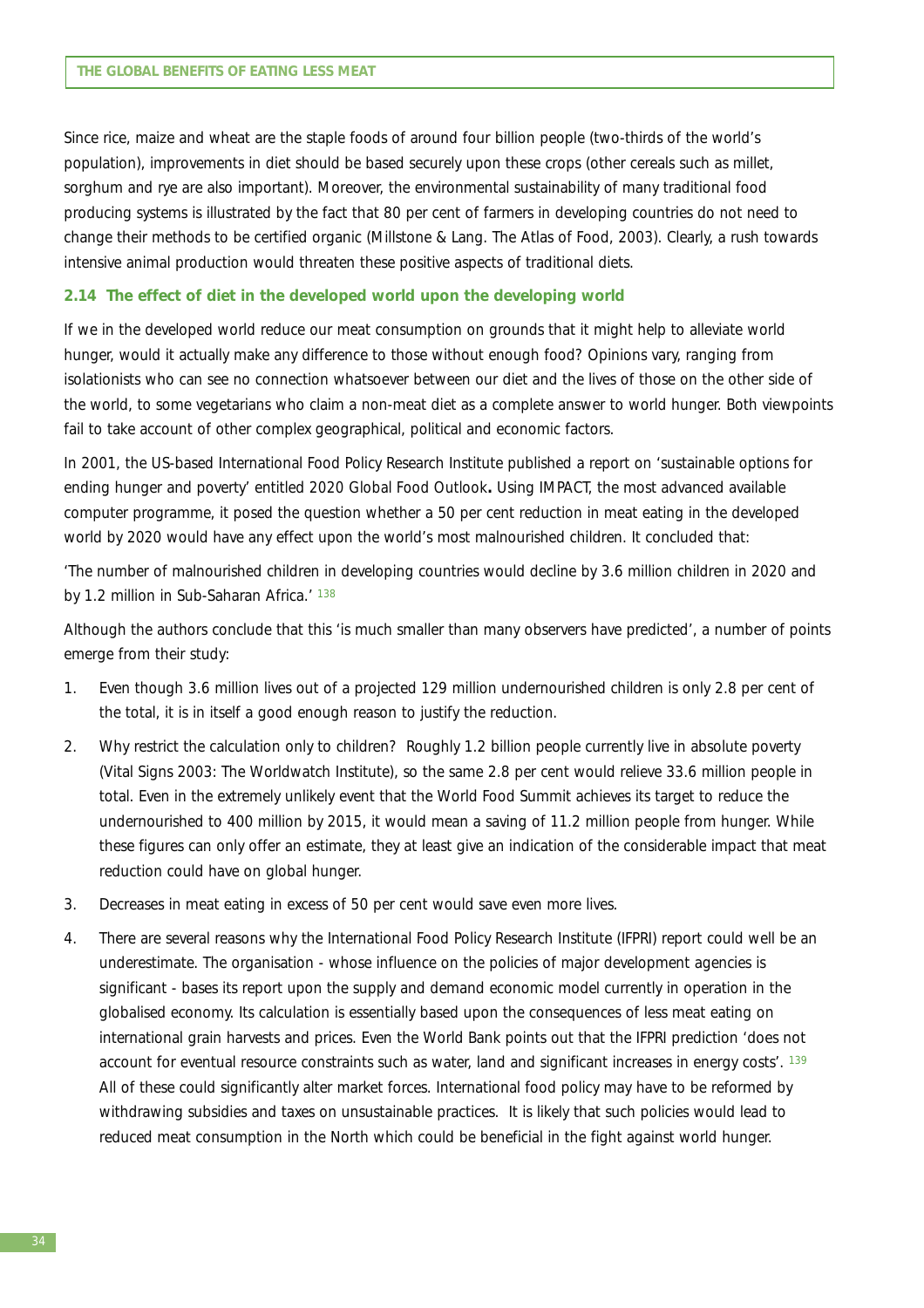Since rice, maize and wheat are the staple foods of around four billion people (two-thirds of the world's population), improvements in diet should be based securely upon these crops (other cereals such as millet, sorghum and rye are also important). Moreover, the environmental sustainability of many traditional food producing systems is illustrated by the fact that 80 per cent of farmers in developing countries do not need to change their methods to be certified organic (Millstone & Lang. *The Atlas of Food*, 2003). Clearly, a rush towards intensive animal production would threaten these positive aspects of traditional diets.

### 2.14 The effect of diet in the developed world upon the developing world

If we in the developed world reduce our meat consumption on grounds that it might help to alleviate world hunger, would it actually make any difference to those without enough food? Opinions vary, ranging from isolationists who can see no connection whatsoever between our diet and the lives of those on the other side of the world, to some vegetarians who claim a non-meat diet as a complete answer to world hunger. Both viewpoints fail to take account of other complex geographical, political and economic factors.

In 2001, the US-based International Food Policy Research Institute published a report on 'sustainable options for ending hunger and poverty' entitled *2020 Global Food Outlook*. Using IMPACT, the most advanced available computer programme, it posed the question whether a 50 per cent reduction in meat eating in the developed world by 2020 would have any effect upon the world's most malnourished children. It concluded that:

'The number of malnourished children in developing countries would decline by 3.6 million children in 2020 and by 1.2 million in Sub-Saharan Africa.' [138]

Although the authors conclude that this 'is much smaller than many observers have predicted', a number of points emerge from their study:

1. Even though 3.6 million lives out of a projected 129 million undernourished children is only 2.8 per cent of the total, it is in itself a good enough reason to justify the reduction.
2. Why restrict the calculation only to children? Roughly 1.2 billion people currently live in absolute poverty (Vital Signs 2003: The Worldwatch Institute), so the same 2.8 per cent would relieve 33.6 million people in total. Even in the extremely unlikely event that the World Food Summit achieves its target to reduce the undernourished to 400 million by 2015, it would mean a saving of 11.2 million people from hunger. While these figures can only offer an estimate, they at least give an indication of the considerable impact that meat reduction could have on global hunger.
3. Decreases in meat eating in excess of 50 per cent would save even more lives.
4. There are several reasons why the International Food Policy Research Institute (IFPRI) report could well be an underestimate. The organisation - whose influence on the policies of major development agencies is significant - bases its report upon the supply and demand economic model currently in operation in the globalised economy. Its calculation is essentially based upon the consequences of less meat eating on international grain harvests and prices. Even the World Bank points out that the IFPRI prediction 'does not account for eventual resource constraints such as water, land and significant increases in energy costs'. [139] All of these could significantly alter market forces. International food policy may have to be reformed by withdrawing subsidies and taxes on unsustainable practices. It is likely that such policies would lead to reduced meat consumption in the North which could be beneficial in the fight against world hunger.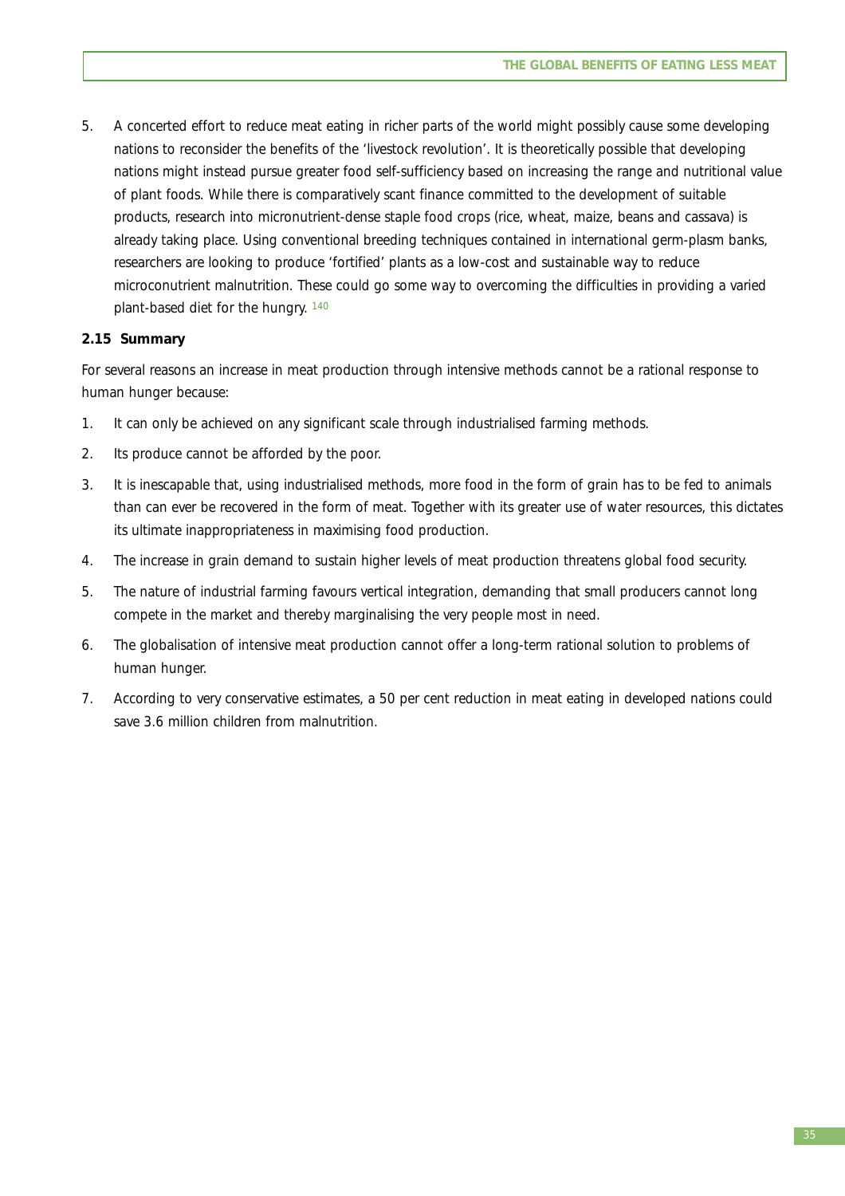5. A concerted effort to reduce meat eating in richer parts of the world might possibly cause some developing nations to reconsider the benefits of the 'livestock revolution'. It is theoretically possible that developing nations might instead pursue greater food self-sufficiency based on increasing the range and nutritional value of plant foods. While there is comparatively scant finance committed to the development of suitable products, research into micronutrient-dense staple food crops (rice, wheat, maize, beans and cassava) is already taking place. Using conventional breeding techniques contained in international germ-plasm banks, researchers are looking to produce 'fortified' plants as a low-cost and sustainable way to reduce microconutrient malnutrition. These could go some way to overcoming the difficulties in providing a varied plant-based diet for the hungry. [140]

**2.15 Summary**

For several reasons an increase in meat production through intensive methods cannot be a rational response to human hunger because:

1. It can only be achieved on any significant scale through industrialised farming methods.
2. Its produce cannot be afforded by the poor.
3. It is inescapable that, using industrialised methods, more food in the form of grain has to be fed to animals than can ever be recovered in the form of meat. Together with its greater use of water resources, this dictates its ultimate inappropriateness in maximising food production.
4. The increase in grain demand to sustain higher levels of meat production threatens global food security.
5. The nature of industrial farming favours vertical integration, demanding that small producers cannot long compete in the market and thereby marginalising the very people most in need.
6. The globalisation of intensive meat production cannot offer a long-term rational solution to problems of human hunger.
7. According to very conservative estimates, a 50 per cent reduction in meat eating in developed nations could save 3.6 million children from malnutrition.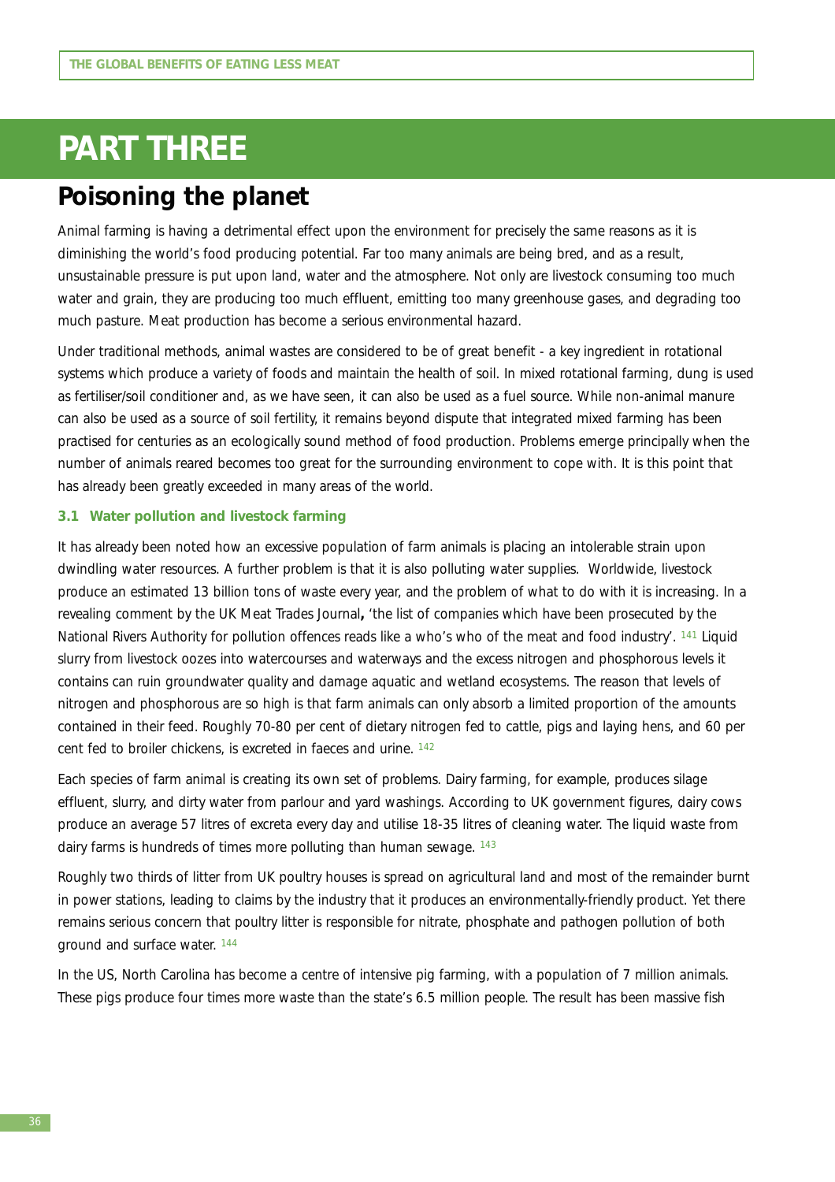# PART THREE

## Poisoning the planet

Animal farming is having a detrimental effect upon the environment for precisely the same reasons as it is diminishing the world's food producing potential. Far too many animals are being bred, and as a result, unsustainable pressure is put upon land, water and the atmosphere. Not only are livestock consuming too much water and grain, they are producing too much effluent, emitting too many greenhouse gases, and degrading too much pasture. Meat production has become a serious environmental hazard.

Under traditional methods, animal wastes are considered to be of great benefit - a key ingredient in rotational systems which produce a variety of foods and maintain the health of soil. In mixed rotational farming, dung is used as fertiliser/soil conditioner and, as we have seen, it can also be used as a fuel source. While non-animal manure can also be used as a source of soil fertility, it remains beyond dispute that integrated mixed farming has been practised for centuries as an ecologically sound method of food production. Problems emerge principally when the number of animals reared becomes too great for the surrounding environment to cope with. It is this point that has already been greatly exceeded in many areas of the world.

### 3.1 Water pollution and livestock farming

It has already been noted how an excessive population of farm animals is placing an intolerable strain upon dwindling water resources. A further problem is that it is also polluting water supplies. Worldwide, livestock produce an estimated 13 billion tons of waste every year, and the problem of what to do with it is increasing. In a revealing comment by the UK Meat Trades Journal**,** 'the list of companies which have been prosecuted by the National Rivers Authority for pollution offences reads like a who's who of the meat and food industry'. [141] Liquid slurry from livestock oozes into watercourses and waterways and the excess nitrogen and phosphorous levels it contains can ruin groundwater quality and damage aquatic and wetland ecosystems. The reason that levels of nitrogen and phosphorous are so high is that farm animals can only absorb a limited proportion of the amounts contained in their feed. Roughly 70-80 per cent of dietary nitrogen fed to cattle, pigs and laying hens, and 60 per cent fed to broiler chickens, is excreted in faeces and urine. [142]

Each species of farm animal is creating its own set of problems. Dairy farming, for example, produces silage effluent, slurry, and dirty water from parlour and yard washings. According to UK government figures, dairy cows produce an average 57 litres of excreta every day and utilise 18-35 litres of cleaning water. The liquid waste from dairy farms is hundreds of times more polluting than human sewage. [143]

Roughly two thirds of litter from UK poultry houses is spread on agricultural land and most of the remainder burnt in power stations, leading to claims by the industry that it produces an environmentally-friendly product. Yet there remains serious concern that poultry litter is responsible for nitrate, phosphate and pathogen pollution of both ground and surface water. [144]

In the US, North Carolina has become a centre of intensive pig farming, with a population of 7 million animals. These pigs produce four times more waste than the state's 6.5 million people. The result has been massive fish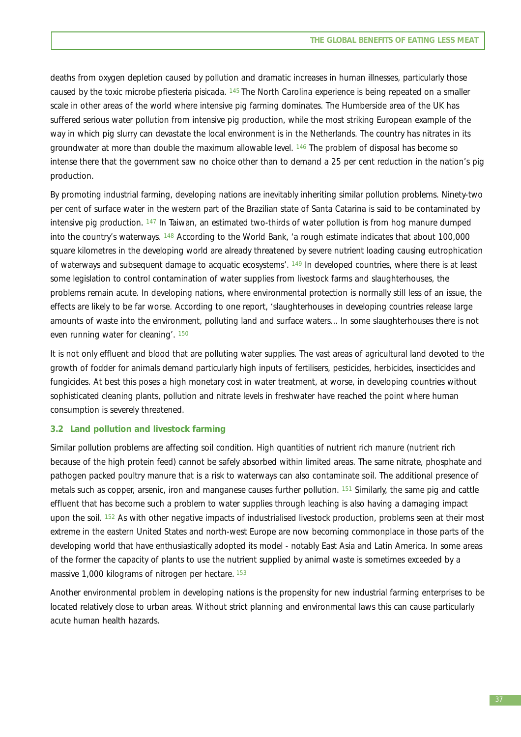deaths from oxygen depletion caused by pollution and dramatic increases in human illnesses, particularly those caused by the toxic microbe pfiesteria pisicada. [145] The North Carolina experience is being repeated on a smaller scale in other areas of the world where intensive pig farming dominates. The Humberside area of the UK has suffered serious water pollution from intensive pig production, while the most striking European example of the way in which pig slurry can devastate the local environment is in the Netherlands. The country has nitrates in its groundwater at more than double the maximum allowable level. [146] The problem of disposal has become so intense there that the government saw no choice other than to demand a 25 per cent reduction in the nation's pig production.

By promoting industrial farming, developing nations are inevitably inheriting similar pollution problems. Ninety-two per cent of surface water in the western part of the Brazilian state of Santa Catarina is said to be contaminated by intensive pig production. [147] In Taiwan, an estimated two-thirds of water pollution is from hog manure dumped into the country's waterways. [148] According to the World Bank, 'a rough estimate indicates that about 100,000 square kilometres in the developing world are already threatened by severe nutrient loading causing eutrophication of waterways and subsequent damage to acquatic ecosystems'. [149] In developed countries, where there is at least some legislation to control contamination of water supplies from livestock farms and slaughterhouses, the problems remain acute. In developing nations, where environmental protection is normally still less of an issue, the effects are likely to be far worse. According to one report, 'slaughterhouses in developing countries release large amounts of waste into the environment, polluting land and surface waters... In some slaughterhouses there is not even running water for cleaning'. [150]

It is not only effluent and blood that are polluting water supplies. The vast areas of agricultural land devoted to the growth of fodder for animals demand particularly high inputs of fertilisers, pesticides, herbicides, insecticides and fungicides. At best this poses a high monetary cost in water treatment, at worse, in developing countries without sophisticated cleaning plants, pollution and nitrate levels in freshwater have reached the point where human consumption is severely threatened.

### 3.2 Land pollution and livestock farming

Similar pollution problems are affecting soil condition. High quantities of nutrient rich manure (nutrient rich because of the high protein feed) cannot be safely absorbed within limited areas. The same nitrate, phosphate and pathogen packed poultry manure that is a risk to waterways can also contaminate soil. The additional presence of metals such as copper, arsenic, iron and manganese causes further pollution. [151] Similarly, the same pig and cattle effluent that has become such a problem to water supplies through leaching is also having a damaging impact upon the soil. [152] As with other negative impacts of industrialised livestock production, problems seen at their most extreme in the eastern United States and north-west Europe are now becoming commonplace in those parts of the developing world that have enthusiastically adopted its model - notably East Asia and Latin America. In some areas of the former the capacity of plants to use the nutrient supplied by animal waste is sometimes exceeded by a massive 1,000 kilograms of nitrogen per hectare. [153]

Another environmental problem in developing nations is the propensity for new industrial farming enterprises to be located relatively close to urban areas. Without strict planning and environmental laws this can cause particularly acute human health hazards.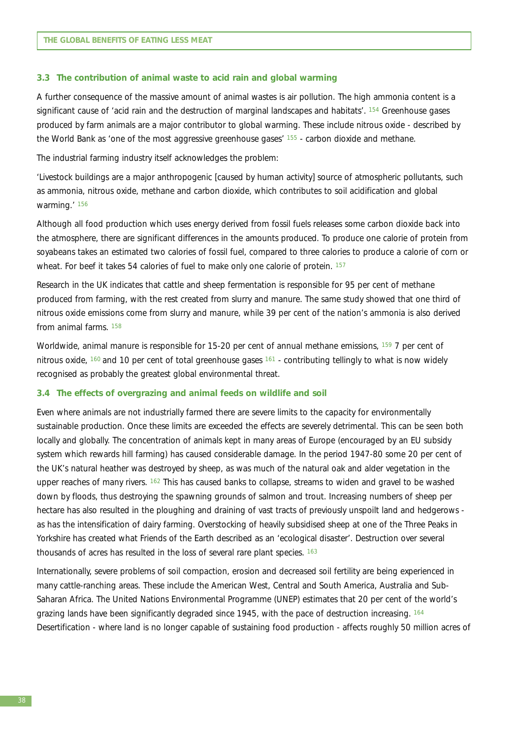### 3.3 The contribution of animal waste to acid rain and global warming

A further consequence of the massive amount of animal wastes is air pollution. The high ammonia content is a significant cause of 'acid rain and the destruction of marginal landscapes and habitats'. [154] Greenhouse gases produced by farm animals are a major contributor to global warming. These include nitrous oxide - described by the World Bank as 'one of the most aggressive greenhouse gases' [155] - carbon dioxide and methane.

The industrial farming industry itself acknowledges the problem:

'Livestock buildings are a major anthropogenic [caused by human activity] source of atmospheric pollutants, such as ammonia, nitrous oxide, methane and carbon dioxide, which contributes to soil acidification and global warming.' [156]

Although all food production which uses energy derived from fossil fuels releases some carbon dioxide back into the atmosphere, there are significant differences in the amounts produced. To produce one calorie of protein from soyabeans takes an estimated two calories of fossil fuel, compared to three calories to produce a calorie of corn or wheat. For beef it takes 54 calories of fuel to make only one calorie of protein. [157]

Research in the UK indicates that cattle and sheep fermentation is responsible for 95 per cent of methane produced from farming, with the rest created from slurry and manure. The same study showed that one third of nitrous oxide emissions come from slurry and manure, while 39 per cent of the nation's ammonia is also derived from animal farms. [158]

Worldwide, animal manure is responsible for 15-20 per cent of annual methane emissions, [159] 7 per cent of nitrous oxide, [160] and 10 per cent of total greenhouse gases [161] - contributing tellingly to what is now widely recognised as probably the greatest global environmental threat.

### 3.4 The effects of overgrazing and animal feeds on wildlife and soil

Even where animals are not industrially farmed there are severe limits to the capacity for environmentally sustainable production. Once these limits are exceeded the effects are severely detrimental. This can be seen both locally and globally. The concentration of animals kept in many areas of Europe (encouraged by an EU subsidy system which rewards hill farming) has caused considerable damage. In the period 1947-80 some 20 per cent of the UK's natural heather was destroyed by sheep, as was much of the natural oak and alder vegetation in the upper reaches of many rivers. [162] This has caused banks to collapse, streams to widen and gravel to be washed down by floods, thus destroying the spawning grounds of salmon and trout. Increasing numbers of sheep per hectare has also resulted in the ploughing and draining of vast tracts of previously unspoilt land and hedgerows - as has the intensification of dairy farming. Overstocking of heavily subsidised sheep at one of the Three Peaks in Yorkshire has created what Friends of the Earth described as an 'ecological disaster'. Destruction over several thousands of acres has resulted in the loss of several rare plant species. [163]

Internationally, severe problems of soil compaction, erosion and decreased soil fertility are being experienced in many cattle-ranching areas. These include the American West, Central and South America, Australia and Sub-Saharan Africa. The United Nations Environmental Programme (UNEP) estimates that 20 per cent of the world's grazing lands have been significantly degraded since 1945, with the pace of destruction increasing. [164] Desertification - where land is no longer capable of sustaining food production - affects roughly 50 million acres of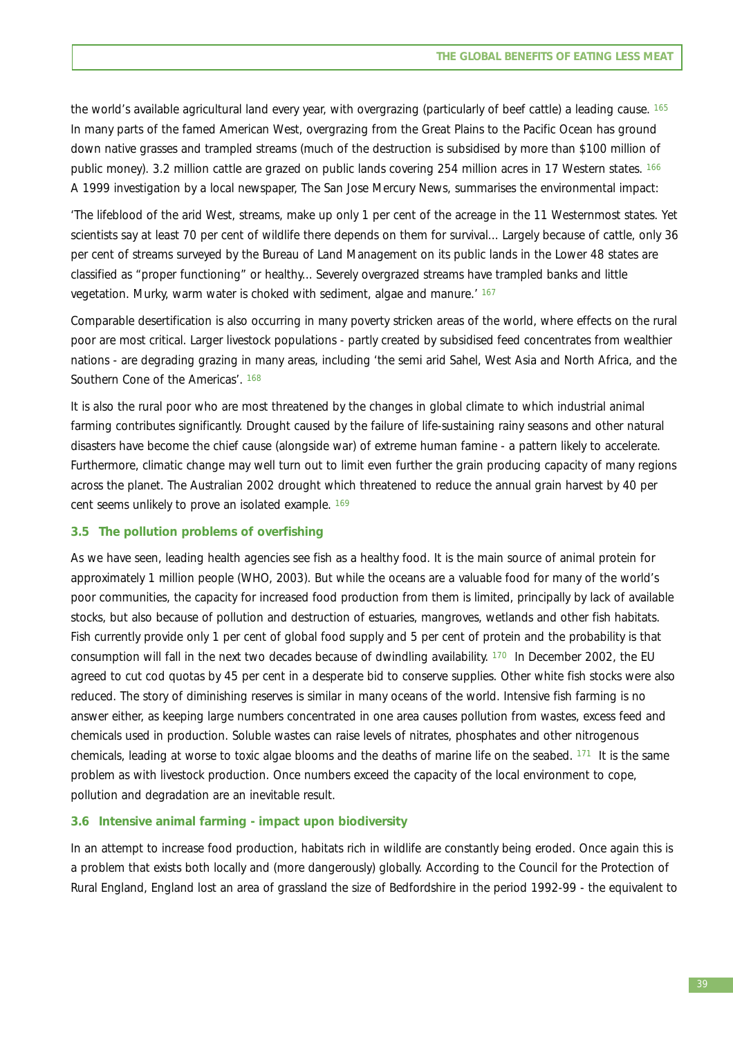the world's available agricultural land every year, with overgrazing (particularly of beef cattle) a leading cause. [165] In many parts of the famed American West, overgrazing from the Great Plains to the Pacific Ocean has ground down native grasses and trampled streams (much of the destruction is subsidised by more than $100 million of public money). 3.2 million cattle are grazed on public lands covering 254 million acres in 17 Western states. [166] A 1999 investigation by a local newspaper, The San Jose Mercury News, summarises the environmental impact:

'The lifeblood of the arid West, streams, make up only 1 per cent of the acreage in the 11 Westernmost states. Yet scientists say at least 70 per cent of wildlife there depends on them for survival... Largely because of cattle, only 36 per cent of streams surveyed by the Bureau of Land Management on its public lands in the Lower 48 states are classified as "proper functioning" or healthy... Severely overgrazed streams have trampled banks and little vegetation. Murky, warm water is choked with sediment, algae and manure.' [167]

Comparable desertification is also occurring in many poverty stricken areas of the world, where effects on the rural poor are most critical. Larger livestock populations - partly created by subsidised feed concentrates from wealthier nations - are degrading grazing in many areas, including 'the semi arid Sahel, West Asia and North Africa, and the Southern Cone of the Americas'. [168]

It is also the rural poor who are most threatened by the changes in global climate to which industrial animal farming contributes significantly. Drought caused by the failure of life-sustaining rainy seasons and other natural disasters have become the chief cause (alongside war) of extreme human famine - a pattern likely to accelerate. Furthermore, climatic change may well turn out to limit even further the grain producing capacity of many regions across the planet. The Australian 2002 drought which threatened to reduce the annual grain harvest by 40 per cent seems unlikely to prove an isolated example. [169]

### 3.5 The pollution problems of overfishing

As we have seen, leading health agencies see fish as a healthy food. It is the main source of animal protein for approximately 1 million people (WHO, 2003). But while the oceans are a valuable food for many of the world's poor communities, the capacity for increased food production from them is limited, principally by lack of available stocks, but also because of pollution and destruction of estuaries, mangroves, wetlands and other fish habitats. Fish currently provide only 1 per cent of global food supply and 5 per cent of protein and the probability is that consumption will fall in the next two decades because of dwindling availability. [170] In December 2002, the EU agreed to cut cod quotas by 45 per cent in a desperate bid to conserve supplies. Other white fish stocks were also reduced. The story of diminishing reserves is similar in many oceans of the world. Intensive fish farming is no answer either, as keeping large numbers concentrated in one area causes pollution from wastes, excess feed and chemicals used in production. Soluble wastes can raise levels of nitrates, phosphates and other nitrogenous chemicals, leading at worse to toxic algae blooms and the deaths of marine life on the seabed. [171] It is the same problem as with livestock production. Once numbers exceed the capacity of the local environment to cope, pollution and degradation are an inevitable result.

### 3.6 Intensive animal farming - impact upon biodiversity

In an attempt to increase food production, habitats rich in wildlife are constantly being eroded. Once again this is a problem that exists both locally and (more dangerously) globally. According to the Council for the Protection of Rural England, England lost an area of grassland the size of Bedfordshire in the period 1992-99 - the equivalent to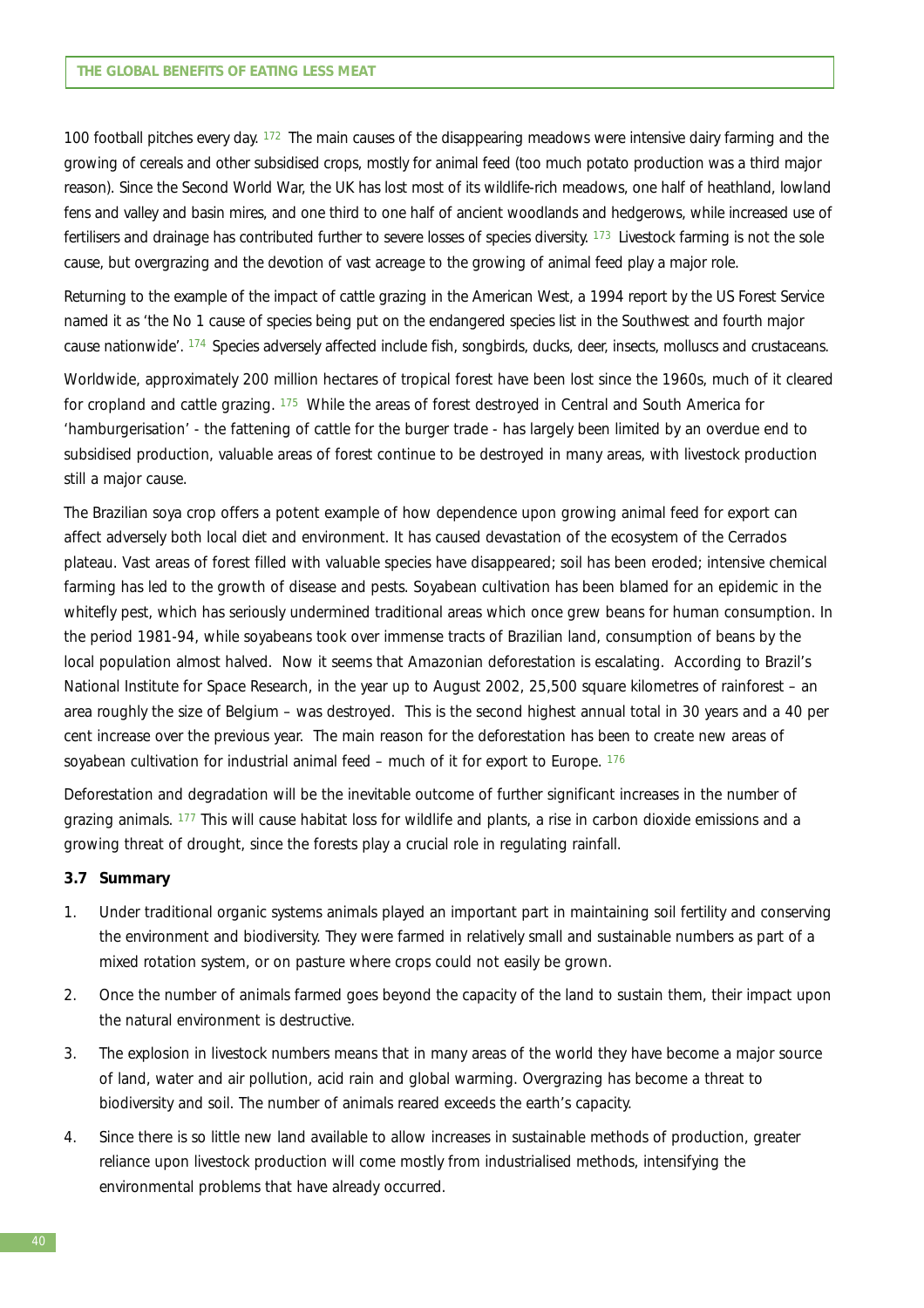100 football pitches every day. [172] The main causes of the disappearing meadows were intensive dairy farming and the growing of cereals and other subsidised crops, mostly for animal feed (too much potato production was a third major reason). Since the Second World War, the UK has lost most of its wildlife-rich meadows, one half of heathland, lowland fens and valley and basin mires, and one third to one half of ancient woodlands and hedgerows, while increased use of fertilisers and drainage has contributed further to severe losses of species diversity. [173] Livestock farming is not the sole cause, but overgrazing and the devotion of vast acreage to the growing of animal feed play a major role.

Returning to the example of the impact of cattle grazing in the American West, a 1994 report by the US Forest Service named it as 'the No 1 cause of species being put on the endangered species list in the Southwest and fourth major cause nationwide'. [174] Species adversely affected include fish, songbirds, ducks, deer, insects, molluscs and crustaceans.

Worldwide, approximately 200 million hectares of tropical forest have been lost since the 1960s, much of it cleared for cropland and cattle grazing. [175] While the areas of forest destroyed in Central and South America for 'hamburgerisation' - the fattening of cattle for the burger trade - has largely been limited by an overdue end to subsidised production, valuable areas of forest continue to be destroyed in many areas, with livestock production still a major cause.

The Brazilian soya crop offers a potent example of how dependence upon growing animal feed for export can affect adversely both local diet and environment. It has caused devastation of the ecosystem of the Cerrados plateau. Vast areas of forest filled with valuable species have disappeared; soil has been eroded; intensive chemical farming has led to the growth of disease and pests. Soyabean cultivation has been blamed for an epidemic in the whitefly pest, which has seriously undermined traditional areas which once grew beans for human consumption. In the period 1981-94, while soyabeans took over immense tracts of Brazilian land, consumption of beans by the local population almost halved. Now it seems that Amazonian deforestation is escalating. According to Brazil's National Institute for Space Research, in the year up to August 2002, 25,500 square kilometres of rainforest – an area roughly the size of Belgium – was destroyed. This is the second highest annual total in 30 years and a 40 per cent increase over the previous year. The main reason for the deforestation has been to create new areas of soyabean cultivation for industrial animal feed – much of it for export to Europe. [176]

Deforestation and degradation will be the inevitable outcome of further significant increases in the number of grazing animals. [177] This will cause habitat loss for wildlife and plants, a rise in carbon dioxide emissions and a growing threat of drought, since the forests play a crucial role in regulating rainfall.

### 3.7 Summary

1. Under traditional organic systems animals played an important part in maintaining soil fertility and conserving the environment and biodiversity. They were farmed in relatively small and sustainable numbers as part of a mixed rotation system, or on pasture where crops could not easily be grown.
2. Once the number of animals farmed goes beyond the capacity of the land to sustain them, their impact upon the natural environment is destructive.
3. The explosion in livestock numbers means that in many areas of the world they have become a major source of land, water and air pollution, acid rain and global warming. Overgrazing has become a threat to biodiversity and soil. The number of animals reared exceeds the earth's capacity.
4. Since there is so little new land available to allow increases in sustainable methods of production, greater reliance upon livestock production will come mostly from industrialised methods, intensifying the environmental problems that have already occurred.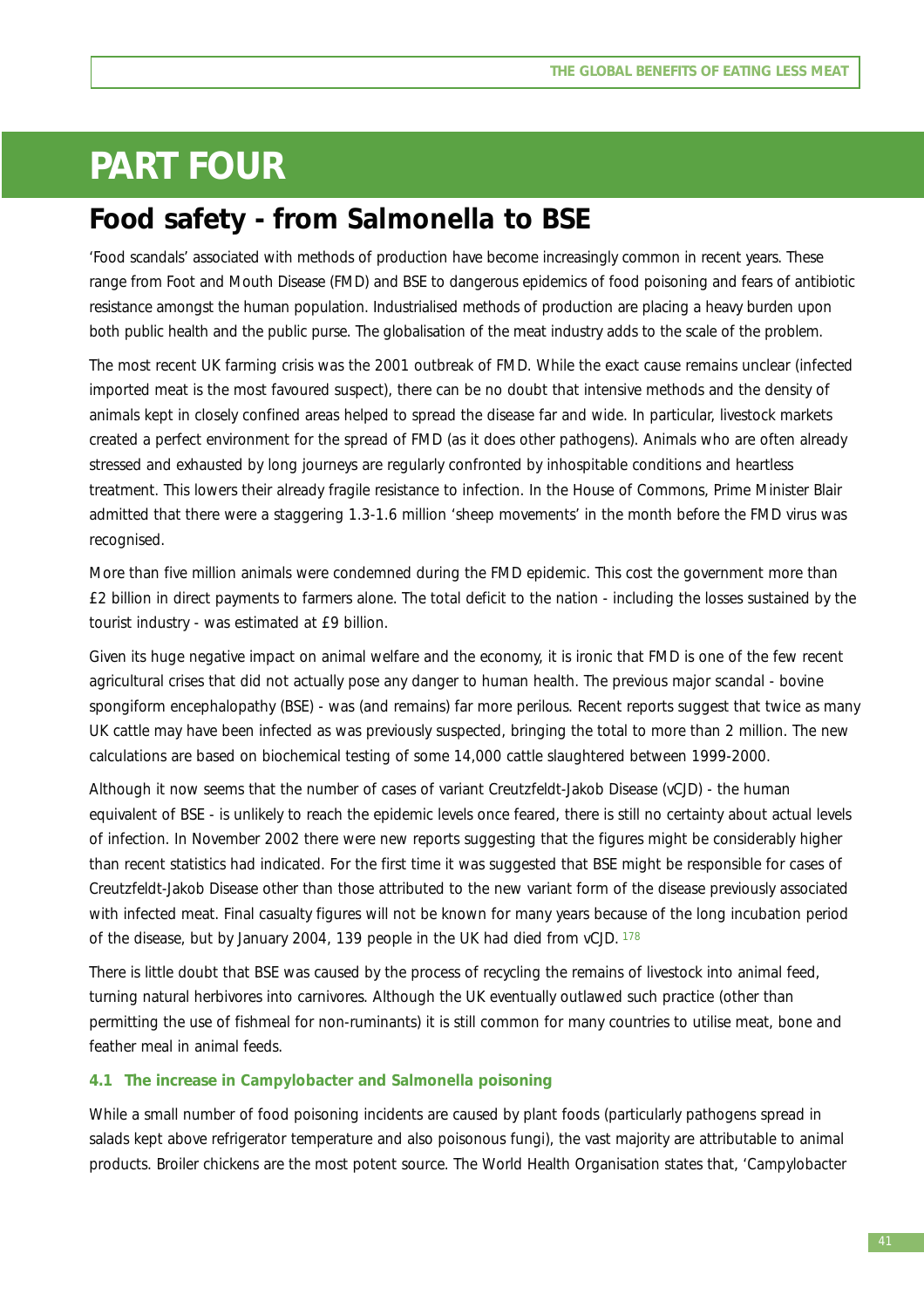# PART FOUR

## Food safety - from Salmonella to BSE

'Food scandals' associated with methods of production have become increasingly common in recent years. These range from Foot and Mouth Disease (FMD) and BSE to dangerous epidemics of food poisoning and fears of antibiotic resistance amongst the human population. Industrialised methods of production are placing a heavy burden upon both public health and the public purse. The globalisation of the meat industry adds to the scale of the problem.

The most recent UK farming crisis was the 2001 outbreak of FMD. While the exact cause remains unclear (infected imported meat is the most favoured suspect), there can be no doubt that intensive methods and the density of animals kept in closely confined areas helped to spread the disease far and wide. In particular, livestock markets created a perfect environment for the spread of FMD (as it does other pathogens). Animals who are often already stressed and exhausted by long journeys are regularly confronted by inhospitable conditions and heartless treatment. This lowers their already fragile resistance to infection. In the House of Commons, Prime Minister Blair admitted that there were a staggering 1.3-1.6 million 'sheep movements' in the month before the FMD virus was recognised.

More than five million animals were condemned during the FMD epidemic. This cost the government more than £2 billion in direct payments to farmers alone. The total deficit to the nation - including the losses sustained by the tourist industry - was estimated at £9 billion.

Given its huge negative impact on animal welfare and the economy, it is ironic that FMD is one of the few recent agricultural crises that did not actually pose any danger to human health. The previous major scandal - bovine spongiform encephalopathy (BSE) - was (and remains) far more perilous. Recent reports suggest that twice as many UK cattle may have been infected as was previously suspected, bringing the total to more than 2 million. The new calculations are based on biochemical testing of some 14,000 cattle slaughtered between 1999-2000.

Although it now seems that the number of cases of variant Creutzfeldt-Jakob Disease (vCJD) - the human equivalent of BSE - is unlikely to reach the epidemic levels once feared, there is still no certainty about actual levels of infection. In November 2002 there were new reports suggesting that the figures might be considerably higher than recent statistics had indicated. For the first time it was suggested that BSE might be responsible for cases of Creutzfeldt-Jakob Disease other than those attributed to the new variant form of the disease previously associated with infected meat. Final casualty figures will not be known for many years because of the long incubation period of the disease, but by January 2004, 139 people in the UK had died from vCJD. [178]

There is little doubt that BSE was caused by the process of recycling the remains of livestock into animal feed, turning natural herbivores into carnivores. Although the UK eventually outlawed such practice (other than permitting the use of fishmeal for non-ruminants) it is still common for many countries to utilise meat, bone and feather meal in animal feeds.

### 4.1 The increase in Campylobacter and Salmonella poisoning

While a small number of food poisoning incidents are caused by plant foods (particularly pathogens spread in salads kept above refrigerator temperature and also poisonous fungi), the vast majority are attributable to animal products. Broiler chickens are the most potent source. The World Health Organisation states that, 'Campylobacter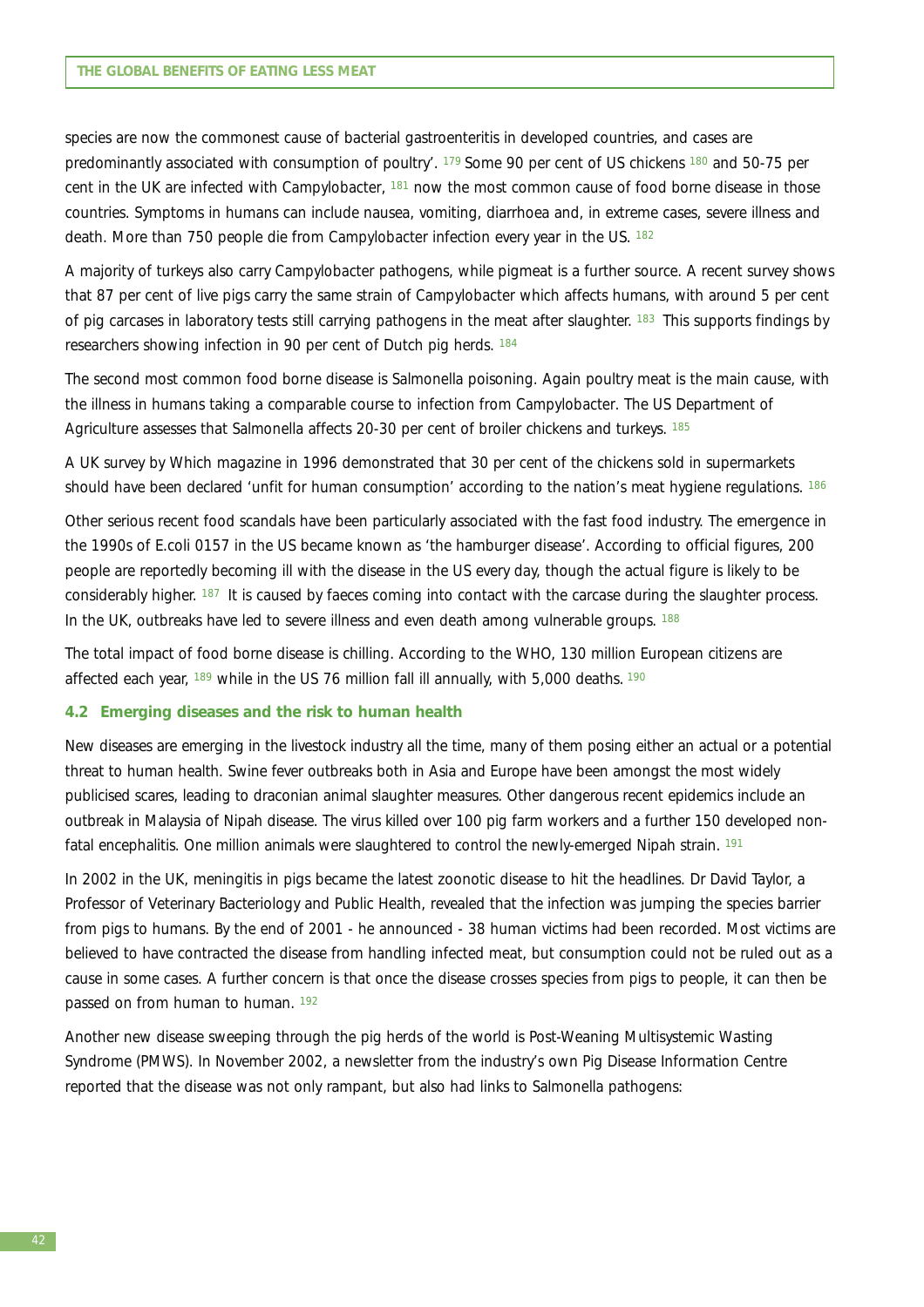species are now the commonest cause of bacterial gastroenteritis in developed countries, and cases are predominantly associated with consumption of poultry'. [179] Some 90 per cent of US chickens [180] and 50-75 per cent in the UK are infected with Campylobacter, [181] now the most common cause of food borne disease in those countries. Symptoms in humans can include nausea, vomiting, diarrhoea and, in extreme cases, severe illness and death. More than 750 people die from Campylobacter infection every year in the US. [182]

A majority of turkeys also carry Campylobacter pathogens, while pigmeat is a further source. A recent survey shows that 87 per cent of live pigs carry the same strain of Campylobacter which affects humans, with around 5 per cent of pig carcases in laboratory tests still carrying pathogens in the meat after slaughter. [183] This supports findings by researchers showing infection in 90 per cent of Dutch pig herds. [184]

The second most common food borne disease is Salmonella poisoning. Again poultry meat is the main cause, with the illness in humans taking a comparable course to infection from Campylobacter. The US Department of Agriculture assesses that Salmonella affects 20-30 per cent of broiler chickens and turkeys. [185]

A UK survey by Which magazine in 1996 demonstrated that 30 per cent of the chickens sold in supermarkets should have been declared 'unfit for human consumption' according to the nation's meat hygiene regulations. [186]

Other serious recent food scandals have been particularly associated with the fast food industry. The emergence in the 1990s of E.coli 0157 in the US became known as 'the hamburger disease'. According to official figures, 200 people are reportedly becoming ill with the disease in the US every day, though the actual figure is likely to be considerably higher. [187] It is caused by faeces coming into contact with the carcase during the slaughter process. In the UK, outbreaks have led to severe illness and even death among vulnerable groups. [188]

The total impact of food borne disease is chilling. According to the WHO, 130 million European citizens are affected each year, [189] while in the US 76 million fall ill annually, with 5,000 deaths. [190]

### 4.2 Emerging diseases and the risk to human health

New diseases are emerging in the livestock industry all the time, many of them posing either an actual or a potential threat to human health. Swine fever outbreaks both in Asia and Europe have been amongst the most widely publicised scares, leading to draconian animal slaughter measures. Other dangerous recent epidemics include an outbreak in Malaysia of Nipah disease. The virus killed over 100 pig farm workers and a further 150 developed non-fatal encephalitis. One million animals were slaughtered to control the newly-emerged Nipah strain. [191]

In 2002 in the UK, meningitis in pigs became the latest zoonotic disease to hit the headlines. Dr David Taylor, a Professor of Veterinary Bacteriology and Public Health, revealed that the infection was jumping the species barrier from pigs to humans. By the end of 2001 - he announced - 38 human victims had been recorded. Most victims are believed to have contracted the disease from handling infected meat, but consumption could not be ruled out as a cause in some cases. A further concern is that once the disease crosses species from pigs to people, it can then be passed on from human to human. [192]

Another new disease sweeping through the pig herds of the world is Post-Weaning Multisystemic Wasting Syndrome (PMWS). In November 2002, a newsletter from the industry's own Pig Disease Information Centre reported that the disease was not only rampant, but also had links to Salmonella pathogens: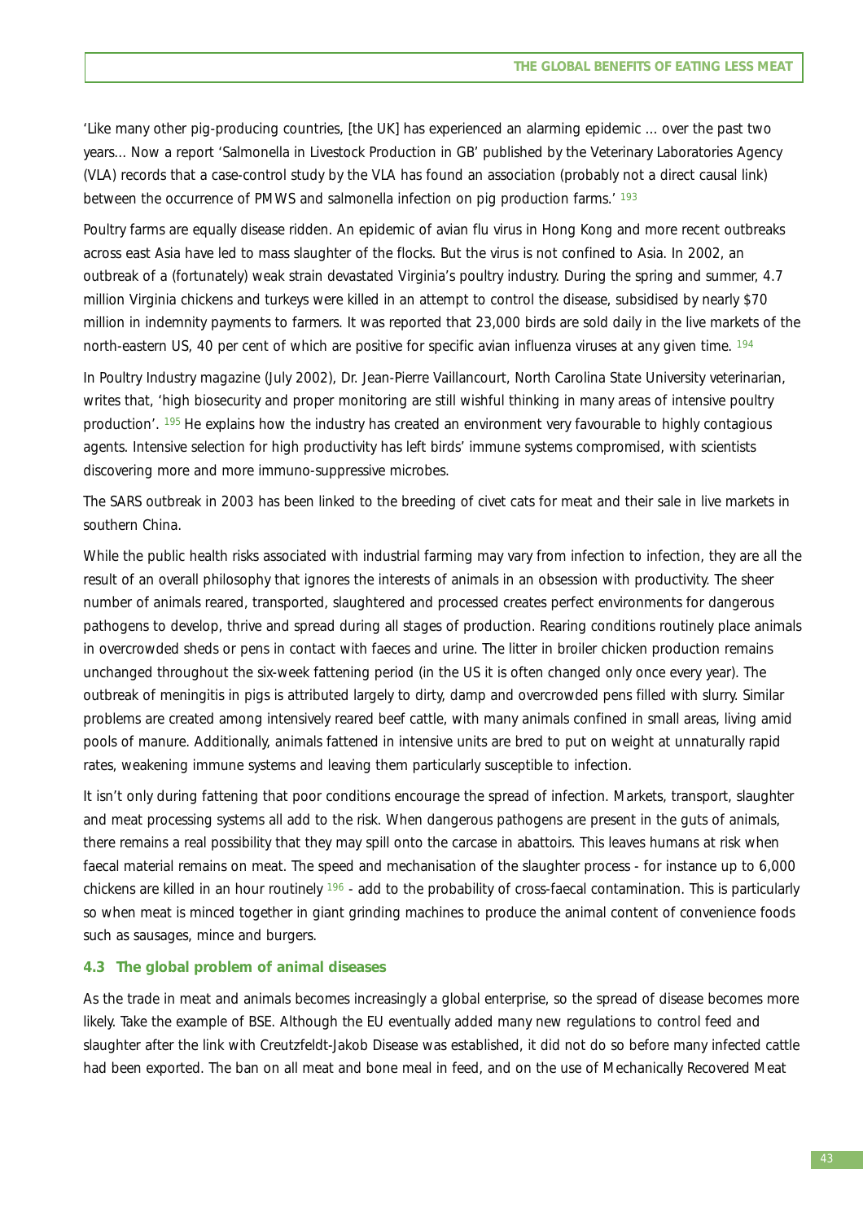'Like many other pig-producing countries, [the UK] has experienced an alarming epidemic ... over the past two years... Now a report 'Salmonella in Livestock Production in GB' published by the Veterinary Laboratories Agency (VLA) records that a case-control study by the VLA has found an association (probably not a direct causal link) between the occurrence of PMWS and salmonella infection on pig production farms.' [193]

Poultry farms are equally disease ridden. An epidemic of avian flu virus in Hong Kong and more recent outbreaks across east Asia have led to mass slaughter of the flocks. But the virus is not confined to Asia. In 2002, an outbreak of a (fortunately) weak strain devastated Virginia's poultry industry. During the spring and summer, 4.7 million Virginia chickens and turkeys were killed in an attempt to control the disease, subsidised by nearly $70 million in indemnity payments to farmers. It was reported that 23,000 birds are sold daily in the live markets of the north-eastern US, 40 per cent of which are positive for specific avian influenza viruses at any given time. [194]

In Poultry Industry magazine (July 2002), Dr. Jean-Pierre Vaillancourt, North Carolina State University veterinarian, writes that, 'high biosecurity and proper monitoring are still wishful thinking in many areas of intensive poultry production'. [195] He explains how the industry has created an environment very favourable to highly contagious agents. Intensive selection for high productivity has left birds' immune systems compromised, with scientists discovering more and more immuno-suppressive microbes.

The SARS outbreak in 2003 has been linked to the breeding of civet cats for meat and their sale in live markets in southern China.

While the public health risks associated with industrial farming may vary from infection to infection, they are all the result of an overall philosophy that ignores the interests of animals in an obsession with productivity. The sheer number of animals reared, transported, slaughtered and processed creates perfect environments for dangerous pathogens to develop, thrive and spread during all stages of production. Rearing conditions routinely place animals in overcrowded sheds or pens in contact with faeces and urine. The litter in broiler chicken production remains unchanged throughout the six-week fattening period (in the US it is often changed only once every year). The outbreak of meningitis in pigs is attributed largely to dirty, damp and overcrowded pens filled with slurry. Similar problems are created among intensively reared beef cattle, with many animals confined in small areas, living amid pools of manure. Additionally, animals fattened in intensive units are bred to put on weight at unnaturally rapid rates, weakening immune systems and leaving them particularly susceptible to infection.

It isn't only during fattening that poor conditions encourage the spread of infection. Markets, transport, slaughter and meat processing systems all add to the risk. When dangerous pathogens are present in the guts of animals, there remains a real possibility that they may spill onto the carcase in abattoirs. This leaves humans at risk when faecal material remains on meat. The speed and mechanisation of the slaughter process - for instance up to 6,000 chickens are killed in an hour routinely [196] - add to the probability of cross-faecal contamination. This is particularly so when meat is minced together in giant grinding machines to produce the animal content of convenience foods such as sausages, mince and burgers.

### 4.3 The global problem of animal diseases

As the trade in meat and animals becomes increasingly a global enterprise, so the spread of disease becomes more likely. Take the example of BSE. Although the EU eventually added many new regulations to control feed and slaughter after the link with Creutzfeldt-Jakob Disease was established, it did not do so before many infected cattle had been exported. The ban on all meat and bone meal in feed, and on the use of Mechanically Recovered Meat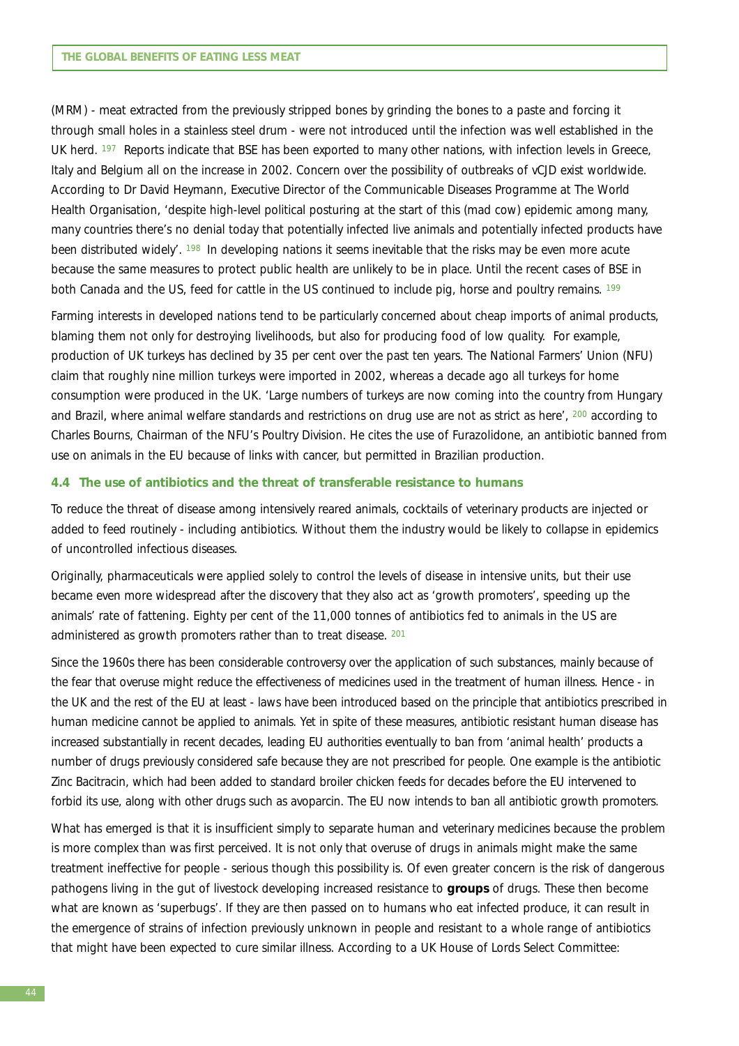(MRM) - meat extracted from the previously stripped bones by grinding the bones to a paste and forcing it through small holes in a stainless steel drum - were not introduced until the infection was well established in the UK herd. [197] Reports indicate that BSE has been exported to many other nations, with infection levels in Greece, Italy and Belgium all on the increase in 2002. Concern over the possibility of outbreaks of vCJD exist worldwide. According to Dr David Heymann, Executive Director of the Communicable Diseases Programme at The World Health Organisation, 'despite high-level political posturing at the start of this (mad cow) epidemic among many, many countries there's no denial today that potentially infected live animals and potentially infected products have been distributed widely'. [198] In developing nations it seems inevitable that the risks may be even more acute because the same measures to protect public health are unlikely to be in place. Until the recent cases of BSE in both Canada and the US, feed for cattle in the US continued to include pig, horse and poultry remains. [199]

Farming interests in developed nations tend to be particularly concerned about cheap imports of animal products, blaming them not only for destroying livelihoods, but also for producing food of low quality. For example, production of UK turkeys has declined by 35 per cent over the past ten years. The National Farmers' Union (NFU) claim that roughly nine million turkeys were imported in 2002, whereas a decade ago all turkeys for home consumption were produced in the UK. 'Large numbers of turkeys are now coming into the country from Hungary and Brazil, where animal welfare standards and restrictions on drug use are not as strict as here', [200] according to Charles Bourns, Chairman of the NFU's Poultry Division. He cites the use of Furazolidone, an antibiotic banned from use on animals in the EU because of links with cancer, but permitted in Brazilian production.

### 4.4 The use of antibiotics and the threat of transferable resistance to humans

To reduce the threat of disease among intensively reared animals, cocktails of veterinary products are injected or added to feed routinely - including antibiotics. Without them the industry would be likely to collapse in epidemics of uncontrolled infectious diseases.

Originally, pharmaceuticals were applied solely to control the levels of disease in intensive units, but their use became even more widespread after the discovery that they also act as 'growth promoters', speeding up the animals' rate of fattening. Eighty per cent of the 11,000 tonnes of antibiotics fed to animals in the US are administered as growth promoters rather than to treat disease. [201]

Since the 1960s there has been considerable controversy over the application of such substances, mainly because of the fear that overuse might reduce the effectiveness of medicines used in the treatment of human illness. Hence - in the UK and the rest of the EU at least - laws have been introduced based on the principle that antibiotics prescribed in human medicine cannot be applied to animals. Yet in spite of these measures, antibiotic resistant human disease has increased substantially in recent decades, leading EU authorities eventually to ban from 'animal health' products a number of drugs previously considered safe because they are not prescribed for people. One example is the antibiotic Zinc Bacitracin, which had been added to standard broiler chicken feeds for decades before the EU intervened to forbid its use, along with other drugs such as avoparcin. The EU now intends to ban all antibiotic growth promoters.

What has emerged is that it is insufficient simply to separate human and veterinary medicines because the problem is more complex than was first perceived. It is not only that overuse of drugs in animals might make the same treatment ineffective for people - serious though this possibility is. Of even greater concern is the risk of dangerous pathogens living in the gut of livestock developing increased resistance to **groups** of drugs. These then become what are known as 'superbugs'. If they are then passed on to humans who eat infected produce, it can result in the emergence of strains of infection previously unknown in people and resistant to a whole range of antibiotics that might have been expected to cure similar illness. According to a UK House of Lords Select Committee: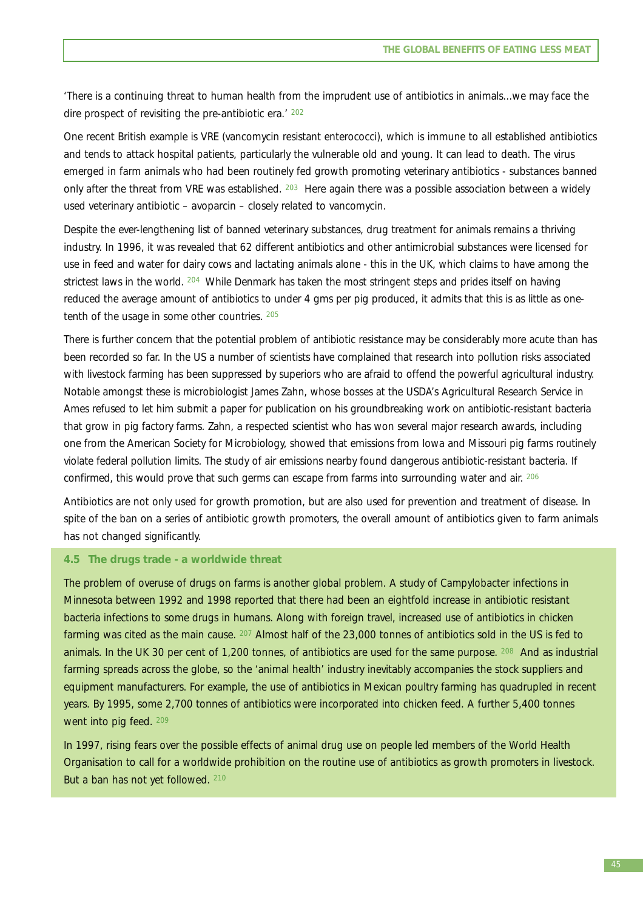'There is a continuing threat to human health from the imprudent use of antibiotics in animals...we may face the dire prospect of revisiting the pre-antibiotic era.' [202]

One recent British example is VRE (vancomycin resistant enterococci), which is immune to all established antibiotics and tends to attack hospital patients, particularly the vulnerable old and young. It can lead to death. The virus emerged in farm animals who had been routinely fed growth promoting veterinary antibiotics - substances banned only after the threat from VRE was established. [203] Here again there was a possible association between a widely used veterinary antibiotic – avoparcin – closely related to vancomycin.

Despite the ever-lengthening list of banned veterinary substances, drug treatment for animals remains a thriving industry. In 1996, it was revealed that 62 different antibiotics and other antimicrobial substances were licensed for use in feed and water for dairy cows and lactating animals alone - this in the UK, which claims to have among the strictest laws in the world. [204] While Denmark has taken the most stringent steps and prides itself on having reduced the average amount of antibiotics to under 4 gms per pig produced, it admits that this is as little as one-tenth of the usage in some other countries. [205]

There is further concern that the potential problem of antibiotic resistance may be considerably more acute than has been recorded so far. In the US a number of scientists have complained that research into pollution risks associated with livestock farming has been suppressed by superiors who are afraid to offend the powerful agricultural industry. Notable amongst these is microbiologist James Zahn, whose bosses at the USDA's Agricultural Research Service in Ames refused to let him submit a paper for publication on his groundbreaking work on antibiotic-resistant bacteria that grow in pig factory farms. Zahn, a respected scientist who has won several major research awards, including one from the American Society for Microbiology, showed that emissions from Iowa and Missouri pig farms routinely violate federal pollution limits. The study of air emissions nearby found dangerous antibiotic-resistant bacteria. If confirmed, this would prove that such germs can escape from farms into surrounding water and air. [206]

Antibiotics are not only used for growth promotion, but are also used for prevention and treatment of disease. In spite of the ban on a series of antibiotic growth promoters, the overall amount of antibiotics given to farm animals has not changed significantly.

### 4.5 The drugs trade - a worldwide threat

The problem of overuse of drugs on farms is another global problem. A study of Campylobacter infections in Minnesota between 1992 and 1998 reported that there had been an eightfold increase in antibiotic resistant bacteria infections to some drugs in humans. Along with foreign travel, increased use of antibiotics in chicken farming was cited as the main cause. [207] Almost half of the 23,000 tonnes of antibiotics sold in the US is fed to animals. In the UK 30 per cent of 1,200 tonnes, of antibiotics are used for the same purpose. [208] And as industrial farming spreads across the globe, so the 'animal health' industry inevitably accompanies the stock suppliers and equipment manufacturers. For example, the use of antibiotics in Mexican poultry farming has quadrupled in recent years. By 1995, some 2,700 tonnes of antibiotics were incorporated into chicken feed. A further 5,400 tonnes went into pig feed. [209]

In 1997, rising fears over the possible effects of animal drug use on people led members of the World Health Organisation to call for a worldwide prohibition on the routine use of antibiotics as growth promoters in livestock. But a ban has not yet followed. [210]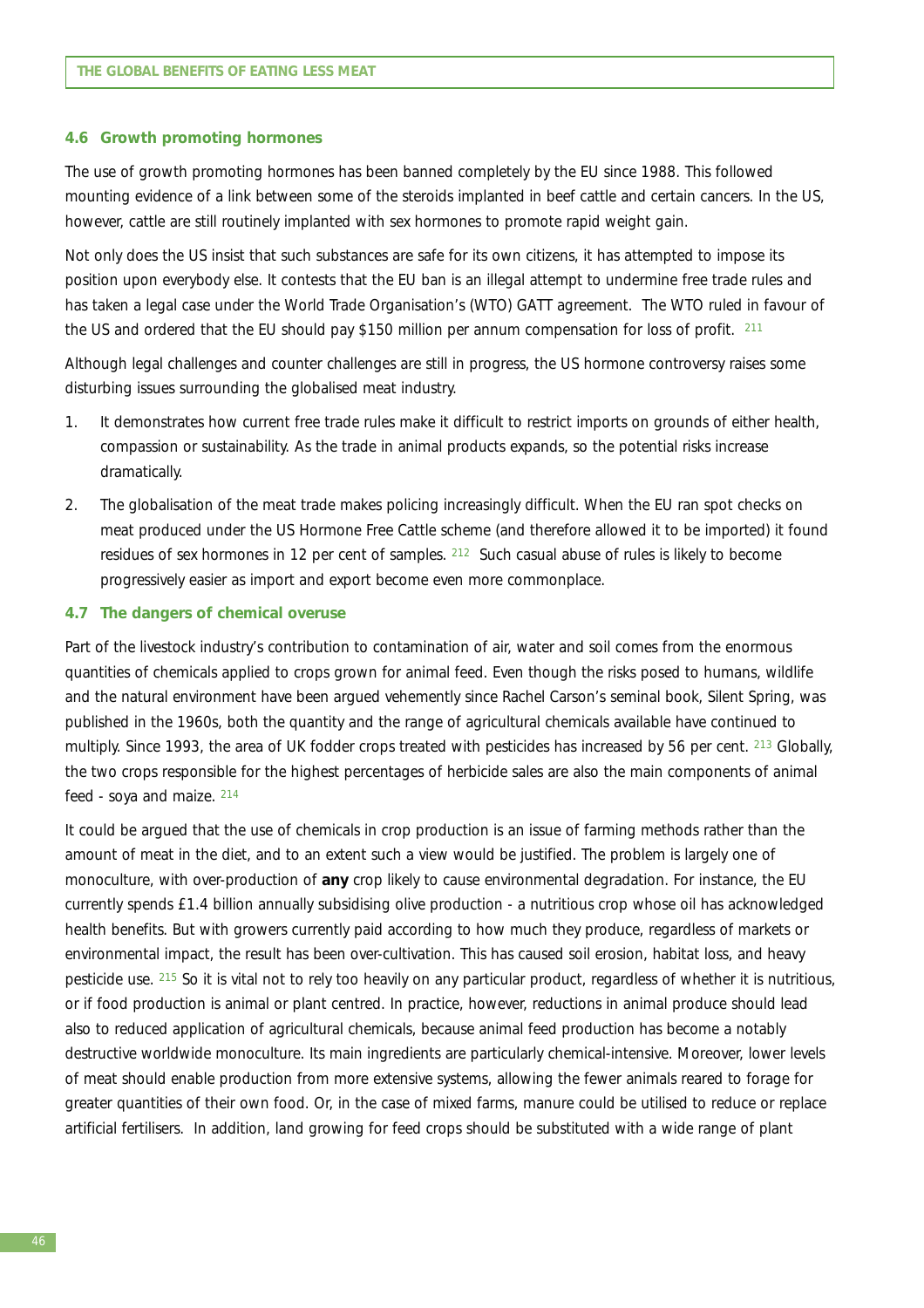### 4.6 Growth promoting hormones

The use of growth promoting hormones has been banned completely by the EU since 1988. This followed mounting evidence of a link between some of the steroids implanted in beef cattle and certain cancers. In the US, however, cattle are still routinely implanted with sex hormones to promote rapid weight gain.

Not only does the US insist that such substances are safe for its own citizens, it has attempted to impose its position upon everybody else. It contests that the EU ban is an illegal attempt to undermine free trade rules and has taken a legal case under the World Trade Organisation's (WTO) GATT agreement. The WTO ruled in favour of the US and ordered that the EU should pay $150 million per annum compensation for loss of profit. [211]

Although legal challenges and counter challenges are still in progress, the US hormone controversy raises some disturbing issues surrounding the globalised meat industry.

1. It demonstrates how current free trade rules make it difficult to restrict imports on grounds of either health, compassion or sustainability. As the trade in animal products expands, so the potential risks increase dramatically.
2. The globalisation of the meat trade makes policing increasingly difficult. When the EU ran spot checks on meat produced under the US Hormone Free Cattle scheme (and therefore allowed it to be imported) it found residues of sex hormones in 12 per cent of samples. [212] Such casual abuse of rules is likely to become progressively easier as import and export become even more commonplace.

### 4.7 The dangers of chemical overuse

Part of the livestock industry's contribution to contamination of air, water and soil comes from the enormous quantities of chemicals applied to crops grown for animal feed. Even though the risks posed to humans, wildlife and the natural environment have been argued vehemently since Rachel Carson's seminal book, Silent Spring, was published in the 1960s, both the quantity and the range of agricultural chemicals available have continued to multiply. Since 1993, the area of UK fodder crops treated with pesticides has increased by 56 per cent. [213] Globally, the two crops responsible for the highest percentages of herbicide sales are also the main components of animal feed - soya and maize. [214]

It could be argued that the use of chemicals in crop production is an issue of farming methods rather than the amount of meat in the diet, and to an extent such a view would be justified. The problem is largely one of monoculture, with over-production of **any** crop likely to cause environmental degradation. For instance, the EU currently spends £1.4 billion annually subsidising olive production - a nutritious crop whose oil has acknowledged health benefits. But with growers currently paid according to how much they produce, regardless of markets or environmental impact, the result has been over-cultivation. This has caused soil erosion, habitat loss, and heavy pesticide use. [215] So it is vital not to rely too heavily on any particular product, regardless of whether it is nutritious, or if food production is animal or plant centred. In practice, however, reductions in animal produce should lead also to reduced application of agricultural chemicals, because animal feed production has become a notably destructive worldwide monoculture. Its main ingredients are particularly chemical-intensive. Moreover, lower levels of meat should enable production from more extensive systems, allowing the fewer animals reared to forage for greater quantities of their own food. Or, in the case of mixed farms, manure could be utilised to reduce or replace artificial fertilisers. In addition, land growing for feed crops should be substituted with a wide range of plant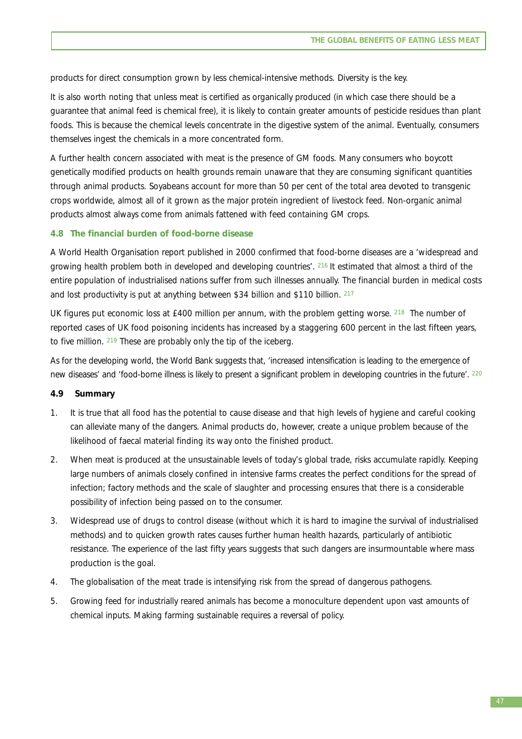products for direct consumption grown by less chemical-intensive methods. Diversity is the key.

It is also worth noting that unless meat is certified as organically produced (in which case there should be a guarantee that animal feed is chemical free), it is likely to contain greater amounts of pesticide residues than plant foods. This is because the chemical levels concentrate in the digestive system of the animal. Eventually, consumers themselves ingest the chemicals in a more concentrated form.

A further health concern associated with meat is the presence of GM foods. Many consumers who boycott genetically modified products on health grounds remain unaware that they are consuming significant quantities through animal products. Soyabeans account for more than 50 per cent of the total area devoted to transgenic crops worldwide, almost all of it grown as the major protein ingredient of livestock feed. Non-organic animal products almost always come from animals fattened with feed containing GM crops.

### 4.8 The financial burden of food-borne disease

A World Health Organisation report published in 2000 confirmed that food-borne diseases are a 'widespread and growing health problem both in developed and developing countries'. [216] It estimated that almost a third of the entire population of industrialised nations suffer from such illnesses annually. The financial burden in medical costs and lost productivity is put at anything between \$34 billion and \$110 billion. [217]

UK figures put economic loss at £400 million per annum, with the problem getting worse. [218] The number of reported cases of UK food poisoning incidents has increased by a staggering 600 percent in the last fifteen years, to five million. [219] These are probably only the tip of the iceberg.

As for the developing world, the World Bank suggests that, 'increased intensification is leading to the emergence of new diseases' and 'food-borne illness is likely to present a significant problem in developing countries in the future'. [220]

### 4.9 Summary

1. It is true that all food has the potential to cause disease and that high levels of hygiene and careful cooking can alleviate many of the dangers. Animal products do, however, create a unique problem because of the likelihood of faecal material finding its way onto the finished product.
2. When meat is produced at the unsustainable levels of today's global trade, risks accumulate rapidly. Keeping large numbers of animals closely confined in intensive farms creates the perfect conditions for the spread of infection; factory methods and the scale of slaughter and processing ensures that there is a considerable possibility of infection being passed on to the consumer.
3. Widespread use of drugs to control disease (without which it is hard to imagine the survival of industrialised methods) and to quicken growth rates causes further human health hazards, particularly of antibiotic resistance. The experience of the last fifty years suggests that such dangers are insurmountable where mass production is the goal.
4. The globalisation of the meat trade is intensifying risk from the spread of dangerous pathogens.
5. Growing feed for industrially reared animals has become a monoculture dependent upon vast amounts of chemical inputs. Making farming sustainable requires a reversal of policy.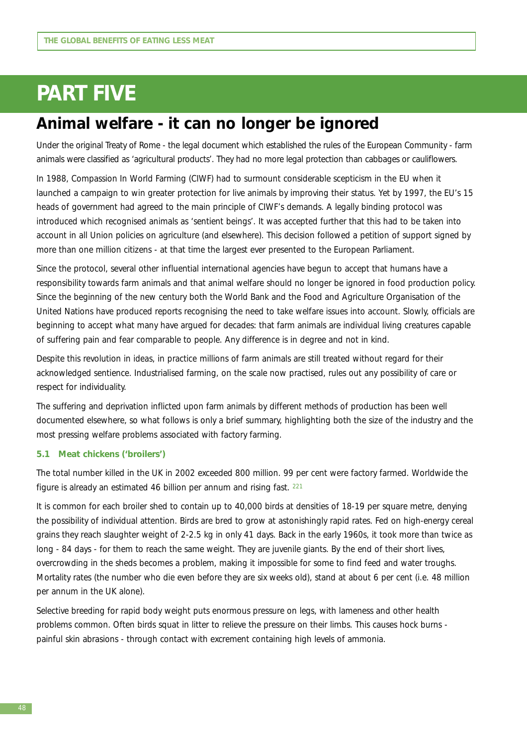# PART FIVE

## Animal welfare - it can no longer be ignored

Under the original Treaty of Rome - the legal document which established the rules of the European Community - farm animals were classified as 'agricultural products'. They had no more legal protection than cabbages or cauliflowers.

In 1988, Compassion In World Farming (CIWF) had to surmount considerable scepticism in the EU when it launched a campaign to win greater protection for live animals by improving their status. Yet by 1997, the EU's 15 heads of government had agreed to the main principle of CIWF's demands. A legally binding protocol was introduced which recognised animals as 'sentient beings'. It was accepted further that this had to be taken into account in all Union policies on agriculture (and elsewhere). This decision followed a petition of support signed by more than one million citizens - at that time the largest ever presented to the European Parliament.

Since the protocol, several other influential international agencies have begun to accept that humans have a responsibility towards farm animals and that animal welfare should no longer be ignored in food production policy. Since the beginning of the new century both the World Bank and the Food and Agriculture Organisation of the United Nations have produced reports recognising the need to take welfare issues into account. Slowly, officials are beginning to accept what many have argued for decades: that farm animals are individual living creatures capable of suffering pain and fear comparable to people. Any difference is in degree and not in kind.

Despite this revolution in ideas, in practice millions of farm animals are still treated without regard for their acknowledged sentience. Industrialised farming, on the scale now practised, rules out any possibility of care or respect for individuality.

The suffering and deprivation inflicted upon farm animals by different methods of production has been well documented elsewhere, so what follows is only a brief summary, highlighting both the size of the industry and the most pressing welfare problems associated with factory farming.

### 5.1 Meat chickens ('broilers')

The total number killed in the UK in 2002 exceeded 800 million. 99 per cent were factory farmed. Worldwide the figure is already an estimated 46 billion per annum and rising fast. [221]

It is common for each broiler shed to contain up to 40,000 birds at densities of 18-19 per square metre, denying the possibility of individual attention. Birds are bred to grow at astonishingly rapid rates. Fed on high-energy cereal grains they reach slaughter weight of 2-2.5 kg in only 41 days. Back in the early 1960s, it took more than twice as long - 84 days - for them to reach the same weight. They are juvenile giants. By the end of their short lives, overcrowding in the sheds becomes a problem, making it impossible for some to find feed and water troughs. Mortality rates (the number who die even before they are six weeks old), stand at about 6 per cent (i.e. 48 million per annum in the UK alone).

Selective breeding for rapid body weight puts enormous pressure on legs, with lameness and other health problems common. Often birds squat in litter to relieve the pressure on their limbs. This causes hock burns - painful skin abrasions - through contact with excrement containing high levels of ammonia.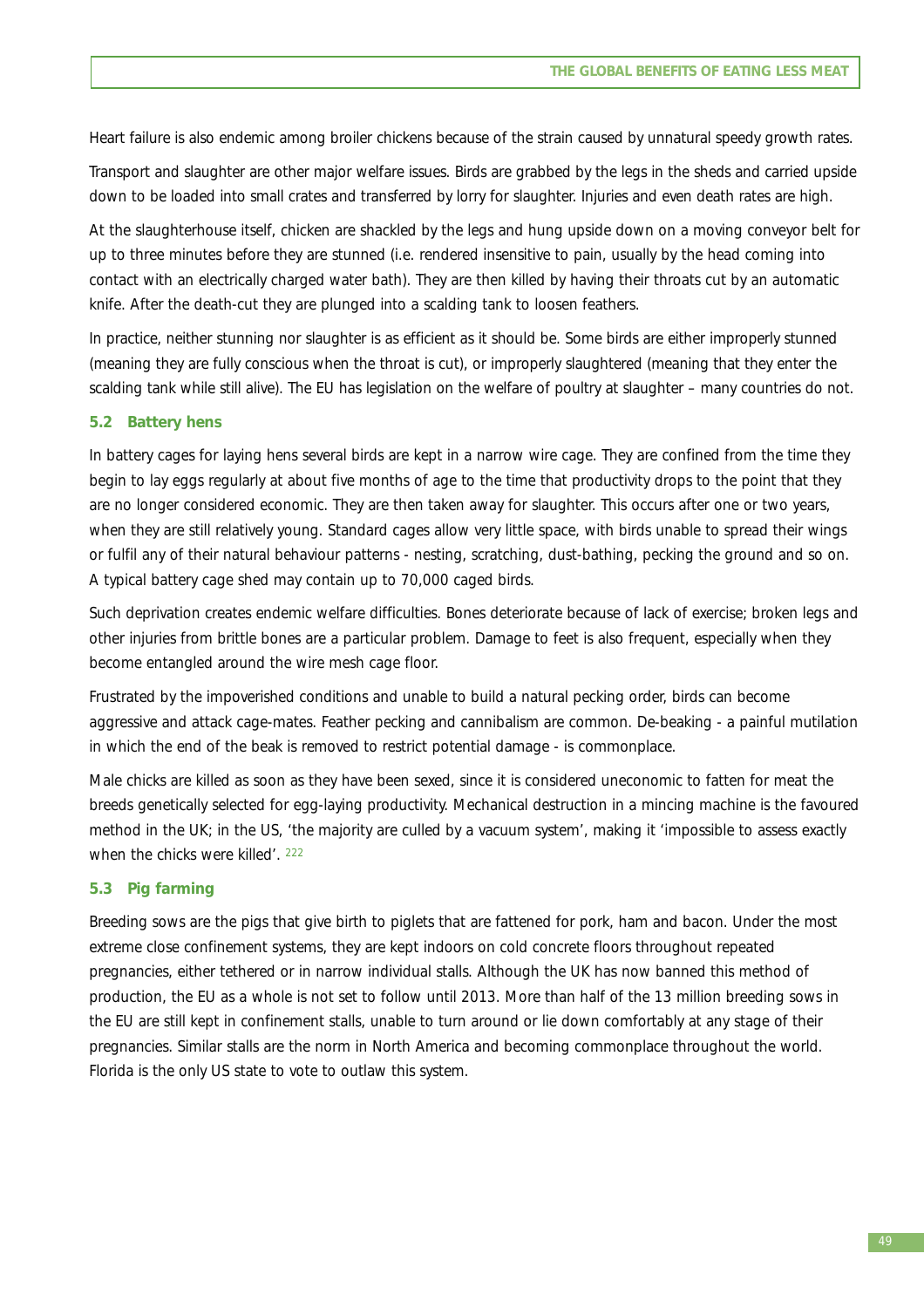Heart failure is also endemic among broiler chickens because of the strain caused by unnatural speedy growth rates.

Transport and slaughter are other major welfare issues. Birds are grabbed by the legs in the sheds and carried upside down to be loaded into small crates and transferred by lorry for slaughter. Injuries and even death rates are high.

At the slaughterhouse itself, chicken are shackled by the legs and hung upside down on a moving conveyor belt for up to three minutes before they are stunned (i.e. rendered insensitive to pain, usually by the head coming into contact with an electrically charged water bath). They are then killed by having their throats cut by an automatic knife. After the death-cut they are plunged into a scalding tank to loosen feathers.

In practice, neither stunning nor slaughter is as efficient as it should be. Some birds are either improperly stunned (meaning they are fully conscious when the throat is cut), or improperly slaughtered (meaning that they enter the scalding tank while still alive). The EU has legislation on the welfare of poultry at slaughter – many countries do not.

### 5.2 Battery hens

In battery cages for laying hens several birds are kept in a narrow wire cage. They are confined from the time they begin to lay eggs regularly at about five months of age to the time that productivity drops to the point that they are no longer considered economic. They are then taken away for slaughter. This occurs after one or two years, when they are still relatively young. Standard cages allow very little space, with birds unable to spread their wings or fulfil any of their natural behaviour patterns - nesting, scratching, dust-bathing, pecking the ground and so on. A typical battery cage shed may contain up to 70,000 caged birds.

Such deprivation creates endemic welfare difficulties. Bones deteriorate because of lack of exercise; broken legs and other injuries from brittle bones are a particular problem. Damage to feet is also frequent, especially when they become entangled around the wire mesh cage floor.

Frustrated by the impoverished conditions and unable to build a natural pecking order, birds can become aggressive and attack cage-mates. Feather pecking and cannibalism are common. De-beaking - a painful mutilation in which the end of the beak is removed to restrict potential damage - is commonplace.

Male chicks are killed as soon as they have been sexed, since it is considered uneconomic to fatten for meat the breeds genetically selected for egg-laying productivity. Mechanical destruction in a mincing machine is the favoured method in the UK; in the US, 'the majority are culled by a vacuum system', making it 'impossible to assess exactly when the chicks were killed'. [222]

### 5.3 Pig farming

Breeding sows are the pigs that give birth to piglets that are fattened for pork, ham and bacon. Under the most extreme close confinement systems, they are kept indoors on cold concrete floors throughout repeated pregnancies, either tethered or in narrow individual stalls. Although the UK has now banned this method of production, the EU as a whole is not set to follow until 2013. More than half of the 13 million breeding sows in the EU are still kept in confinement stalls, unable to turn around or lie down comfortably at any stage of their pregnancies. Similar stalls are the norm in North America and becoming commonplace throughout the world. Florida is the only US state to vote to outlaw this system.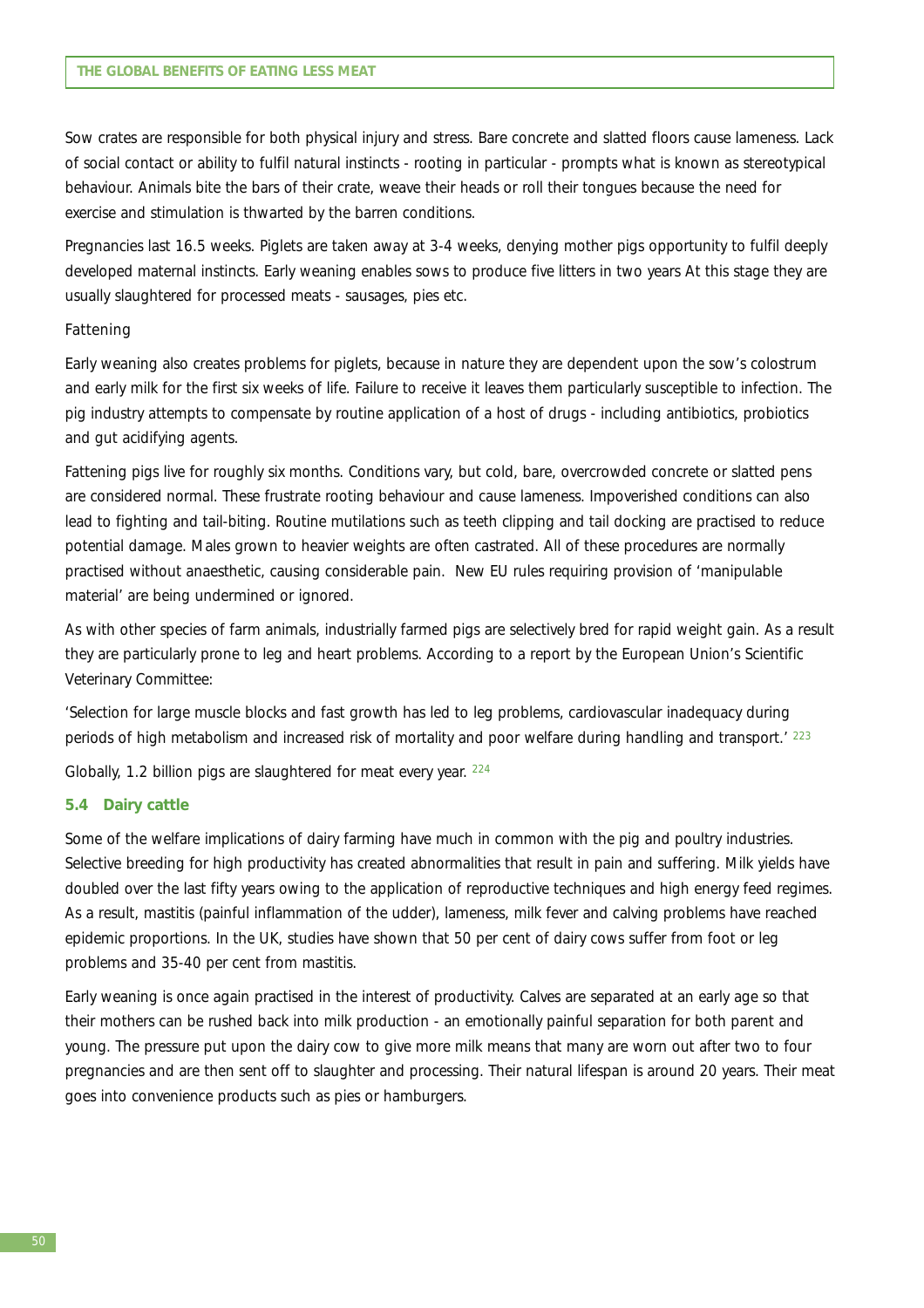Sow crates are responsible for both physical injury and stress. Bare concrete and slatted floors cause lameness. Lack of social contact or ability to fulfil natural instincts - rooting in particular - prompts what is known as stereotypical behaviour. Animals bite the bars of their crate, weave their heads or roll their tongues because the need for exercise and stimulation is thwarted by the barren conditions.

Pregnancies last 16.5 weeks. Piglets are taken away at 3-4 weeks, denying mother pigs opportunity to fulfil deeply developed maternal instincts. Early weaning enables sows to produce five litters in two years At this stage they are usually slaughtered for processed meats - sausages, pies etc.

Fattening

Early weaning also creates problems for piglets, because in nature they are dependent upon the sow's colostrum and early milk for the first six weeks of life. Failure to receive it leaves them particularly susceptible to infection. The pig industry attempts to compensate by routine application of a host of drugs - including antibiotics, probiotics and gut acidifying agents.

Fattening pigs live for roughly six months. Conditions vary, but cold, bare, overcrowded concrete or slatted pens are considered normal. These frustrate rooting behaviour and cause lameness. Impoverished conditions can also lead to fighting and tail-biting. Routine mutilations such as teeth clipping and tail docking are practised to reduce potential damage. Males grown to heavier weights are often castrated. All of these procedures are normally practised without anaesthetic, causing considerable pain. New EU rules requiring provision of 'manipulable material' are being undermined or ignored.

As with other species of farm animals, industrially farmed pigs are selectively bred for rapid weight gain. As a result they are particularly prone to leg and heart problems. According to a report by the European Union's Scientific Veterinary Committee:

'Selection for large muscle blocks and fast growth has led to leg problems, cardiovascular inadequacy during periods of high metabolism and increased risk of mortality and poor welfare during handling and transport.' [223]

Globally, 1.2 billion pigs are slaughtered for meat every year. [224]

### 5.4 Dairy cattle

Some of the welfare implications of dairy farming have much in common with the pig and poultry industries. Selective breeding for high productivity has created abnormalities that result in pain and suffering. Milk yields have doubled over the last fifty years owing to the application of reproductive techniques and high energy feed regimes. As a result, mastitis (painful inflammation of the udder), lameness, milk fever and calving problems have reached epidemic proportions. In the UK, studies have shown that 50 per cent of dairy cows suffer from foot or leg problems and 35-40 per cent from mastitis.

Early weaning is once again practised in the interest of productivity. Calves are separated at an early age so that their mothers can be rushed back into milk production - an emotionally painful separation for both parent and young. The pressure put upon the dairy cow to give more milk means that many are worn out after two to four pregnancies and are then sent off to slaughter and processing. Their natural lifespan is around 20 years. Their meat goes into convenience products such as pies or hamburgers.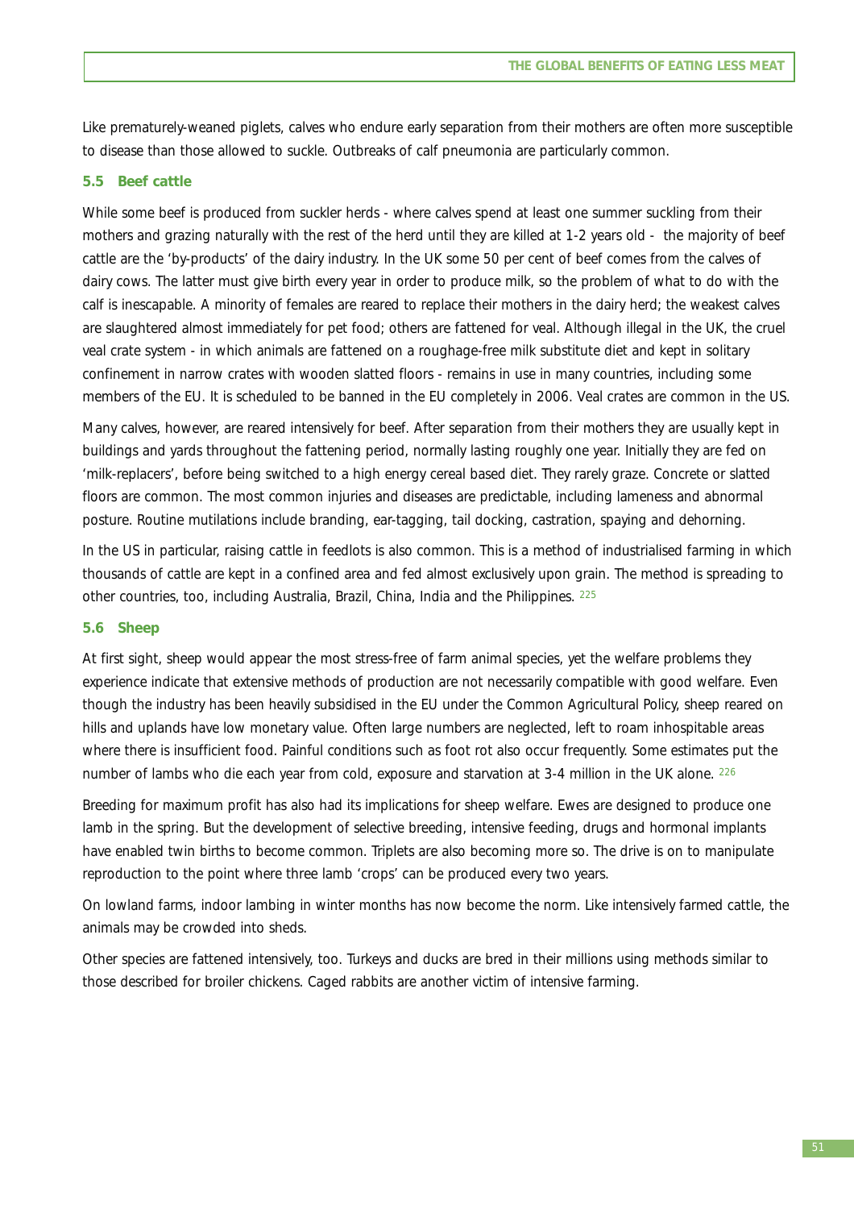Like prematurely-weaned piglets, calves who endure early separation from their mothers are often more susceptible to disease than those allowed to suckle. Outbreaks of calf pneumonia are particularly common.

### 5.5 Beef cattle

While some beef is produced from suckler herds - where calves spend at least one summer suckling from their mothers and grazing naturally with the rest of the herd until they are killed at 1-2 years old - the majority of beef cattle are the 'by-products' of the dairy industry. In the UK some 50 per cent of beef comes from the calves of dairy cows. The latter must give birth every year in order to produce milk, so the problem of what to do with the calf is inescapable. A minority of females are reared to replace their mothers in the dairy herd; the weakest calves are slaughtered almost immediately for pet food; others are fattened for veal. Although illegal in the UK, the cruel veal crate system - in which animals are fattened on a roughage-free milk substitute diet and kept in solitary confinement in narrow crates with wooden slatted floors - remains in use in many countries, including some members of the EU. It is scheduled to be banned in the EU completely in 2006. Veal crates are common in the US.

Many calves, however, are reared intensively for beef. After separation from their mothers they are usually kept in buildings and yards throughout the fattening period, normally lasting roughly one year. Initially they are fed on 'milk-replacers', before being switched to a high energy cereal based diet. They rarely graze. Concrete or slatted floors are common. The most common injuries and diseases are predictable, including lameness and abnormal posture. Routine mutilations include branding, ear-tagging, tail docking, castration, spaying and dehorning.

In the US in particular, raising cattle in feedlots is also common. This is a method of industrialised farming in which thousands of cattle are kept in a confined area and fed almost exclusively upon grain. The method is spreading to other countries, too, including Australia, Brazil, China, India and the Philippines. [225]

### 5.6 Sheep

At first sight, sheep would appear the most stress-free of farm animal species, yet the welfare problems they experience indicate that extensive methods of production are not necessarily compatible with good welfare. Even though the industry has been heavily subsidised in the EU under the Common Agricultural Policy, sheep reared on hills and uplands have low monetary value. Often large numbers are neglected, left to roam inhospitable areas where there is insufficient food. Painful conditions such as foot rot also occur frequently. Some estimates put the number of lambs who die each year from cold, exposure and starvation at 3-4 million in the UK alone. [226]

Breeding for maximum profit has also had its implications for sheep welfare. Ewes are designed to produce one lamb in the spring. But the development of selective breeding, intensive feeding, drugs and hormonal implants have enabled twin births to become common. Triplets are also becoming more so. The drive is on to manipulate reproduction to the point where three lamb 'crops' can be produced every two years.

On lowland farms, indoor lambing in winter months has now become the norm. Like intensively farmed cattle, the animals may be crowded into sheds.

Other species are fattened intensively, too. Turkeys and ducks are bred in their millions using methods similar to those described for broiler chickens. Caged rabbits are another victim of intensive farming.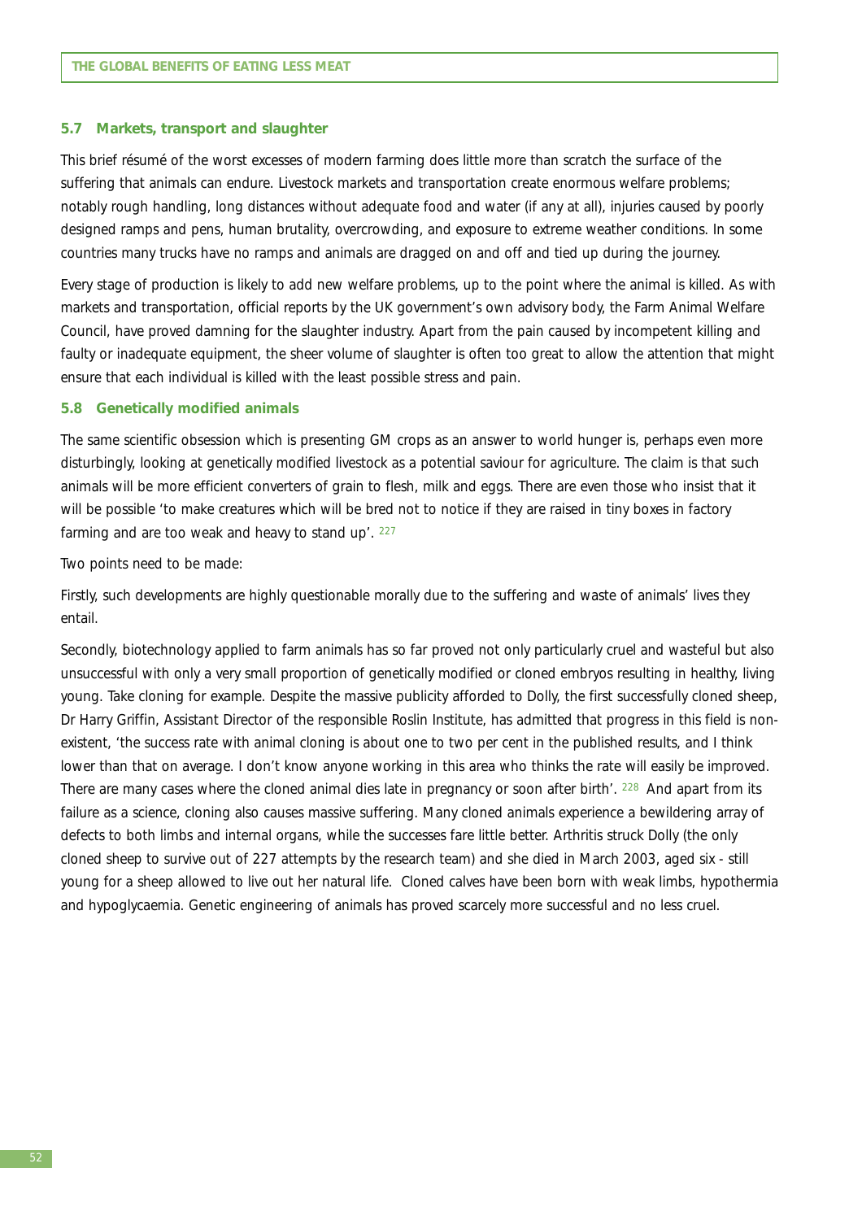### 5.7 Markets, transport and slaughter

This brief résumé of the worst excesses of modern farming does little more than scratch the surface of the suffering that animals can endure. Livestock markets and transportation create enormous welfare problems; notably rough handling, long distances without adequate food and water (if any at all), injuries caused by poorly designed ramps and pens, human brutality, overcrowding, and exposure to extreme weather conditions. In some countries many trucks have no ramps and animals are dragged on and off and tied up during the journey.

Every stage of production is likely to add new welfare problems, up to the point where the animal is killed. As with markets and transportation, official reports by the UK government's own advisory body, the Farm Animal Welfare Council, have proved damning for the slaughter industry. Apart from the pain caused by incompetent killing and faulty or inadequate equipment, the sheer volume of slaughter is often too great to allow the attention that might ensure that each individual is killed with the least possible stress and pain.

### 5.8 Genetically modified animals

The same scientific obsession which is presenting GM crops as an answer to world hunger is, perhaps even more disturbingly, looking at genetically modified livestock as a potential saviour for agriculture. The claim is that such animals will be more efficient converters of grain to flesh, milk and eggs. There are even those who insist that it will be possible 'to make creatures which will be bred not to notice if they are raised in tiny boxes in factory farming and are too weak and heavy to stand up'. [227]

Two points need to be made:

Firstly, such developments are highly questionable morally due to the suffering and waste of animals' lives they entail.

Secondly, biotechnology applied to farm animals has so far proved not only particularly cruel and wasteful but also unsuccessful with only a very small proportion of genetically modified or cloned embryos resulting in healthy, living young. Take cloning for example. Despite the massive publicity afforded to Dolly, the first successfully cloned sheep, Dr Harry Griffin, Assistant Director of the responsible Roslin Institute, has admitted that progress in this field is non-existent, 'the success rate with animal cloning is about one to two per cent in the published results, and I think lower than that on average. I don't know anyone working in this area who thinks the rate will easily be improved. There are many cases where the cloned animal dies late in pregnancy or soon after birth'. [228] And apart from its failure as a science, cloning also causes massive suffering. Many cloned animals experience a bewildering array of defects to both limbs and internal organs, while the successes fare little better. Arthritis struck Dolly (the only cloned sheep to survive out of 227 attempts by the research team) and she died in March 2003, aged six - still young for a sheep allowed to live out her natural life. Cloned calves have been born with weak limbs, hypothermia and hypoglycaemia. Genetic engineering of animals has proved scarcely more successful and no less cruel.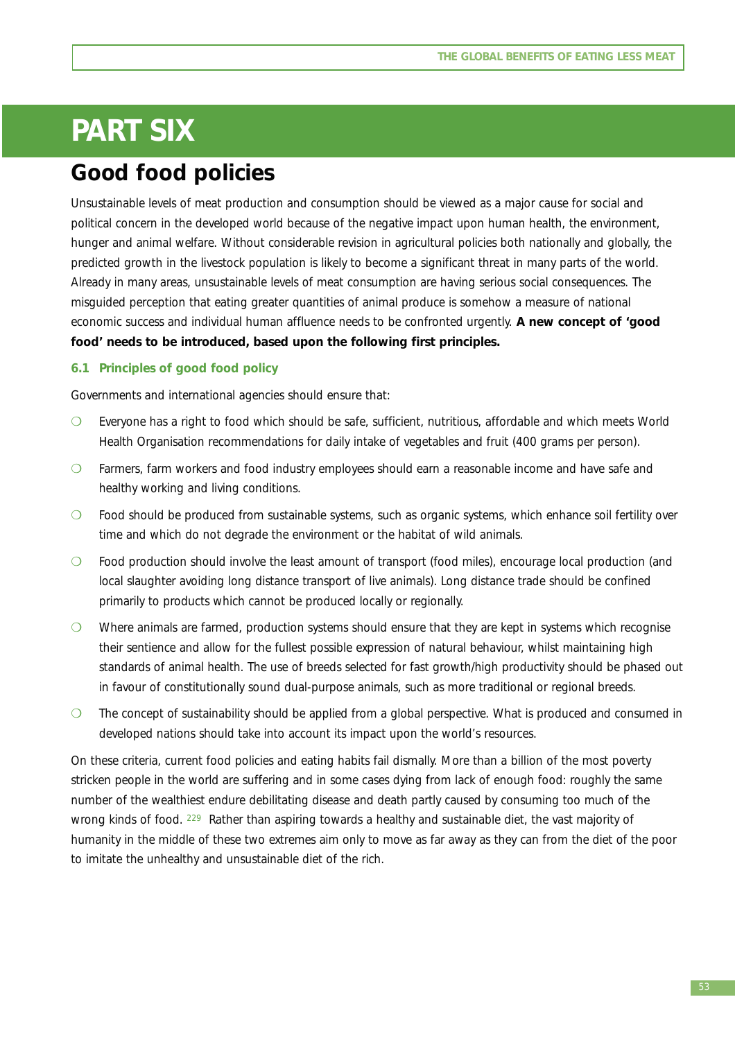# PART SIX

## Good food policies

Unsustainable levels of meat production and consumption should be viewed as a major cause for social and political concern in the developed world because of the negative impact upon human health, the environment, hunger and animal welfare. Without considerable revision in agricultural policies both nationally and globally, the predicted growth in the livestock population is likely to become a significant threat in many parts of the world. Already in many areas, unsustainable levels of meat consumption are having serious social consequences. The misguided perception that eating greater quantities of animal produce is somehow a measure of national economic success and individual human affluence needs to be confronted urgently. **A new concept of 'good food' needs to be introduced, based upon the following first principles.**

### 6.1 Principles of good food policy

Governments and international agencies should ensure that:

- Everyone has a right to food which should be safe, sufficient, nutritious, affordable and which meets World Health Organisation recommendations for daily intake of vegetables and fruit (400 grams per person).
- Farmers, farm workers and food industry employees should earn a reasonable income and have safe and healthy working and living conditions.
- Food should be produced from sustainable systems, such as organic systems, which enhance soil fertility over time and which do not degrade the environment or the habitat of wild animals.
- Food production should involve the least amount of transport (food miles), encourage local production (and local slaughter avoiding long distance transport of live animals). Long distance trade should be confined primarily to products which cannot be produced locally or regionally.
- Where animals are farmed, production systems should ensure that they are kept in systems which recognise their sentience and allow for the fullest possible expression of natural behaviour, whilst maintaining high standards of animal health. The use of breeds selected for fast growth/high productivity should be phased out in favour of constitutionally sound dual-purpose animals, such as more traditional or regional breeds.
- The concept of sustainability should be applied from a global perspective. What is produced and consumed in developed nations should take into account its impact upon the world's resources.

On these criteria, current food policies and eating habits fail dismally. More than a billion of the most poverty stricken people in the world are suffering and in some cases dying from lack of enough food: roughly the same number of the wealthiest endure debilitating disease and death partly caused by consuming too much of the wrong kinds of food. [229] Rather than aspiring towards a healthy and sustainable diet, the vast majority of humanity in the middle of these two extremes aim only to move as far away as they can from the diet of the poor to imitate the unhealthy and unsustainable diet of the rich.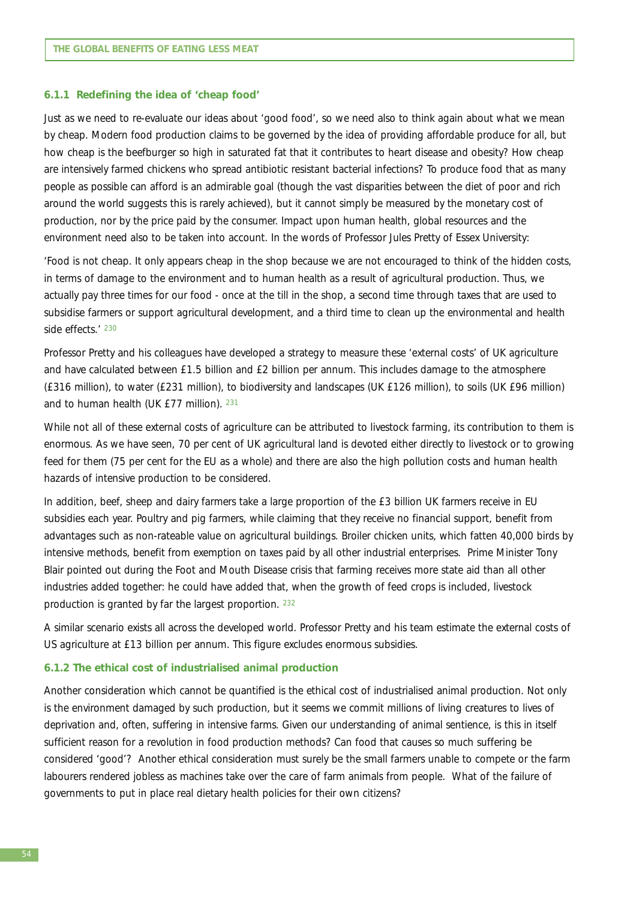### 6.1.1 Redefining the idea of 'cheap food'

Just as we need to re-evaluate our ideas about 'good food', so we need also to think again about what we mean by cheap. Modern food production claims to be governed by the idea of providing affordable produce for all, but how cheap is the beefburger so high in saturated fat that it contributes to heart disease and obesity? How cheap are intensively farmed chickens who spread antibiotic resistant bacterial infections? To produce food that as many people as possible can afford is an admirable goal (though the vast disparities between the diet of poor and rich around the world suggests this is rarely achieved), but it cannot simply be measured by the monetary cost of production, nor by the price paid by the consumer. Impact upon human health, global resources and the environment need also to be taken into account. In the words of Professor Jules Pretty of Essex University:

'Food is not cheap. It only appears cheap in the shop because we are not encouraged to think of the hidden costs, in terms of damage to the environment and to human health as a result of agricultural production. Thus, we actually pay three times for our food - once at the till in the shop, a second time through taxes that are used to subsidise farmers or support agricultural development, and a third time to clean up the environmental and health side effects.' [230]

Professor Pretty and his colleagues have developed a strategy to measure these 'external costs' of UK agriculture and have calculated between £1.5 billion and £2 billion per annum. This includes damage to the atmosphere (£316 million), to water (£231 million), to biodiversity and landscapes (UK £126 million), to soils (UK £96 million) and to human health (UK £77 million). [231]

While not all of these external costs of agriculture can be attributed to livestock farming, its contribution to them is enormous. As we have seen, 70 per cent of UK agricultural land is devoted either directly to livestock or to growing feed for them (75 per cent for the EU as a whole) and there are also the high pollution costs and human health hazards of intensive production to be considered.

In addition, beef, sheep and dairy farmers take a large proportion of the £3 billion UK farmers receive in EU subsidies each year. Poultry and pig farmers, while claiming that they receive no financial support, benefit from advantages such as non-rateable value on agricultural buildings. Broiler chicken units, which fatten 40,000 birds by intensive methods, benefit from exemption on taxes paid by all other industrial enterprises. Prime Minister Tony Blair pointed out during the Foot and Mouth Disease crisis that farming receives more state aid than all other industries added together: he could have added that, when the growth of feed crops is included, livestock production is granted by far the largest proportion. [232]

A similar scenario exists all across the developed world. Professor Pretty and his team estimate the external costs of US agriculture at £13 billion per annum. This figure excludes enormous subsidies.

### 6.1.2 The ethical cost of industrialised animal production

Another consideration which cannot be quantified is the ethical cost of industrialised animal production. Not only is the environment damaged by such production, but it seems we commit millions of living creatures to lives of deprivation and, often, suffering in intensive farms. Given our understanding of animal sentience, is this in itself sufficient reason for a revolution in food production methods? Can food that causes so much suffering be considered 'good'? Another ethical consideration must surely be the small farmers unable to compete or the farm labourers rendered jobless as machines take over the care of farm animals from people. What of the failure of governments to put in place real dietary health policies for their own citizens?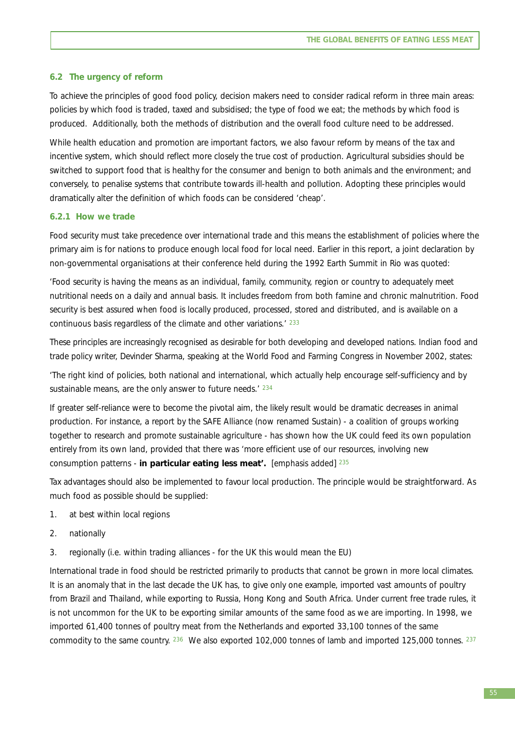## 6.2 The urgency of reform

To achieve the principles of good food policy, decision makers need to consider radical reform in three main areas: policies by which food is traded, taxed and subsidised; the type of food we eat; the methods by which food is produced. Additionally, both the methods of distribution and the overall food culture need to be addressed.

While health education and promotion are important factors, we also favour reform by means of the tax and incentive system, which should reflect more closely the true cost of production. Agricultural subsidies should be switched to support food that is healthy for the consumer and benign to both animals and the environment; and conversely, to penalise systems that contribute towards ill-health and pollution. Adopting these principles would dramatically alter the definition of which foods can be considered 'cheap'.

### 6.2.1 How we trade

Food security must take precedence over international trade and this means the establishment of policies where the primary aim is for nations to produce enough local food for local need. Earlier in this report, a joint declaration by non-governmental organisations at their conference held during the 1992 Earth Summit in Rio was quoted:

'Food security is having the means as an individual, family, community, region or country to adequately meet nutritional needs on a daily and annual basis. It includes freedom from both famine and chronic malnutrition. Food security is best assured when food is locally produced, processed, stored and distributed, and is available on a continuous basis regardless of the climate and other variations.' [233]

These principles are increasingly recognised as desirable for both developing and developed nations. Indian food and trade policy writer, Devinder Sharma, speaking at the World Food and Farming Congress in November 2002, states:

'The right kind of policies, both national and international, which actually help encourage self-sufficiency and by sustainable means, are the only answer to future needs.' [234]

If greater self-reliance were to become the pivotal aim, the likely result would be dramatic decreases in animal production. For instance, a report by the SAFE Alliance (now renamed Sustain) - a coalition of groups working together to research and promote sustainable agriculture - has shown how the UK could feed its own population entirely from its own land, provided that there was 'more efficient use of our resources, involving new consumption patterns - **in particular eating less meat'.** [emphasis added] [235]

Tax advantages should also be implemented to favour local production. The principle would be straightforward. As much food as possible should be supplied:

1. at best within local regions
2. nationally
3. regionally (i.e. within trading alliances - for the UK this would mean the EU)

International trade in food should be restricted primarily to products that cannot be grown in more local climates. It is an anomaly that in the last decade the UK has, to give only one example, imported vast amounts of poultry from Brazil and Thailand, while exporting to Russia, Hong Kong and South Africa. Under current free trade rules, it is not uncommon for the UK to be exporting similar amounts of the same food as we are importing. In 1998, we imported 61,400 tonnes of poultry meat from the Netherlands and exported 33,100 tonnes of the same commodity to the same country. [236] We also exported 102,000 tonnes of lamb and imported 125,000 tonnes. [237]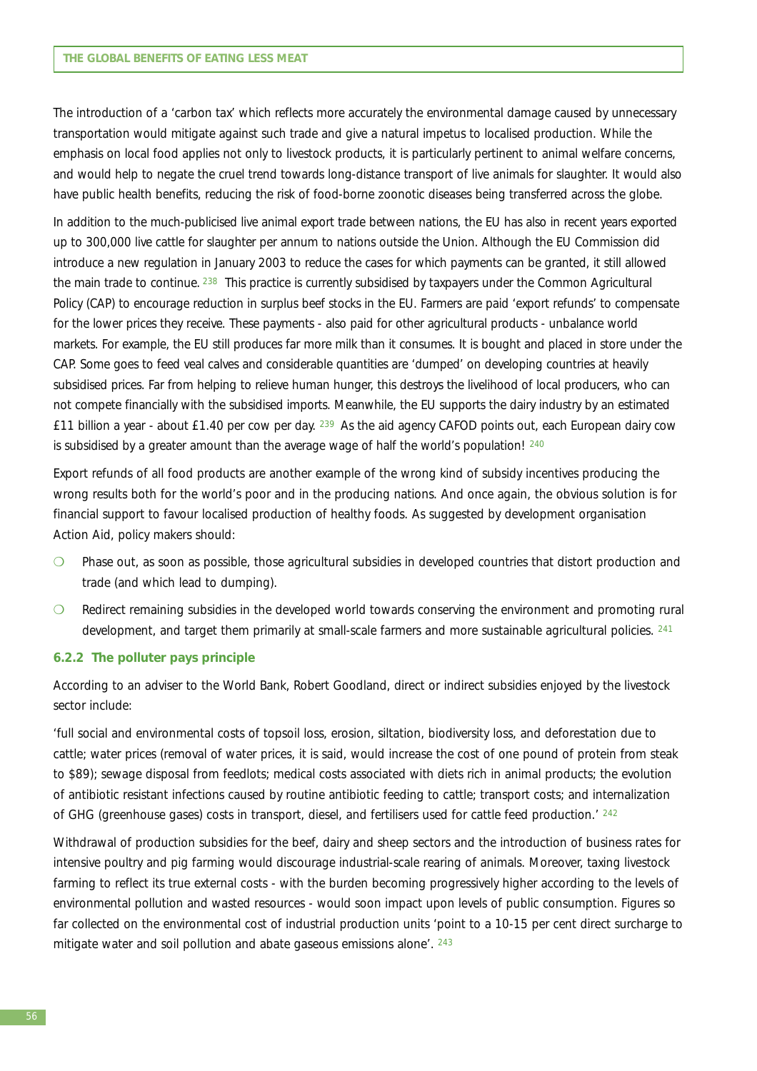The introduction of a 'carbon tax' which reflects more accurately the environmental damage caused by unnecessary transportation would mitigate against such trade and give a natural impetus to localised production. While the emphasis on local food applies not only to livestock products, it is particularly pertinent to animal welfare concerns, and would help to negate the cruel trend towards long-distance transport of live animals for slaughter. It would also have public health benefits, reducing the risk of food-borne zoonotic diseases being transferred across the globe.

In addition to the much-publicised live animal export trade between nations, the EU has also in recent years exported up to 300,000 live cattle for slaughter per annum to nations outside the Union. Although the EU Commission did introduce a new regulation in January 2003 to reduce the cases for which payments can be granted, it still allowed the main trade to continue. [238] This practice is currently subsidised by taxpayers under the Common Agricultural Policy (CAP) to encourage reduction in surplus beef stocks in the EU. Farmers are paid 'export refunds' to compensate for the lower prices they receive. These payments - also paid for other agricultural products - unbalance world markets. For example, the EU still produces far more milk than it consumes. It is bought and placed in store under the CAP. Some goes to feed veal calves and considerable quantities are 'dumped' on developing countries at heavily subsidised prices. Far from helping to relieve human hunger, this destroys the livelihood of local producers, who can not compete financially with the subsidised imports. Meanwhile, the EU supports the dairy industry by an estimated £11 billion a year - about £1.40 per cow per day. [239] As the aid agency CAFOD points out, each European dairy cow is subsidised by a greater amount than the average wage of half the world's population! [240]

Export refunds of all food products are another example of the wrong kind of subsidy incentives producing the wrong results both for the world's poor and in the producing nations. And once again, the obvious solution is for financial support to favour localised production of healthy foods. As suggested by development organisation Action Aid, policy makers should:

- Phase out, as soon as possible, those agricultural subsidies in developed countries that distort production and trade (and which lead to dumping).
- Redirect remaining subsidies in the developed world towards conserving the environment and promoting rural development, and target them primarily at small-scale farmers and more sustainable agricultural policies. [241]

### 6.2.2 The polluter pays principle

According to an adviser to the World Bank, Robert Goodland, direct or indirect subsidies enjoyed by the livestock sector include:

'full social and environmental costs of topsoil loss, erosion, siltation, biodiversity loss, and deforestation due to cattle; water prices (removal of water prices, it is said, would increase the cost of one pound of protein from steak to $89); sewage disposal from feedlots; medical costs associated with diets rich in animal products; the evolution of antibiotic resistant infections caused by routine antibiotic feeding to cattle; transport costs; and internalization of GHG (greenhouse gases) costs in transport, diesel, and fertilisers used for cattle feed production.' [242]

Withdrawal of production subsidies for the beef, dairy and sheep sectors and the introduction of business rates for intensive poultry and pig farming would discourage industrial-scale rearing of animals. Moreover, taxing livestock farming to reflect its true external costs - with the burden becoming progressively higher according to the levels of environmental pollution and wasted resources - would soon impact upon levels of public consumption. Figures so far collected on the environmental cost of industrial production units 'point to a 10-15 per cent direct surcharge to mitigate water and soil pollution and abate gaseous emissions alone'. [243]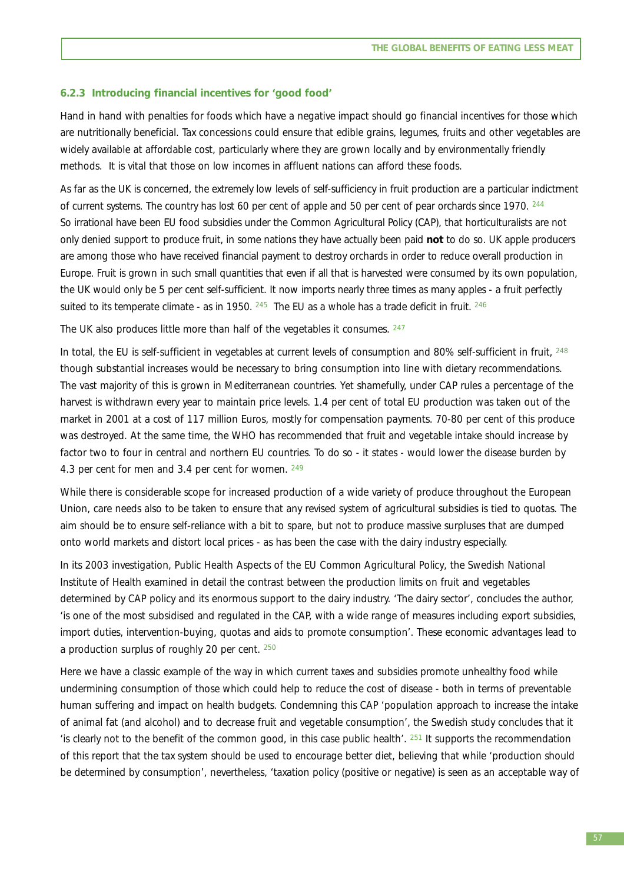### 6.2.3 Introducing financial incentives for 'good food'

Hand in hand with penalties for foods which have a negative impact should go financial incentives for those which are nutritionally beneficial. Tax concessions could ensure that edible grains, legumes, fruits and other vegetables are widely available at affordable cost, particularly where they are grown locally and by environmentally friendly methods. It is vital that those on low incomes in affluent nations can afford these foods.

As far as the UK is concerned, the extremely low levels of self-sufficiency in fruit production are a particular indictment of current systems. The country has lost 60 per cent of apple and 50 per cent of pear orchards since 1970. [244] So irrational have been EU food subsidies under the Common Agricultural Policy (CAP), that horticulturalists are not only denied support to produce fruit, in some nations they have actually been paid **not** to do so. UK apple producers are among those who have received financial payment to destroy orchards in order to reduce overall production in Europe. Fruit is grown in such small quantities that even if all that is harvested were consumed by its own population, the UK would only be 5 per cent self-sufficient. It now imports nearly three times as many apples - a fruit perfectly suited to its temperate climate - as in 1950. [245] The EU as a whole has a trade deficit in fruit. [246]

The UK also produces little more than half of the vegetables it consumes. [247]

In total, the EU is self-sufficient in vegetables at current levels of consumption and 80% self-sufficient in fruit, [248] though substantial increases would be necessary to bring consumption into line with dietary recommendations. The vast majority of this is grown in Mediterranean countries. Yet shamefully, under CAP rules a percentage of the harvest is withdrawn every year to maintain price levels. 1.4 per cent of total EU production was taken out of the market in 2001 at a cost of 117 million Euros, mostly for compensation payments. 70-80 per cent of this produce was destroyed. At the same time, the WHO has recommended that fruit and vegetable intake should increase by factor two to four in central and northern EU countries. To do so - it states - would lower the disease burden by 4.3 per cent for men and 3.4 per cent for women. [249]

While there is considerable scope for increased production of a wide variety of produce throughout the European Union, care needs also to be taken to ensure that any revised system of agricultural subsidies is tied to quotas. The aim should be to ensure self-reliance with a bit to spare, but not to produce massive surpluses that are dumped onto world markets and distort local prices - as has been the case with the dairy industry especially.

In its 2003 investigation, Public Health Aspects of the EU Common Agricultural Policy, the Swedish National Institute of Health examined in detail the contrast between the production limits on fruit and vegetables determined by CAP policy and its enormous support to the dairy industry. 'The dairy sector', concludes the author, 'is one of the most subsidised and regulated in the CAP, with a wide range of measures including export subsidies, import duties, intervention-buying, quotas and aids to promote consumption'. These economic advantages lead to a production surplus of roughly 20 per cent. [250]

Here we have a classic example of the way in which current taxes and subsidies promote unhealthy food while undermining consumption of those which could help to reduce the cost of disease - both in terms of preventable human suffering and impact on health budgets. Condemning this CAP 'population approach to increase the intake of animal fat (and alcohol) and to decrease fruit and vegetable consumption', the Swedish study concludes that it 'is clearly not to the benefit of the common good, in this case public health'. [251] It supports the recommendation of this report that the tax system should be used to encourage better diet, believing that while 'production should be determined by consumption', nevertheless, 'taxation policy (positive or negative) is seen as an acceptable way of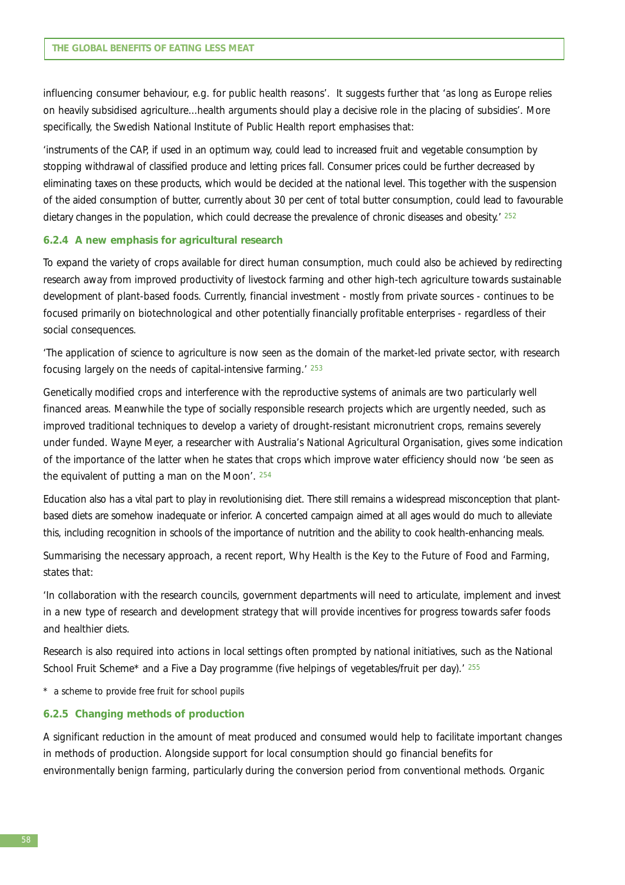influencing consumer behaviour, e.g. for public health reasons'. It suggests further that 'as long as Europe relies on heavily subsidised agriculture...health arguments should play a decisive role in the placing of subsidies'. More specifically, the Swedish National Institute of Public Health report emphasises that:

'instruments of the CAP, if used in an optimum way, could lead to increased fruit and vegetable consumption by stopping withdrawal of classified produce and letting prices fall. Consumer prices could be further decreased by eliminating taxes on these products, which would be decided at the national level. This together with the suspension of the aided consumption of butter, currently about 30 per cent of total butter consumption, could lead to favourable dietary changes in the population, which could decrease the prevalence of chronic diseases and obesity.' [252]

### 6.2.4 A new emphasis for agricultural research

To expand the variety of crops available for direct human consumption, much could also be achieved by redirecting research away from improved productivity of livestock farming and other high-tech agriculture towards sustainable development of plant-based foods. Currently, financial investment - mostly from private sources - continues to be focused primarily on biotechnological and other potentially financially profitable enterprises - regardless of their social consequences.

'The application of science to agriculture is now seen as the domain of the market-led private sector, with research focusing largely on the needs of capital-intensive farming.' [253]

Genetically modified crops and interference with the reproductive systems of animals are two particularly well financed areas. Meanwhile the type of socially responsible research projects which are urgently needed, such as improved traditional techniques to develop a variety of drought-resistant micronutrient crops, remains severely under funded. Wayne Meyer, a researcher with Australia's National Agricultural Organisation, gives some indication of the importance of the latter when he states that crops which improve water efficiency should now 'be seen as the equivalent of putting a man on the Moon'. [254]

Education also has a vital part to play in revolutionising diet. There still remains a widespread misconception that plant-based diets are somehow inadequate or inferior. A concerted campaign aimed at all ages would do much to alleviate this, including recognition in schools of the importance of nutrition and the ability to cook health-enhancing meals.

Summarising the necessary approach, a recent report, Why Health is the Key to the Future of Food and Farming, states that:

'In collaboration with the research councils, government departments will need to articulate, implement and invest in a new type of research and development strategy that will provide incentives for progress towards safer foods and healthier diets.

Research is also required into actions in local settings often prompted by national initiatives, such as the National School Fruit Scheme* and a Five a Day programme (five helpings of vegetables/fruit per day).' [255]

\* a scheme to provide free fruit for school pupils

### 6.2.5 Changing methods of production

A significant reduction in the amount of meat produced and consumed would help to facilitate important changes in methods of production. Alongside support for local consumption should go financial benefits for environmentally benign farming, particularly during the conversion period from conventional methods. Organic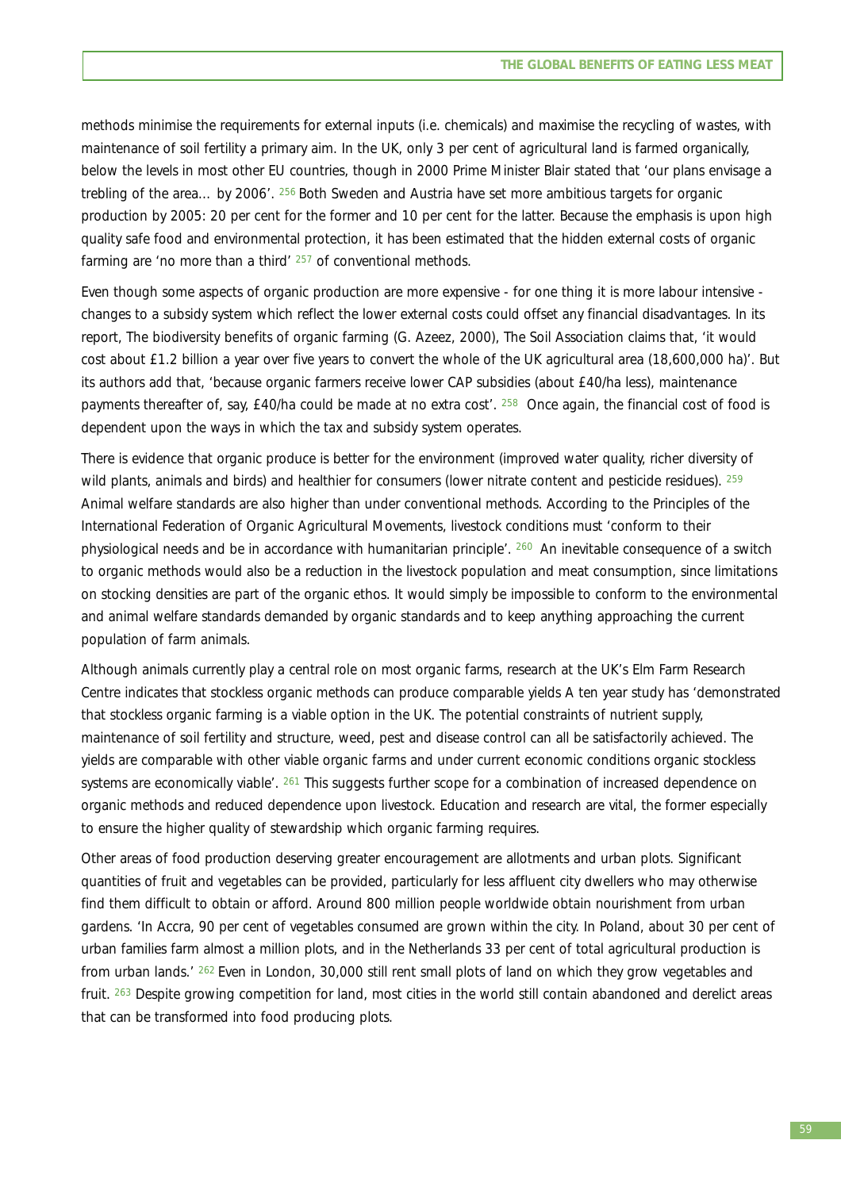methods minimise the requirements for external inputs (i.e. chemicals) and maximise the recycling of wastes, with maintenance of soil fertility a primary aim. In the UK, only 3 per cent of agricultural land is farmed organically, below the levels in most other EU countries, though in 2000 Prime Minister Blair stated that 'our plans envisage a trebling of the area... by 2006'. [256] Both Sweden and Austria have set more ambitious targets for organic production by 2005: 20 per cent for the former and 10 per cent for the latter. Because the emphasis is upon high quality safe food and environmental protection, it has been estimated that the hidden external costs of organic farming are 'no more than a third' [257] of conventional methods.

Even though some aspects of organic production are more expensive - for one thing it is more labour intensive - changes to a subsidy system which reflect the lower external costs could offset any financial disadvantages. In its report, The biodiversity benefits of organic farming (G. Azeez, 2000), The Soil Association claims that, 'it would cost about £1.2 billion a year over five years to convert the whole of the UK agricultural area (18,600,000 ha)'. But its authors add that, 'because organic farmers receive lower CAP subsidies (about £40/ha less), maintenance payments thereafter of, say, £40/ha could be made at no extra cost'. [258] Once again, the financial cost of food is dependent upon the ways in which the tax and subsidy system operates.

There is evidence that organic produce is better for the environment (improved water quality, richer diversity of wild plants, animals and birds) and healthier for consumers (lower nitrate content and pesticide residues). [259] Animal welfare standards are also higher than under conventional methods. According to the Principles of the International Federation of Organic Agricultural Movements, livestock conditions must 'conform to their physiological needs and be in accordance with humanitarian principle'. [260] An inevitable consequence of a switch to organic methods would also be a reduction in the livestock population and meat consumption, since limitations on stocking densities are part of the organic ethos. It would simply be impossible to conform to the environmental and animal welfare standards demanded by organic standards and to keep anything approaching the current population of farm animals.

Although animals currently play a central role on most organic farms, research at the UK's Elm Farm Research Centre indicates that stockless organic methods can produce comparable yields A ten year study has 'demonstrated that stockless organic farming is a viable option in the UK. The potential constraints of nutrient supply, maintenance of soil fertility and structure, weed, pest and disease control can all be satisfactorily achieved. The yields are comparable with other viable organic farms and under current economic conditions organic stockless systems are economically viable'. [261] This suggests further scope for a combination of increased dependence on organic methods and reduced dependence upon livestock. Education and research are vital, the former especially to ensure the higher quality of stewardship which organic farming requires.

Other areas of food production deserving greater encouragement are allotments and urban plots. Significant quantities of fruit and vegetables can be provided, particularly for less affluent city dwellers who may otherwise find them difficult to obtain or afford. Around 800 million people worldwide obtain nourishment from urban gardens. 'In Accra, 90 per cent of vegetables consumed are grown within the city. In Poland, about 30 per cent of urban families farm almost a million plots, and in the Netherlands 33 per cent of total agricultural production is from urban lands.' [262] Even in London, 30,000 still rent small plots of land on which they grow vegetables and fruit. [263] Despite growing competition for land, most cities in the world still contain abandoned and derelict areas that can be transformed into food producing plots.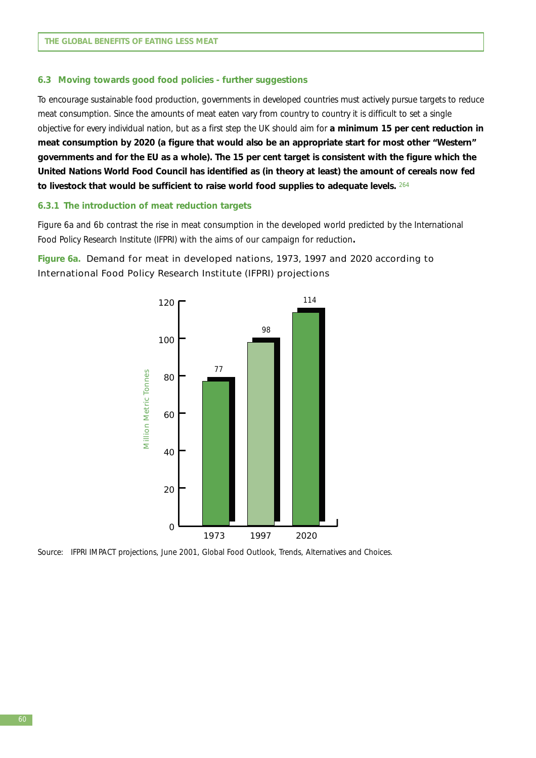## 6.3 Moving towards good food policies - further suggestions

To encourage sustainable food production, governments in developed countries must actively pursue targets to reduce meat consumption. Since the amounts of meat eaten vary from country to country it is difficult to set a single objective for every individual nation, but as a first step the UK should aim for **a minimum 15 per cent reduction in meat consumption by 2020 (a figure that would also be an appropriate start for most other "Western" governments and for the EU as a whole). The 15 per cent target is consistent with the figure which the United Nations World Food Council has identified as (in theory at least) the amount of cereals now fed to livestock that would be sufficient to raise world food supplies to adequate levels.** [264]

### 6.3.1 The introduction of meat reduction targets

Figure 6a and 6b contrast the rise in meat consumption in the developed world predicted by the International Food Policy Research Institute (IFPRI) with the aims of our campaign for reduction**.**

**Figure 6a.** Demand for meat in developed nations, 1973, 1997 and 2020 according to International Food Policy Research Institute (IFPRI) projections

| Year | Million Metric Tonnes |
|---|---|
| 1973 | 77 |
| 1997 | 98 |
| 2020 | 114 |

Source: IFPRI IMPACT projections, June 2001, Global Food Outlook, Trends, Alternatives and Choices.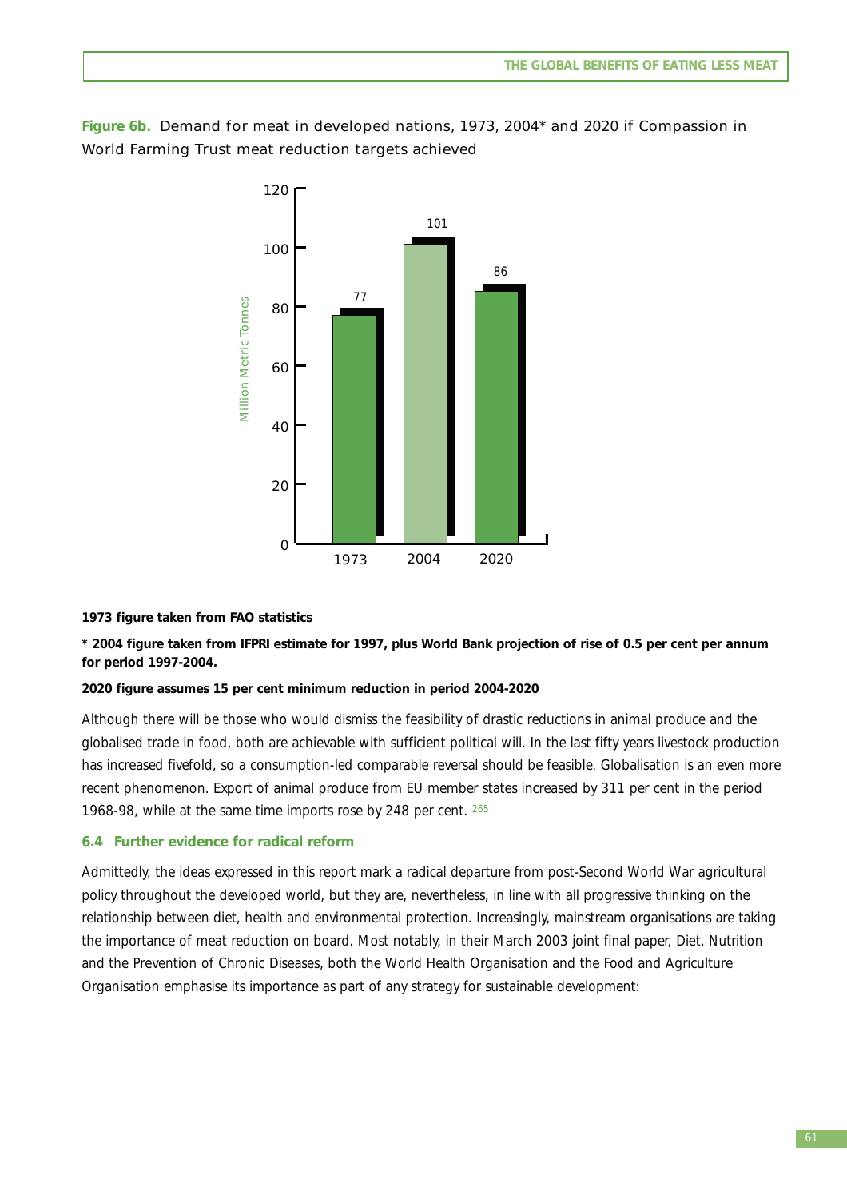**Figure 6b.** Demand for meat in developed nations, 1973, 2004* and 2020 if Compassion in World Farming Trust meat reduction targets achieved

| Year | Million Metric Tonnes |
|---|---|
| 1973 | 77 |
| 2004 | 101 |
| 2020 | 86 |

**1973 figure taken from FAO statistics**

**\* 2004 figure taken from IFPRI estimate for 1997, plus World Bank projection of rise of 0.5 per cent per annum for period 1997-2004.**

**2020 figure assumes 15 per cent minimum reduction in period 2004-2020**

Although there will be those who would dismiss the feasibility of drastic reductions in animal produce and the globalised trade in food, both are achievable with sufficient political will. In the last fifty years livestock production has increased fivefold, so a consumption-led comparable reversal should be feasible. Globalisation is an even more recent phenomenon. Export of animal produce from EU member states increased by 311 per cent in the period 1968-98, while at the same time imports rose by 248 per cent. [265]

### 6.4 Further evidence for radical reform

Admittedly, the ideas expressed in this report mark a radical departure from post-Second World War agricultural policy throughout the developed world, but they are, nevertheless, in line with all progressive thinking on the relationship between diet, health and environmental protection. Increasingly, mainstream organisations are taking the importance of meat reduction on board. Most notably, in their March 2003 joint final paper, Diet, Nutrition and the Prevention of Chronic Diseases, both the World Health Organisation and the Food and Agriculture Organisation emphasise its importance as part of any strategy for sustainable development: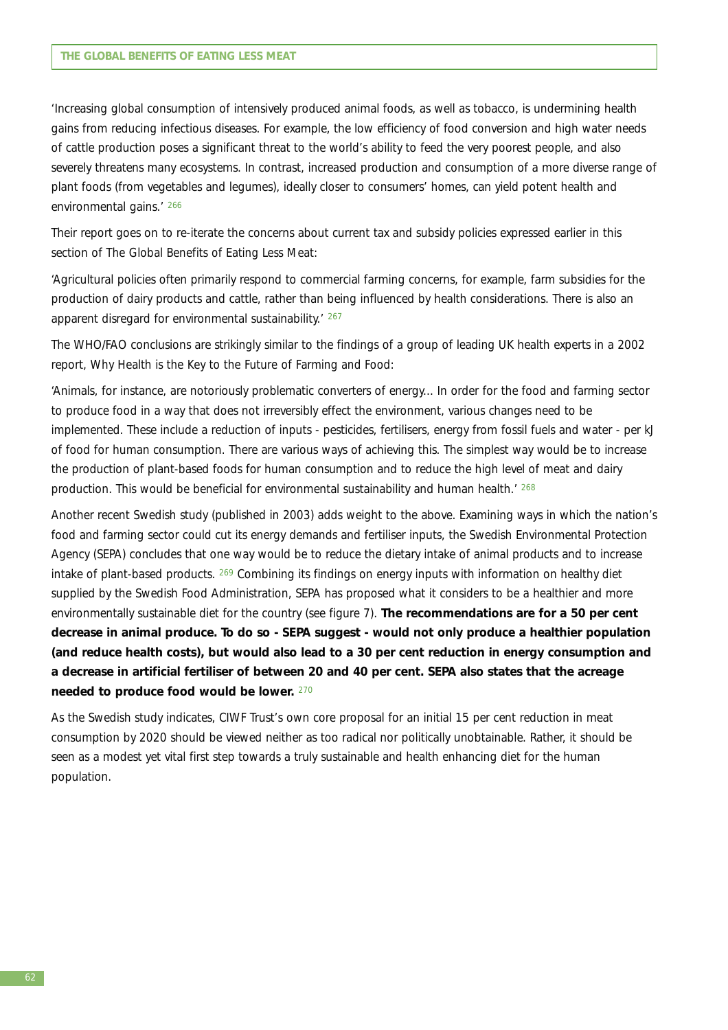'Increasing global consumption of intensively produced animal foods, as well as tobacco, is undermining health gains from reducing infectious diseases. For example, the low efficiency of food conversion and high water needs of cattle production poses a significant threat to the world's ability to feed the very poorest people, and also severely threatens many ecosystems. In contrast, increased production and consumption of a more diverse range of plant foods (from vegetables and legumes), ideally closer to consumers' homes, can yield potent health and environmental gains.' [266]

Their report goes on to re-iterate the concerns about current tax and subsidy policies expressed earlier in this section of *The Global Benefits of Eating Less Meat*:

'Agricultural policies often primarily respond to commercial farming concerns, for example, farm subsidies for the production of dairy products and cattle, rather than being influenced by health considerations. There is also an apparent disregard for environmental sustainability.' [267]

The WHO/FAO conclusions are strikingly similar to the findings of a group of leading UK health experts in a 2002 report, *Why Health is the Key to the Future of Farming and Food*:

'Animals, for instance, are notoriously problematic converters of energy... In order for the food and farming sector to produce food in a way that does not irreversibly effect the environment, various changes need to be implemented. These include a reduction of inputs - pesticides, fertilisers, energy from fossil fuels and water - per kJ of food for human consumption. There are various ways of achieving this. The simplest way would be to increase the production of plant-based foods for human consumption and to reduce the high level of meat and dairy production. This would be beneficial for environmental sustainability and human health.' [268]

Another recent Swedish study (published in 2003) adds weight to the above. Examining ways in which the nation's food and farming sector could cut its energy demands and fertiliser inputs, the Swedish Environmental Protection Agency (SEPA) concludes that one way would be to reduce the dietary intake of animal products and to increase intake of plant-based products. [269] Combining its findings on energy inputs with information on healthy diet supplied by the Swedish Food Administration, SEPA has proposed what it considers to be a healthier and more environmentally sustainable diet for the country (see figure 7). **The recommendations are for a 50 per cent decrease in animal produce. To do so - SEPA suggest - would not only produce a healthier population (and reduce health costs), but would also lead to a 30 per cent reduction in energy consumption and a decrease in artificial fertiliser of between 20 and 40 per cent. SEPA also states that the acreage needed to produce food would be lower.** [270]

As the Swedish study indicates, CIWF Trust's own core proposal for an initial 15 per cent reduction in meat consumption by 2020 should be viewed neither as too radical nor politically unobtainable. Rather, it should be seen as a modest yet vital first step towards a truly sustainable and health enhancing diet for the human population.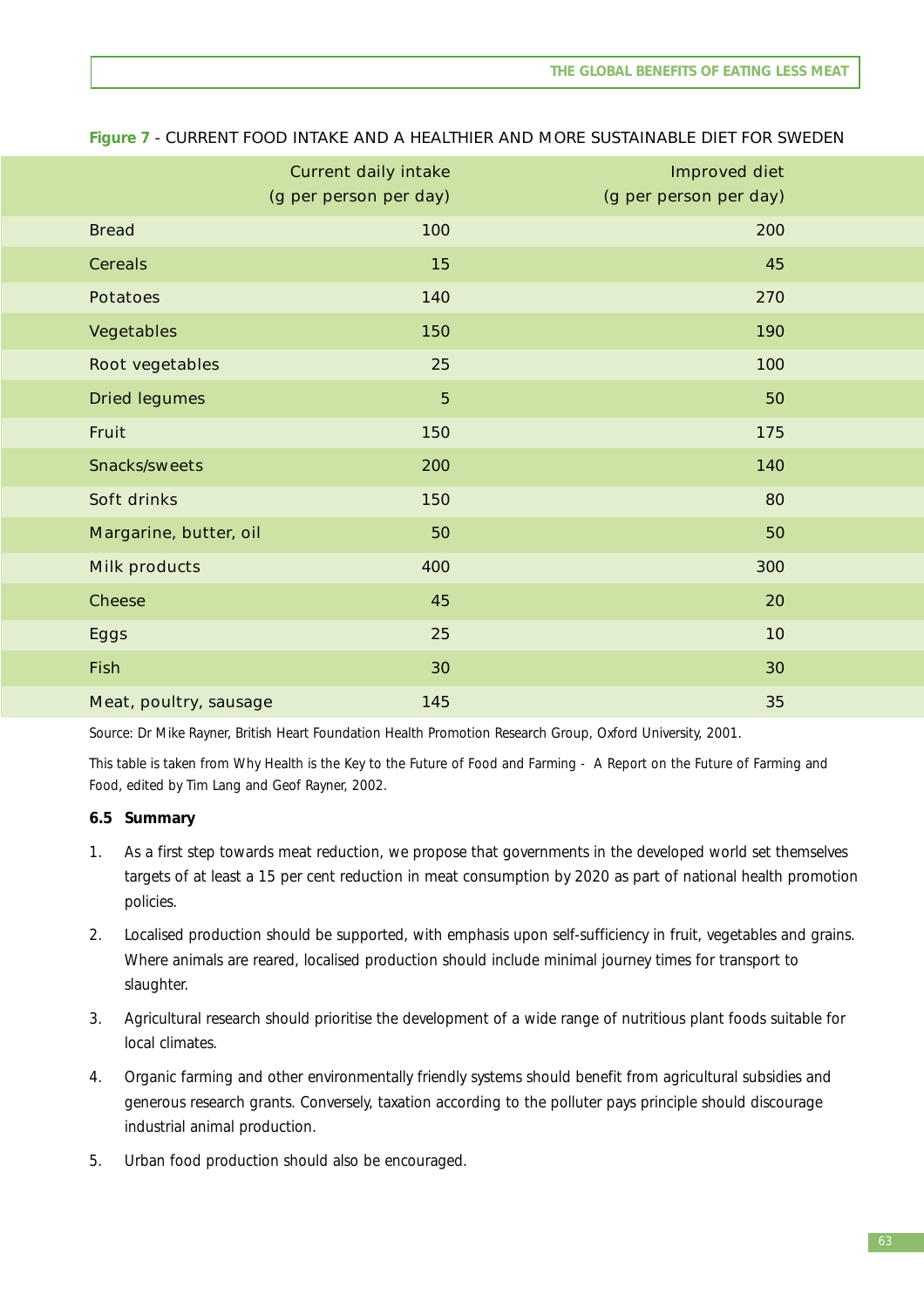**Figure 7** - CURRENT FOOD INTAKE AND A HEALTHIER AND MORE SUSTAINABLE DIET FOR SWEDEN

| | Current daily intake (g per person per day) | Improved diet (g per person per day) |
|---|---|---|
| Bread | 100 | 200 |
| Cereals | 15 | 45 |
| Potatoes | 140 | 270 |
| Vegetables | 150 | 190 |
| Root vegetables | 25 | 100 |
| Dried legumes | 5 | 50 |
| Fruit | 150 | 175 |
| Snacks/sweets | 200 | 140 |
| Soft drinks | 150 | 80 |
| Margarine, butter, oil | 50 | 50 |
| Milk products | 400 | 300 |
| Cheese | 45 | 20 |
| Eggs | 25 | 10 |
| Fish | 30 | 30 |
| Meat, poultry, sausage | 145 | 35 |

Source: Dr Mike Rayner, British Heart Foundation Health Promotion Research Group, Oxford University, 2001.

This table is taken from Why Health is the Key to the Future of Food and Farming - A Report on the Future of Farming and Food, edited by Tim Lang and Geof Rayner, 2002.

### 6.5 Summary

1. As a first step towards meat reduction, we propose that governments in the developed world set themselves targets of at least a 15 per cent reduction in meat consumption by 2020 as part of national health promotion policies.
2. Localised production should be supported, with emphasis upon self-sufficiency in fruit, vegetables and grains. Where animals are reared, localised production should include minimal journey times for transport to slaughter.
3. Agricultural research should prioritise the development of a wide range of nutritious plant foods suitable for local climates.
4. Organic farming and other environmentally friendly systems should benefit from agricultural subsidies and generous research grants. Conversely, taxation according to the polluter pays principle should discourage industrial animal production.
5. Urban food production should also be encouraged.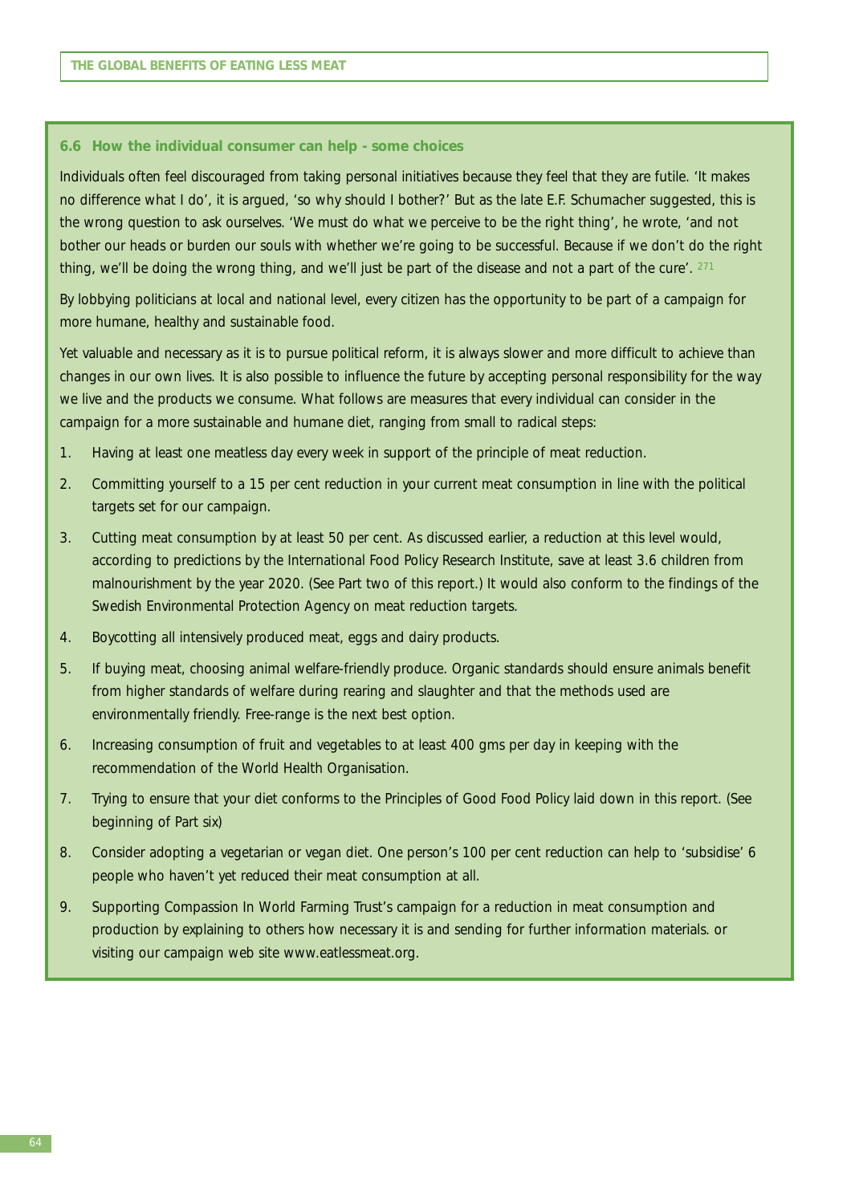## 6.6 How the individual consumer can help - some choices

Individuals often feel discouraged from taking personal initiatives because they feel that they are futile. 'It makes no difference what I do', it is argued, 'so why should I bother?' But as the late E.F. Schumacher suggested, this is the wrong question to ask ourselves. 'We must do what we perceive to be the right thing', he wrote, 'and not bother our heads or burden our souls with whether we're going to be successful. Because if we don't do the right thing, we'll be doing the wrong thing, and we'll just be part of the disease and not a part of the cure'. [271]

By lobbying politicians at local and national level, every citizen has the opportunity to be part of a campaign for more humane, healthy and sustainable food.

Yet valuable and necessary as it is to pursue political reform, it is always slower and more difficult to achieve than changes in our own lives. It is also possible to influence the future by accepting personal responsibility for the way we live and the products we consume. What follows are measures that every individual can consider in the campaign for a more sustainable and humane diet, ranging from small to radical steps:

1. Having at least one meatless day every week in support of the principle of meat reduction.
2. Committing yourself to a 15 per cent reduction in your current meat consumption in line with the political targets set for our campaign.
3. Cutting meat consumption by at least 50 per cent. As discussed earlier, a reduction at this level would, according to predictions by the International Food Policy Research Institute, save at least 3.6 children from malnourishment by the year 2020. (See Part two of this report.) It would also conform to the findings of the Swedish Environmental Protection Agency on meat reduction targets.
4. Boycotting all intensively produced meat, eggs and dairy products.
5. If buying meat, choosing animal welfare-friendly produce. Organic standards should ensure animals benefit from higher standards of welfare during rearing and slaughter and that the methods used are environmentally friendly. Free-range is the next best option.
6. Increasing consumption of fruit and vegetables to at least 400 gms per day in keeping with the recommendation of the World Health Organisation.
7. Trying to ensure that your diet conforms to the Principles of Good Food Policy laid down in this report. (See beginning of Part six)
8. Consider adopting a vegetarian or vegan diet. One person's 100 per cent reduction can help to 'subsidise' 6 people who haven't yet reduced their meat consumption at all.
9. Supporting Compassion In World Farming Trust's campaign for a reduction in meat consumption and production by explaining to others how necessary it is and sending for further information materials. or visiting our campaign web site www.eatlessmeat.org.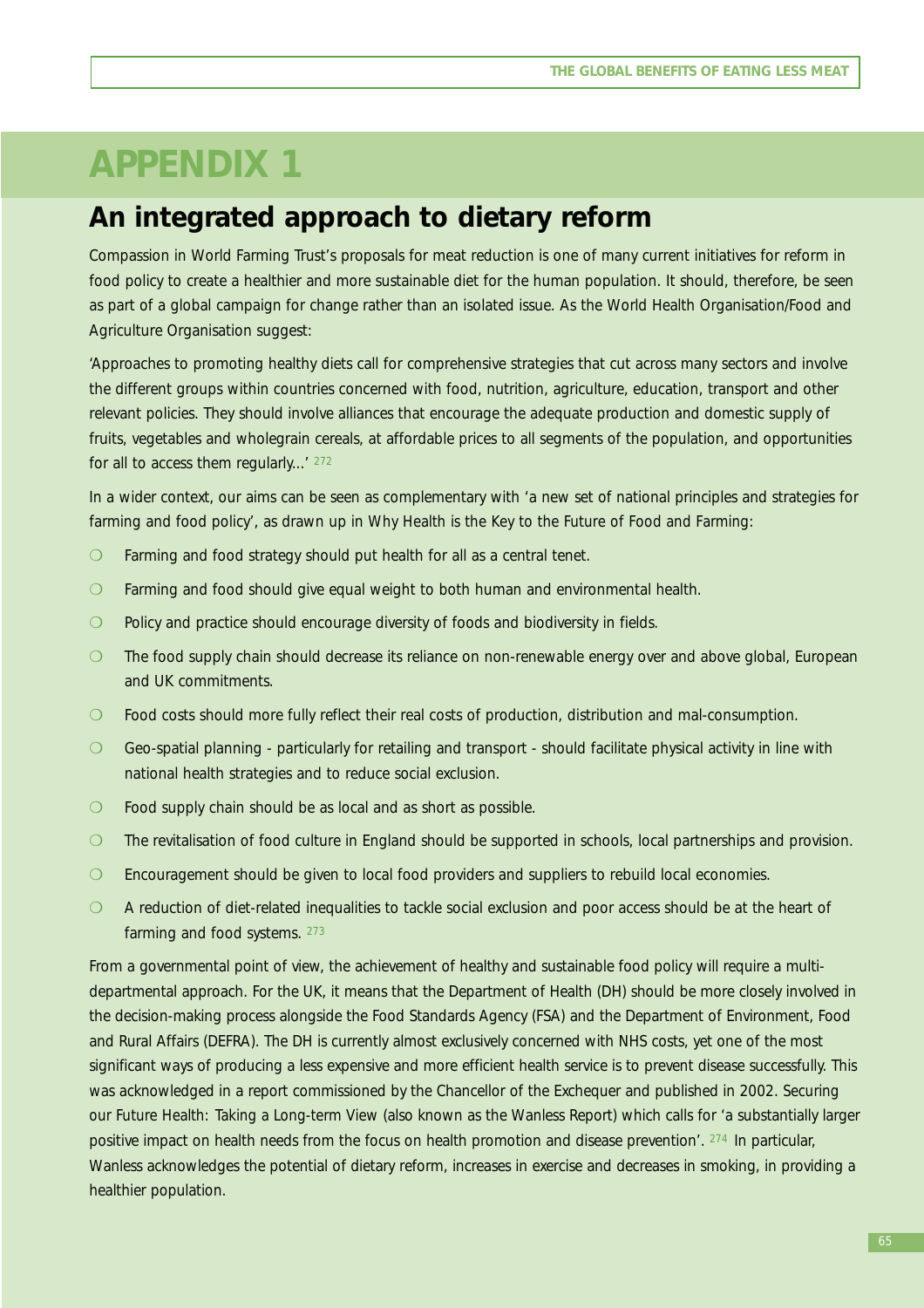# APPENDIX 1

## An integrated approach to dietary reform

Compassion in World Farming Trust's proposals for meat reduction is one of many current initiatives for reform in food policy to create a healthier and more sustainable diet for the human population. It should, therefore, be seen as part of a global campaign for change rather than an isolated issue. As the World Health Organisation/Food and Agriculture Organisation suggest:

'Approaches to promoting healthy diets call for comprehensive strategies that cut across many sectors and involve the different groups within countries concerned with food, nutrition, agriculture, education, transport and other relevant policies. They should involve alliances that encourage the adequate production and domestic supply of fruits, vegetables and wholegrain cereals, at affordable prices to all segments of the population, and opportunities for all to access them regularly...' [272]

In a wider context, our aims can be seen as complementary with 'a new set of national principles and strategies for farming and food policy', as drawn up in Why Health is the Key to the Future of Food and Farming:

- Farming and food strategy should put health for all as a central tenet.
- Farming and food should give equal weight to both human and environmental health.
- Policy and practice should encourage diversity of foods and biodiversity in fields.
- The food supply chain should decrease its reliance on non-renewable energy over and above global, European and UK commitments.
- Food costs should more fully reflect their real costs of production, distribution and mal-consumption.
- Geo-spatial planning - particularly for retailing and transport - should facilitate physical activity in line with national health strategies and to reduce social exclusion.
- Food supply chain should be as local and as short as possible.
- The revitalisation of food culture in England should be supported in schools, local partnerships and provision.
- Encouragement should be given to local food providers and suppliers to rebuild local economies.
- A reduction of diet-related inequalities to tackle social exclusion and poor access should be at the heart of farming and food systems. [273]

From a governmental point of view, the achievement of healthy and sustainable food policy will require a multi-departmental approach. For the UK, it means that the Department of Health (DH) should be more closely involved in the decision-making process alongside the Food Standards Agency (FSA) and the Department of Environment, Food and Rural Affairs (DEFRA). The DH is currently almost exclusively concerned with NHS costs, yet one of the most significant ways of producing a less expensive and more efficient health service is to prevent disease successfully. This was acknowledged in a report commissioned by the Chancellor of the Exchequer and published in 2002. Securing our Future Health: Taking a Long-term View (also known as the Wanless Report) which calls for 'a substantially larger positive impact on health needs from the focus on health promotion and disease prevention'. [274] In particular, Wanless acknowledges the potential of dietary reform, increases in exercise and decreases in smoking, in providing a healthier population.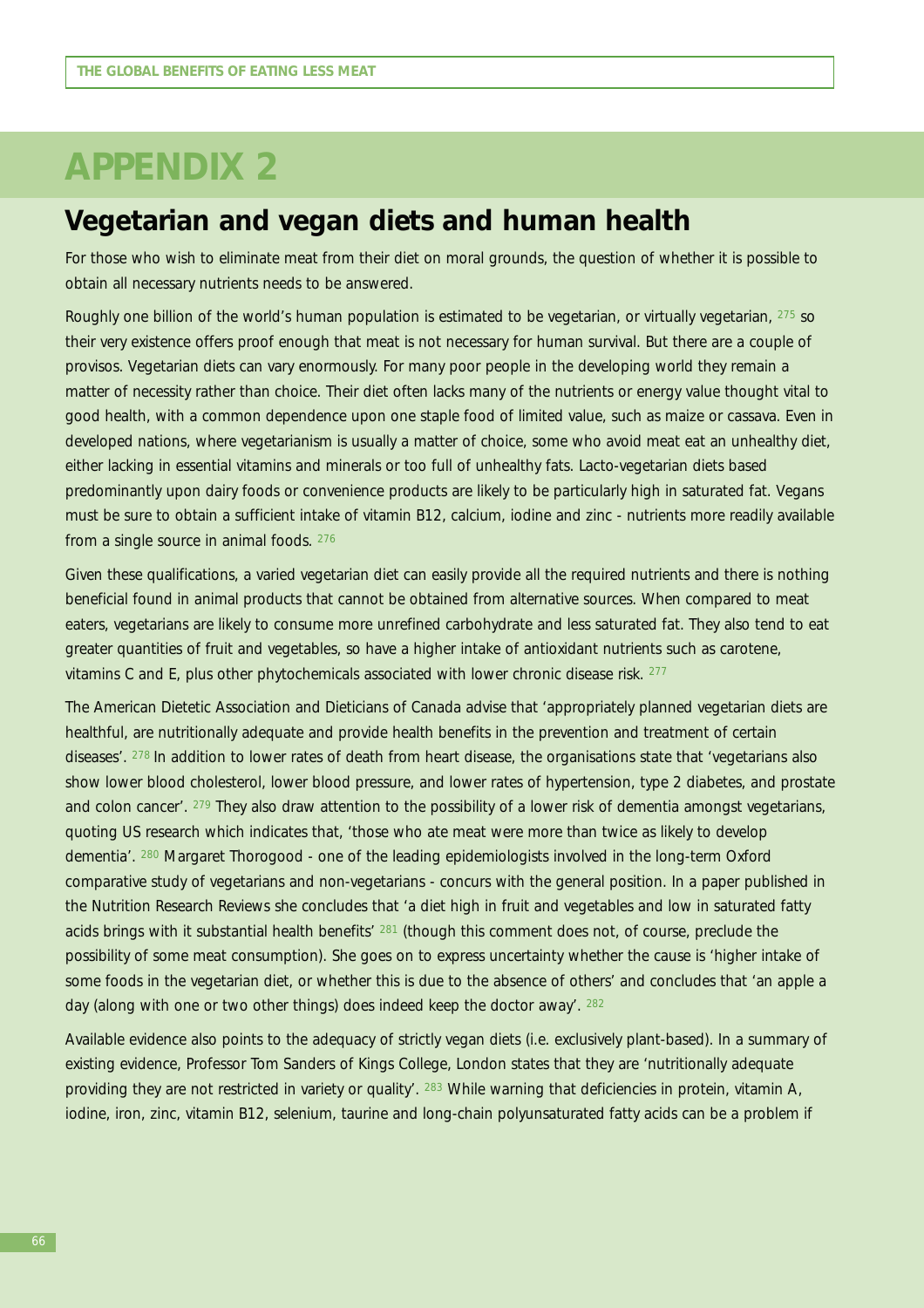# APPENDIX 2

## Vegetarian and vegan diets and human health

For those who wish to eliminate meat from their diet on moral grounds, the question of whether it is possible to obtain all necessary nutrients needs to be answered.

Roughly one billion of the world's human population is estimated to be vegetarian, or virtually vegetarian, [275] so their very existence offers proof enough that meat is not necessary for human survival. But there are a couple of provisos. Vegetarian diets can vary enormously. For many poor people in the developing world they remain a matter of necessity rather than choice. Their diet often lacks many of the nutrients or energy value thought vital to good health, with a common dependence upon one staple food of limited value, such as maize or cassava. Even in developed nations, where vegetarianism is usually a matter of choice, some who avoid meat eat an unhealthy diet, either lacking in essential vitamins and minerals or too full of unhealthy fats. Lacto-vegetarian diets based predominantly upon dairy foods or convenience products are likely to be particularly high in saturated fat. Vegans must be sure to obtain a sufficient intake of vitamin B12, calcium, iodine and zinc - nutrients more readily available from a single source in animal foods. [276]

Given these qualifications, a varied vegetarian diet can easily provide all the required nutrients and there is nothing beneficial found in animal products that cannot be obtained from alternative sources. When compared to meat eaters, vegetarians are likely to consume more unrefined carbohydrate and less saturated fat. They also tend to eat greater quantities of fruit and vegetables, so have a higher intake of antioxidant nutrients such as carotene, vitamins C and E, plus other phytochemicals associated with lower chronic disease risk. [277]

The American Dietetic Association and Dieticians of Canada advise that 'appropriately planned vegetarian diets are healthful, are nutritionally adequate and provide health benefits in the prevention and treatment of certain diseases'. [278] In addition to lower rates of death from heart disease, the organisations state that 'vegetarians also show lower blood cholesterol, lower blood pressure, and lower rates of hypertension, type 2 diabetes, and prostate and colon cancer'. [279] They also draw attention to the possibility of a lower risk of dementia amongst vegetarians, quoting US research which indicates that, 'those who ate meat were more than twice as likely to develop dementia'. [280] Margaret Thorogood - one of the leading epidemiologists involved in the long-term Oxford comparative study of vegetarians and non-vegetarians - concurs with the general position. In a paper published in the Nutrition Research Reviews she concludes that 'a diet high in fruit and vegetables and low in saturated fatty acids brings with it substantial health benefits' [281] (though this comment does not, of course, preclude the possibility of some meat consumption). She goes on to express uncertainty whether the cause is 'higher intake of some foods in the vegetarian diet, or whether this is due to the absence of others' and concludes that 'an apple a day (along with one or two other things) does indeed keep the doctor away'. [282]

Available evidence also points to the adequacy of strictly vegan diets (i.e. exclusively plant-based). In a summary of existing evidence, Professor Tom Sanders of Kings College, London states that they are 'nutritionally adequate providing they are not restricted in variety or quality'. [283] While warning that deficiencies in protein, vitamin A, iodine, iron, zinc, vitamin B12, selenium, taurine and long-chain polyunsaturated fatty acids can be a problem if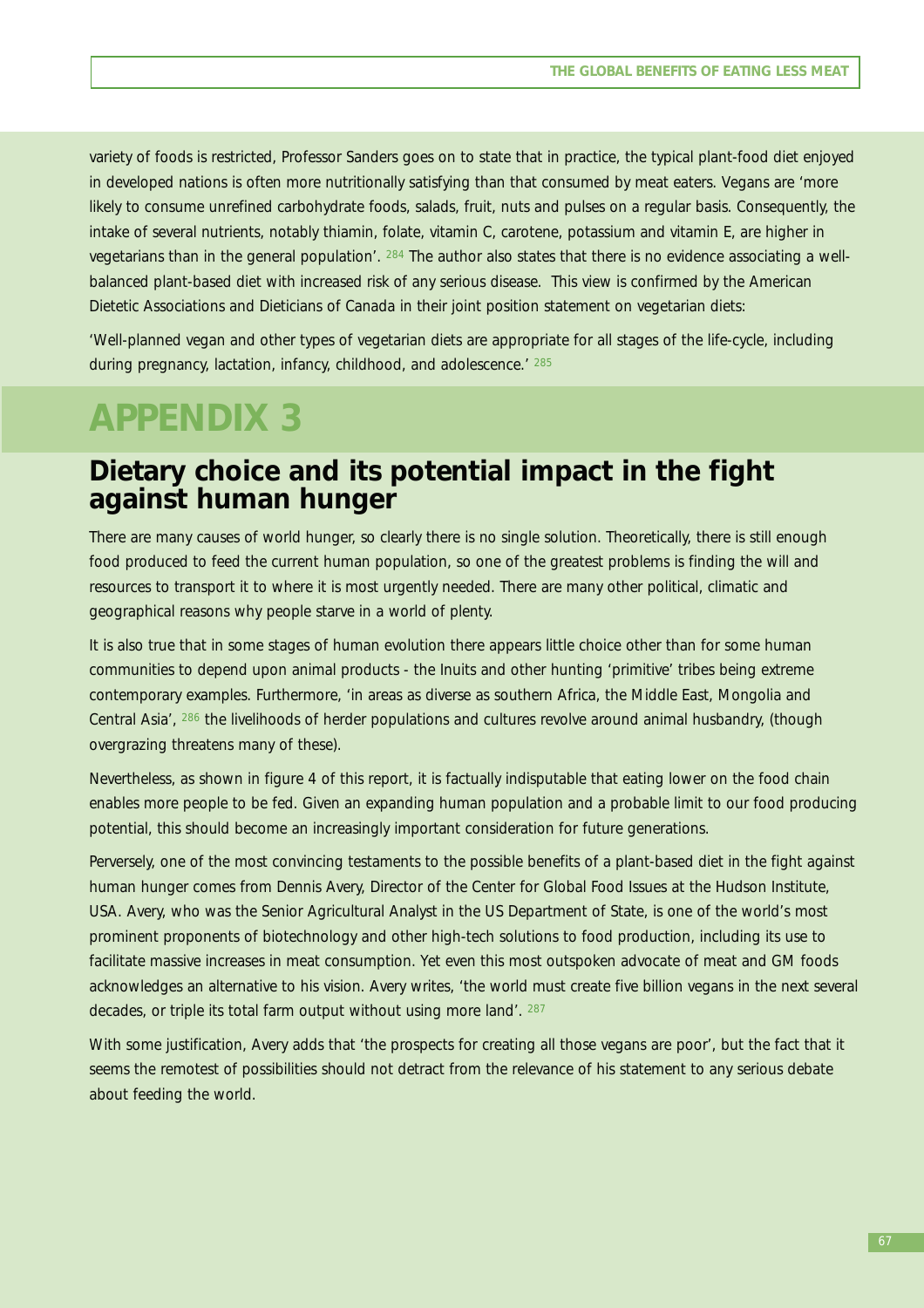variety of foods is restricted, Professor Sanders goes on to state that in practice, the typical plant-food diet enjoyed in developed nations is often more nutritionally satisfying than that consumed by meat eaters. Vegans are 'more likely to consume unrefined carbohydrate foods, salads, fruit, nuts and pulses on a regular basis. Consequently, the intake of several nutrients, notably thiamin, folate, vitamin C, carotene, potassium and vitamin E, are higher in vegetarians than in the general population'. [284] The author also states that there is no evidence associating a well-balanced plant-based diet with increased risk of any serious disease. This view is confirmed by the American Dietetic Associations and Dieticians of Canada in their joint position statement on vegetarian diets:

'Well-planned vegan and other types of vegetarian diets are appropriate for all stages of the life-cycle, including during pregnancy, lactation, infancy, childhood, and adolescence.' [285]

# APPENDIX 3

## Dietary choice and its potential impact in the fight against human hunger

There are many causes of world hunger, so clearly there is no single solution. Theoretically, there is still enough food produced to feed the current human population, so one of the greatest problems is finding the will and resources to transport it to where it is most urgently needed. There are many other political, climatic and geographical reasons why people starve in a world of plenty.

It is also true that in some stages of human evolution there appears little choice other than for some human communities to depend upon animal products - the Inuits and other hunting 'primitive' tribes being extreme contemporary examples. Furthermore, 'in areas as diverse as southern Africa, the Middle East, Mongolia and Central Asia', [286] the livelihoods of herder populations and cultures revolve around animal husbandry, (though overgrazing threatens many of these).

Nevertheless, as shown in figure 4 of this report, it is factually indisputable that eating lower on the food chain enables more people to be fed. Given an expanding human population and a probable limit to our food producing potential, this should become an increasingly important consideration for future generations.

Perversely, one of the most convincing testaments to the possible benefits of a plant-based diet in the fight against human hunger comes from Dennis Avery, Director of the Center for Global Food Issues at the Hudson Institute, USA. Avery, who was the Senior Agricultural Analyst in the US Department of State, is one of the world's most prominent proponents of biotechnology and other high-tech solutions to food production, including its use to facilitate massive increases in meat consumption. Yet even this most outspoken advocate of meat and GM foods acknowledges an alternative to his vision. Avery writes, 'the world must create five billion vegans in the next several decades, or triple its total farm output without using more land'. [287]

With some justification, Avery adds that 'the prospects for creating all those vegans are poor', but the fact that it seems the remotest of possibilities should not detract from the relevance of his statement to any serious debate about feeding the world.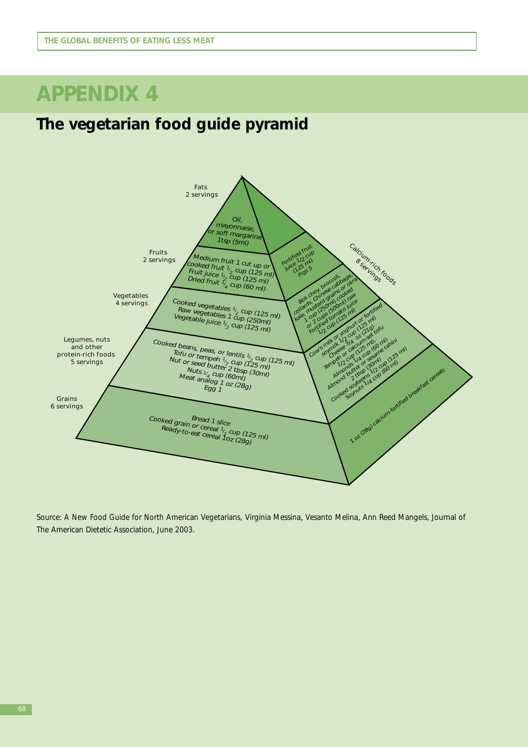# APPENDIX 4

## The vegetarian food guide pyramid

Fats
2 servings

Oil, mayonnaise, or soft margarine 1tsp (5ml)

Fruits
2 servings

Medium fruit 1 cut up or cooked fruit $\frac{1}{2}$ cup (125 ml)
Fruit juice $\frac{1}{2}$ cup (125 ml)
Dried fruit $\frac{1}{4}$ cup (60 ml)

Vegetables
4 servings

Cooked vegetables $\frac{1}{2}$ cup (125 ml)
Raw vegetables 1 cup (250ml)
Vegetable juice $\frac{1}{2}$ cup (125 ml)

Legumes, nuts and other protein-rich foods
5 servings

Cooked beans, peas, or lentils $\frac{1}{2}$ cup (125 ml)
Tofu or tempeh $\frac{1}{2}$ cup (125 ml)
Nut or seed butter 2 tbsp (30ml)
Nuts $\frac{1}{4}$ cup (60ml)
Meat analog 1 oz (28g)
Egg 1

Grains
6 servings

Bread 1 slice
Cooked grain or cereal $\frac{1}{2}$ cup (125 ml)
Ready-to-eat cereal 1oz (28g)

Calcium-rich foods
8 servings

Fortified fruit juice 1/2 cup (125 ml)
Figs 5

Bok choy, broccoli, collards, Chinese cabbage, kale, mustard grains or okra 1 cup (250ml) cooked or 2 cups (500ml) raw
Fortified tomato juice 1/2 cup (125 ml)

Cow's milk or yoghurt or fortified soymilk 1/2 cup (125 ml)
Cheese 3/4 oz (21g)
Tempeh or calcium-set tofu 1/2 cup (125 ml)
Almonds 1/4 cup (60 ml)
Almond butter or sesame tahini 2 tbsp (30ml)
Cooked soybeans 1/2 cup (125 ml)
Soynuts 1/4 cup (60 ml)

1 oz (28g) calcium-fortified breakfast cereals

Source: A New Food Guide for North American Vegetarians, Virginia Messina, Vesanto Melina, Ann Reed Mangels, Journal of The American Dietetic Association, June 2003.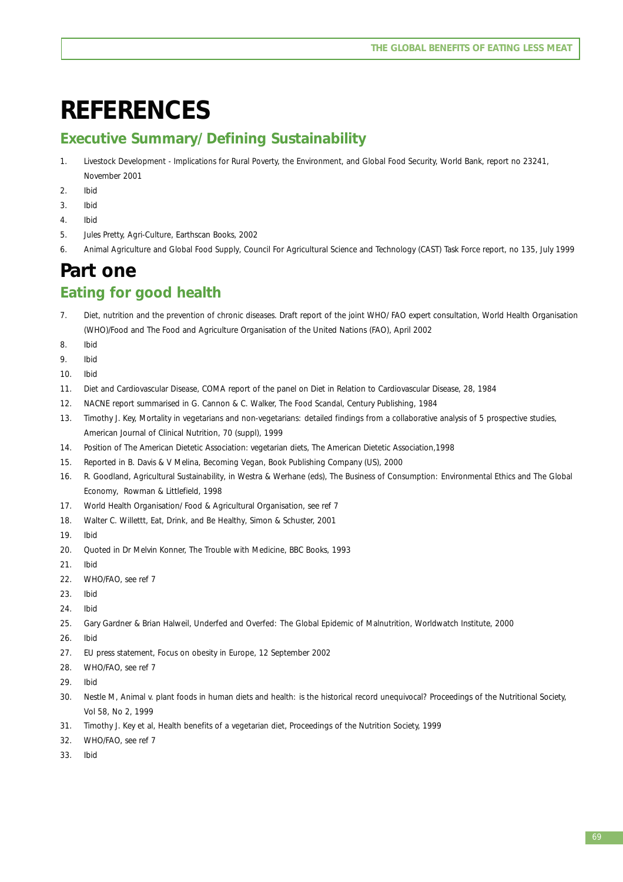# REFERENCES

## Executive Summary/Defining Sustainability

1. Livestock Development - Implications for Rural Poverty, the Environment, and Global Food Security, World Bank, report no 23241, November 2001
2. Ibid
3. Ibid
4. Ibid
5. Jules Pretty, Agri-Culture, Earthscan Books, 2002
6. Animal Agriculture and Global Food Supply, Council For Agricultural Science and Technology (CAST) Task Force report, no 135, July 1999

# Part one

## Eating for good health

7. Diet, nutrition and the prevention of chronic diseases. Draft report of the joint WHO/ FAO expert consultation, World Health Organisation (WHO)/Food and The Food and Agriculture Organisation of the United Nations (FAO), April 2002
8. Ibid
9. Ibid
10. Ibid
11. Diet and Cardiovascular Disease, COMA report of the panel on Diet in Relation to Cardiovascular Disease, 28, 1984
12. NACNE report summarised in G. Cannon & C. Walker, The Food Scandal, Century Publishing, 1984
13. Timothy J. Key, Mortality in vegetarians and non-vegetarians: detailed findings from a collaborative analysis of 5 prospective studies, American Journal of Clinical Nutrition, 70 (suppl), 1999
14. Position of The American Dietetic Association: vegetarian diets, The American Dietetic Association,1998
15. Reported in B. Davis & V Melina, Becoming Vegan, Book Publishing Company (US), 2000
16. R. Goodland, Agricultural Sustainability, in Westra & Werhane (eds), The Business of Consumption: Environmental Ethics and The Global Economy, Rowman & Littlefield, 1998
17. World Health Organisation/ Food & Agricultural Organisation, see ref 7
18. Walter C. Willettt, Eat, Drink, and Be Healthy, Simon & Schuster, 2001
19. Ibid
20. Quoted in Dr Melvin Konner, The Trouble with Medicine, BBC Books, 1993
21. Ibid
22. WHO/FAO, see ref 7
23. Ibid
24. Ibid
25. Gary Gardner & Brian Halweil, Underfed and Overfed: The Global Epidemic of Malnutrition, Worldwatch Institute, 2000
26. Ibid
27. EU press statement, Focus on obesity in Europe, 12 September 2002
28. WHO/FAO, see ref 7
29. Ibid
30. Nestle M, Animal v. plant foods in human diets and health: is the historical record unequivocal? Proceedings of the Nutritional Society, Vol 58, No 2, 1999
31. Timothy J. Key et al, Health benefits of a vegetarian diet, Proceedings of the Nutrition Society, 1999
32. WHO/FAO, see ref 7
33. Ibid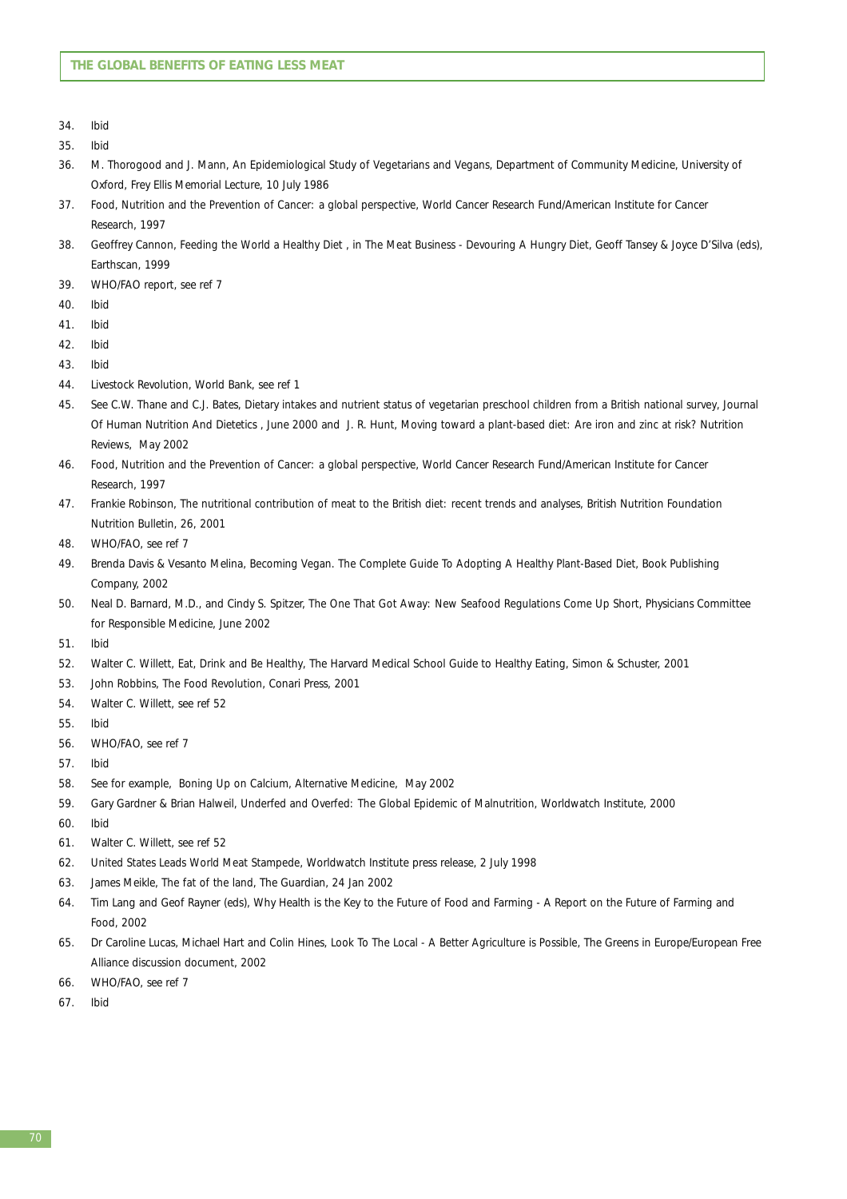34. Ibid
35. Ibid
36. M. Thorogood and J. Mann, An Epidemiological Study of Vegetarians and Vegans, Department of Community Medicine, University of Oxford, Frey Ellis Memorial Lecture, 10 July 1986
37. Food, Nutrition and the Prevention of Cancer: a global perspective, World Cancer Research Fund/American Institute for Cancer Research, 1997
38. Geoffrey Cannon, Feeding the World a Healthy Diet , in The Meat Business - Devouring A Hungry Diet, Geoff Tansey & Joyce D'Silva (eds), Earthscan, 1999
39. WHO/FAO report, see ref 7
40. Ibid
41. Ibid
42. Ibid
43. Ibid
44. Livestock Revolution, World Bank, see ref 1
45. See C.W. Thane and C.J. Bates, Dietary intakes and nutrient status of vegetarian preschool children from a British national survey, Journal Of Human Nutrition And Dietetics , June 2000 and J. R. Hunt, Moving toward a plant-based diet: Are iron and zinc at risk? Nutrition Reviews, May 2002
46. Food, Nutrition and the Prevention of Cancer: a global perspective, World Cancer Research Fund/American Institute for Cancer Research, 1997
47. Frankie Robinson, The nutritional contribution of meat to the British diet: recent trends and analyses, British Nutrition Foundation Nutrition Bulletin, 26, 2001
48. WHO/FAO, see ref 7
49. Brenda Davis & Vesanto Melina, Becoming Vegan. The Complete Guide To Adopting A Healthy Plant-Based Diet, Book Publishing Company, 2002
50. Neal D. Barnard, M.D., and Cindy S. Spitzer, The One That Got Away: New Seafood Regulations Come Up Short, Physicians Committee for Responsible Medicine, June 2002
51. Ibid
52. Walter C. Willett, Eat, Drink and Be Healthy, The Harvard Medical School Guide to Healthy Eating, Simon & Schuster, 2001
53. John Robbins, The Food Revolution, Conari Press, 2001
54. Walter C. Willett, see ref 52
55. Ibid
56. WHO/FAO, see ref 7
57. Ibid
58. See for example, Boning Up on Calcium, Alternative Medicine, May 2002
59. Gary Gardner & Brian Halweil, Underfed and Overfed: The Global Epidemic of Malnutrition, Worldwatch Institute, 2000
60. Ibid
61. Walter C. Willett, see ref 52
62. United States Leads World Meat Stampede, Worldwatch Institute press release, 2 July 1998
63. James Meikle, The fat of the land, The Guardian, 24 Jan 2002
64. Tim Lang and Geof Rayner (eds), Why Health is the Key to the Future of Food and Farming - A Report on the Future of Farming and Food, 2002
65. Dr Caroline Lucas, Michael Hart and Colin Hines, Look To The Local - A Better Agriculture is Possible, The Greens in Europe/European Free Alliance discussion document, 2002
66. WHO/FAO, see ref 7
67. Ibid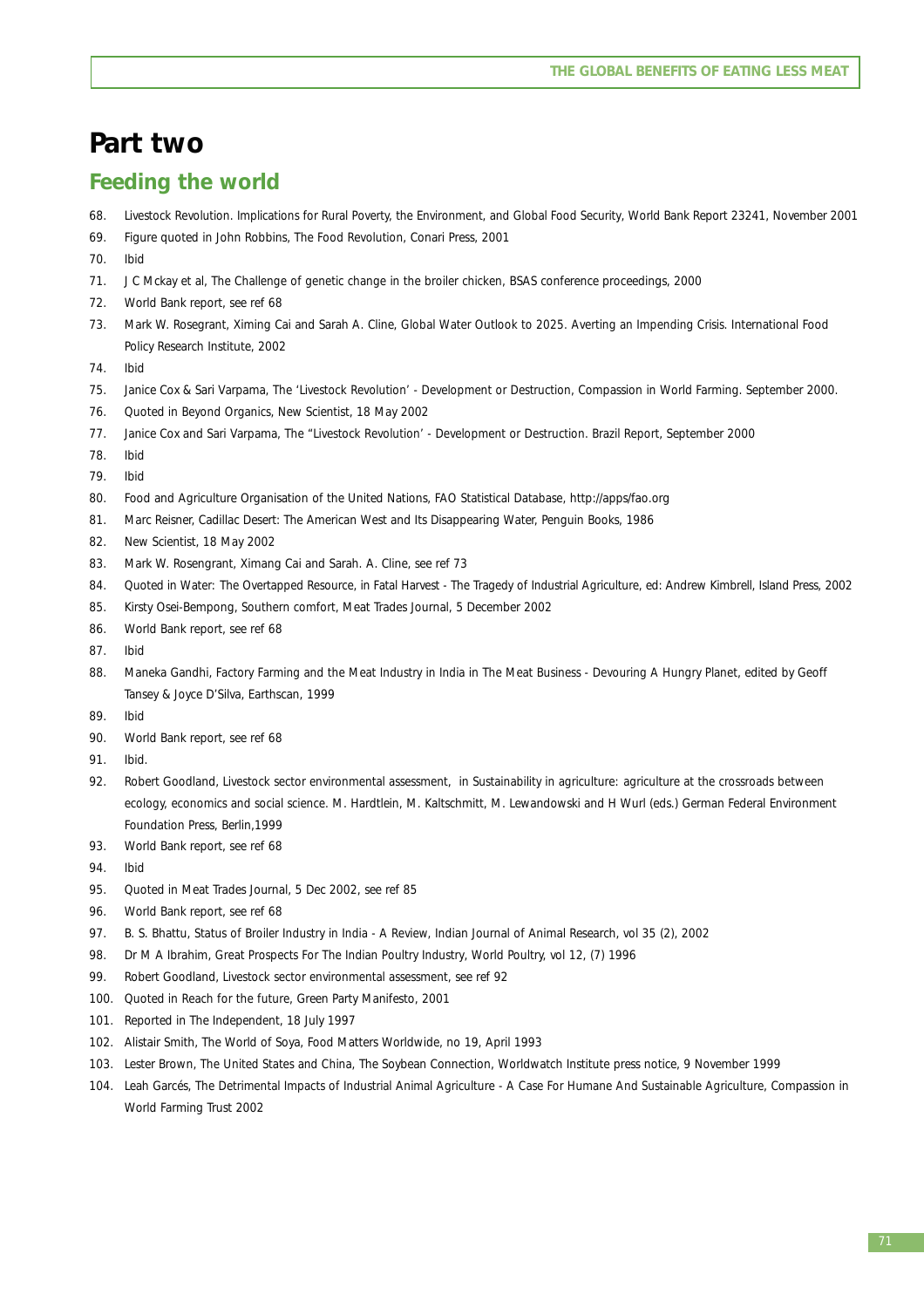# Part two

## Feeding the world

68. Livestock Revolution. Implications for Rural Poverty, the Environment, and Global Food Security, World Bank Report 23241, November 2001
69. Figure quoted in John Robbins, The Food Revolution, Conari Press, 2001
70. Ibid
71. J C Mckay et al, The Challenge of genetic change in the broiler chicken, BSAS conference proceedings, 2000
72. World Bank report, see ref 68
73. Mark W. Rosegrant, Ximing Cai and Sarah A. Cline, Global Water Outlook to 2025. Averting an Impending Crisis. International Food Policy Research Institute, 2002
74. Ibid
75. Janice Cox & Sari Varpama, The 'Livestock Revolution' - Development or Destruction, Compassion in World Farming. September 2000.
76. Quoted in Beyond Organics, New Scientist, 18 May 2002
77. Janice Cox and Sari Varpama, The "Livestock Revolution' - Development or Destruction. Brazil Report, September 2000
78. Ibid
79. Ibid
80. Food and Agriculture Organisation of the United Nations, FAO Statistical Database, http://apps/fao.org
81. Marc Reisner, Cadillac Desert: The American West and Its Disappearing Water, Penguin Books, 1986
82. New Scientist, 18 May 2002
83. Mark W. Rosengrant, Ximang Cai and Sarah. A. Cline, see ref 73
84. Quoted in Water: The Overtapped Resource, in Fatal Harvest - The Tragedy of Industrial Agriculture, ed: Andrew Kimbrell, Island Press, 2002
85. Kirsty Osei-Bempong, Southern comfort, Meat Trades Journal, 5 December 2002
86. World Bank report, see ref 68
87. Ibid
88. Maneka Gandhi, Factory Farming and the Meat Industry in India in The Meat Business - Devouring A Hungry Planet, edited by Geoff Tansey & Joyce D'Silva, Earthscan, 1999
89. Ibid
90. World Bank report, see ref 68
91. Ibid.
92. Robert Goodland, Livestock sector environmental assessment, in Sustainability in agriculture: agriculture at the crossroads between ecology, economics and social science. M. Hardtlein, M. Kaltschmitt, M. Lewandowski and H Wurl (eds.) German Federal Environment Foundation Press, Berlin,1999
93. World Bank report, see ref 68
94. Ibid
95. Quoted in Meat Trades Journal, 5 Dec 2002, see ref 85
96. World Bank report, see ref 68
97. B. S. Bhattu, Status of Broiler Industry in India - A Review, Indian Journal of Animal Research, vol 35 (2), 2002
98. Dr M A Ibrahim, Great Prospects For The Indian Poultry Industry, World Poultry, vol 12, (7) 1996
99. Robert Goodland, Livestock sector environmental assessment, see ref 92
100. Quoted in Reach for the future, Green Party Manifesto, 2001
101. Reported in The Independent, 18 July 1997
102. Alistair Smith, The World of Soya, Food Matters Worldwide, no 19, April 1993
103. Lester Brown, The United States and China, The Soybean Connection, Worldwatch Institute press notice, 9 November 1999
104. Leah Garcés, The Detrimental Impacts of Industrial Animal Agriculture - A Case For Humane And Sustainable Agriculture, Compassion in World Farming Trust 2002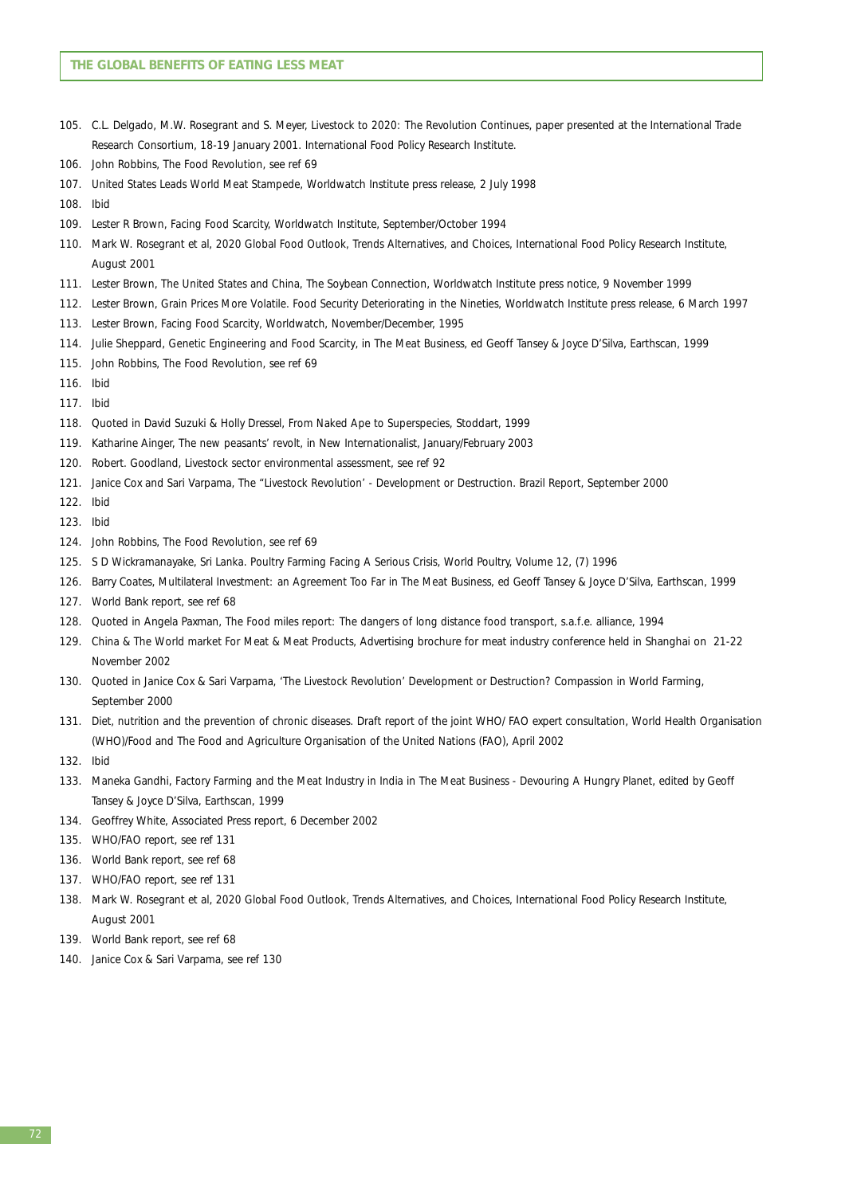105. C.L. Delgado, M.W. Rosegrant and S. Meyer, Livestock to 2020: The Revolution Continues, paper presented at the International Trade Research Consortium, 18-19 January 2001. International Food Policy Research Institute.
106. John Robbins, The Food Revolution, see ref 69
107. United States Leads World Meat Stampede, Worldwatch Institute press release, 2 July 1998
108. Ibid
109. Lester R Brown, Facing Food Scarcity, Worldwatch Institute, September/October 1994
110. Mark W. Rosegrant et al, 2020 Global Food Outlook, Trends Alternatives, and Choices, International Food Policy Research Institute, August 2001
111. Lester Brown, The United States and China, The Soybean Connection, Worldwatch Institute press notice, 9 November 1999
112. Lester Brown, Grain Prices More Volatile. Food Security Deteriorating in the Nineties, Worldwatch Institute press release, 6 March 1997
113. Lester Brown, Facing Food Scarcity, Worldwatch, November/December, 1995
114. Julie Sheppard, Genetic Engineering and Food Scarcity, in The Meat Business, ed Geoff Tansey & Joyce D'Silva, Earthscan, 1999
115. John Robbins, The Food Revolution, see ref 69
116. Ibid
117. Ibid
118. Quoted in David Suzuki & Holly Dressel, From Naked Ape to Superspecies, Stoddart, 1999
119. Katharine Ainger, The new peasants' revolt, in New Internationalist, January/February 2003
120. Robert. Goodland, Livestock sector environmental assessment, see ref 92
121. Janice Cox and Sari Varpama, The "Livestock Revolution' - Development or Destruction. Brazil Report, September 2000
122. Ibid
123. Ibid
124. John Robbins, The Food Revolution, see ref 69
125. S D Wickramanayake, Sri Lanka. Poultry Farming Facing A Serious Crisis, World Poultry, Volume 12, (7) 1996
126. Barry Coates, Multilateral Investment: an Agreement Too Far in The Meat Business, ed Geoff Tansey & Joyce D'Silva, Earthscan, 1999
127. World Bank report, see ref 68
128. Quoted in Angela Paxman, The Food miles report: The dangers of long distance food transport, s.a.f.e. alliance, 1994
129. China & The World market For Meat & Meat Products, Advertising brochure for meat industry conference held in Shanghai on 21-22 November 2002
130. Quoted in Janice Cox & Sari Varpama, 'The Livestock Revolution' Development or Destruction? Compassion in World Farming, September 2000
131. Diet, nutrition and the prevention of chronic diseases. Draft report of the joint WHO/ FAO expert consultation, World Health Organisation (WHO)/Food and The Food and Agriculture Organisation of the United Nations (FAO), April 2002
132. Ibid
133. Maneka Gandhi, Factory Farming and the Meat Industry in India in The Meat Business - Devouring A Hungry Planet, edited by Geoff Tansey & Joyce D'Silva, Earthscan, 1999
134. Geoffrey White, Associated Press report, 6 December 2002
135. WHO/FAO report, see ref 131
136. World Bank report, see ref 68
137. WHO/FAO report, see ref 131
138. Mark W. Rosegrant et al, 2020 Global Food Outlook, Trends Alternatives, and Choices, International Food Policy Research Institute, August 2001
139. World Bank report, see ref 68
140. Janice Cox & Sari Varpama, see ref 130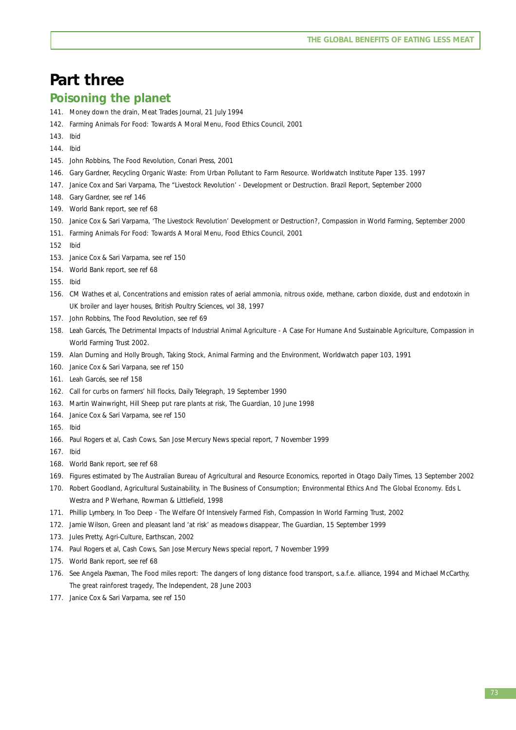# Part three

## Poisoning the planet

141. Money down the drain, Meat Trades Journal, 21 July 1994
142. Farming Animals For Food: Towards A Moral Menu, Food Ethics Council, 2001
143. Ibid
144. Ibid
145. John Robbins, The Food Revolution, Conari Press, 2001
146. Gary Gardner, Recycling Organic Waste: From Urban Pollutant to Farm Resource. Worldwatch Institute Paper 135. 1997
147. Janice Cox and Sari Varpama, The "Livestock Revolution' - Development or Destruction. Brazil Report, September 2000
148. Gary Gardner, see ref 146
149. World Bank report, see ref 68
150. Janice Cox & Sari Varpama, 'The Livestock Revolution' Development or Destruction?, Compassion in World Farming, September 2000
151. Farming Animals For Food: Towards A Moral Menu, Food Ethics Council, 2001
152 Ibid
153. Janice Cox & Sari Varpama, see ref 150
154. World Bank report, see ref 68
155. Ibid
156. CM Wathes et al, Concentrations and emission rates of aerial ammonia, nitrous oxide, methane, carbon dioxide, dust and endotoxin in UK broiler and layer houses, British Poultry Sciences, vol 38, 1997
157. John Robbins, The Food Revolution, see ref 69
158. Leah Garcés, The Detrimental Impacts of Industrial Animal Agriculture - A Case For Humane And Sustainable Agriculture, Compassion in World Farming Trust 2002.
159. Alan Durning and Holly Brough, Taking Stock, Animal Farming and the Environment, Worldwatch paper 103, 1991
160. Janice Cox & Sari Varpana, see ref 150
161. Leah Garcés, see ref 158
162. Call for curbs on farmers' hill flocks, Daily Telegraph, 19 September 1990
163. Martin Wainwright, Hill Sheep put rare plants at risk, The Guardian, 10 June 1998
164. Janice Cox & Sari Varpama, see ref 150
165. Ibid
166. Paul Rogers et al, Cash Cows, San Jose Mercury News special report, 7 November 1999
167. Ibid
168. World Bank report, see ref 68
169. Figures estimated by The Australian Bureau of Agricultural and Resource Economics, reported in Otago Daily Times, 13 September 2002
170. Robert Goodland, Agricultural Sustainability, in The Business of Consumption; Environmental Ethics And The Global Economy. Eds L Westra and P Werhane, Rowman & Littlefield, 1998
171. Phillip Lymbery, In Too Deep - The Welfare Of Intensively Farmed Fish, Compassion In World Farming Trust, 2002
172. Jamie Wilson, Green and pleasant land 'at risk' as meadows disappear, The Guardian, 15 September 1999
173. Jules Pretty, Agri-Culture, Earthscan, 2002
174. Paul Rogers et al, Cash Cows, San Jose Mercury News special report, 7 November 1999
175. World Bank report, see ref 68
176. See Angela Paxman, The Food miles report: The dangers of long distance food transport, s.a.f.e. alliance, 1994 and Michael McCarthy, The great rainforest tragedy, The Independent, 28 June 2003
177. Janice Cox & Sari Varpama, see ref 150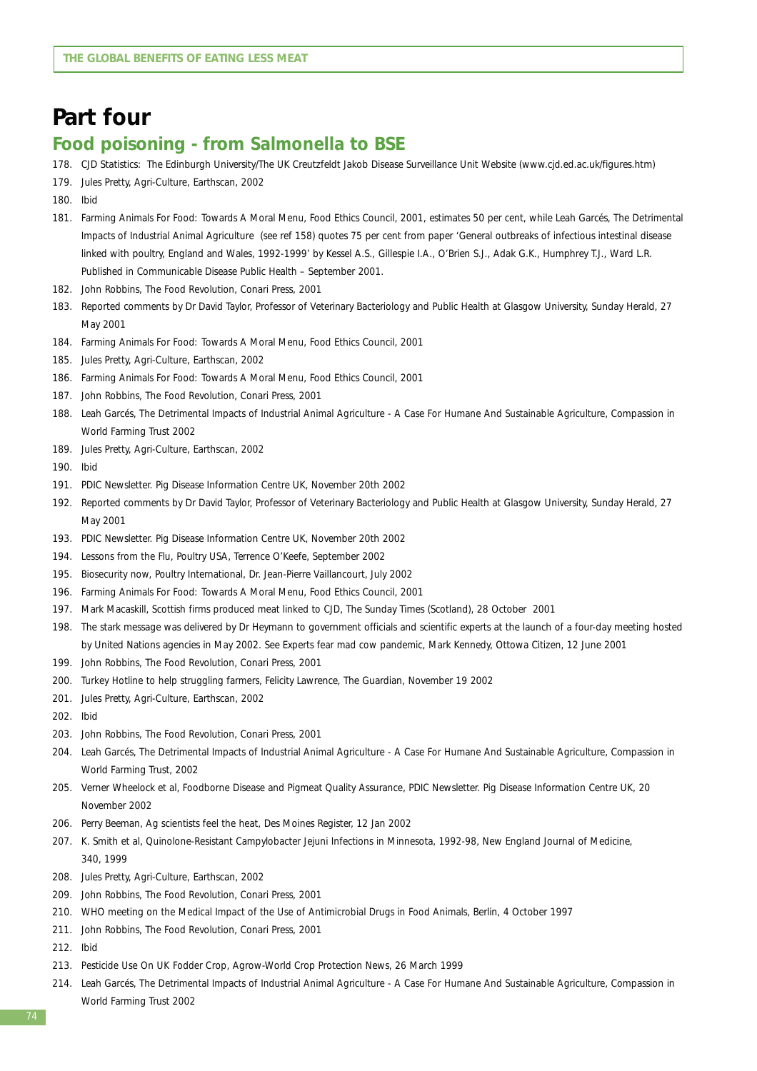# Part four

## Food poisoning - from Salmonella to BSE

178. CJD Statistics: The Edinburgh University/The UK Creutzfeldt Jakob Disease Surveillance Unit Website (www.cjd.ed.ac.uk/figures.htm)
179. Jules Pretty, Agri-Culture, Earthscan, 2002
180. Ibid
181. Farming Animals For Food: Towards A Moral Menu, Food Ethics Council, 2001, estimates 50 per cent, while Leah Garcés, The Detrimental Impacts of Industrial Animal Agriculture (see ref 158) quotes 75 per cent from paper 'General outbreaks of infectious intestinal disease linked with poultry, England and Wales, 1992-1999' by Kessel A.S., Gillespie I.A., O'Brien S.J., Adak G.K., Humphrey T.J., Ward L.R. Published in Communicable Disease Public Health – September 2001.
182. John Robbins, The Food Revolution, Conari Press, 2001
183. Reported comments by Dr David Taylor, Professor of Veterinary Bacteriology and Public Health at Glasgow University, Sunday Herald, 27 May 2001
184. Farming Animals For Food: Towards A Moral Menu, Food Ethics Council, 2001
185. Jules Pretty, Agri-Culture, Earthscan, 2002
186. Farming Animals For Food: Towards A Moral Menu, Food Ethics Council, 2001
187. John Robbins, The Food Revolution, Conari Press, 2001
188. Leah Garcés, The Detrimental Impacts of Industrial Animal Agriculture - A Case For Humane And Sustainable Agriculture, Compassion in World Farming Trust 2002
189. Jules Pretty, Agri-Culture, Earthscan, 2002
190. Ibid
191. PDIC Newsletter. Pig Disease Information Centre UK, November 20th 2002
192. Reported comments by Dr David Taylor, Professor of Veterinary Bacteriology and Public Health at Glasgow University, Sunday Herald, 27 May 2001
193. PDIC Newsletter. Pig Disease Information Centre UK, November 20th 2002
194. Lessons from the Flu, Poultry USA, Terrence O'Keefe, September 2002
195. Biosecurity now, Poultry International, Dr. Jean-Pierre Vaillancourt, July 2002
196. Farming Animals For Food: Towards A Moral Menu, Food Ethics Council, 2001
197. Mark Macaskill, Scottish firms produced meat linked to CJD, The Sunday Times (Scotland), 28 October 2001
198. The stark message was delivered by Dr Heymann to government officials and scientific experts at the launch of a four-day meeting hosted by United Nations agencies in May 2002. See Experts fear mad cow pandemic, Mark Kennedy, Ottowa Citizen, 12 June 2001
199. John Robbins, The Food Revolution, Conari Press, 2001
200. Turkey Hotline to help struggling farmers, Felicity Lawrence, The Guardian, November 19 2002
201. Jules Pretty, Agri-Culture, Earthscan, 2002
202. Ibid
203. John Robbins, The Food Revolution, Conari Press, 2001
204. Leah Garcés, The Detrimental Impacts of Industrial Animal Agriculture - A Case For Humane And Sustainable Agriculture, Compassion in World Farming Trust, 2002
205. Verner Wheelock et al, Foodborne Disease and Pigmeat Quality Assurance, PDIC Newsletter. Pig Disease Information Centre UK, 20 November 2002
206. Perry Beeman, Ag scientists feel the heat, Des Moines Register, 12 Jan 2002
207. K. Smith et al, Quinolone-Resistant Campylobacter Jejuni Infections in Minnesota, 1992-98, New England Journal of Medicine, 340, 1999
208. Jules Pretty, Agri-Culture, Earthscan, 2002
209. John Robbins, The Food Revolution, Conari Press, 2001
210. WHO meeting on the Medical Impact of the Use of Antimicrobial Drugs in Food Animals, Berlin, 4 October 1997
211. John Robbins, The Food Revolution, Conari Press, 2001
212. Ibid
213. Pesticide Use On UK Fodder Crop, Agrow-World Crop Protection News, 26 March 1999
214. Leah Garcés, The Detrimental Impacts of Industrial Animal Agriculture - A Case For Humane And Sustainable Agriculture, Compassion in World Farming Trust 2002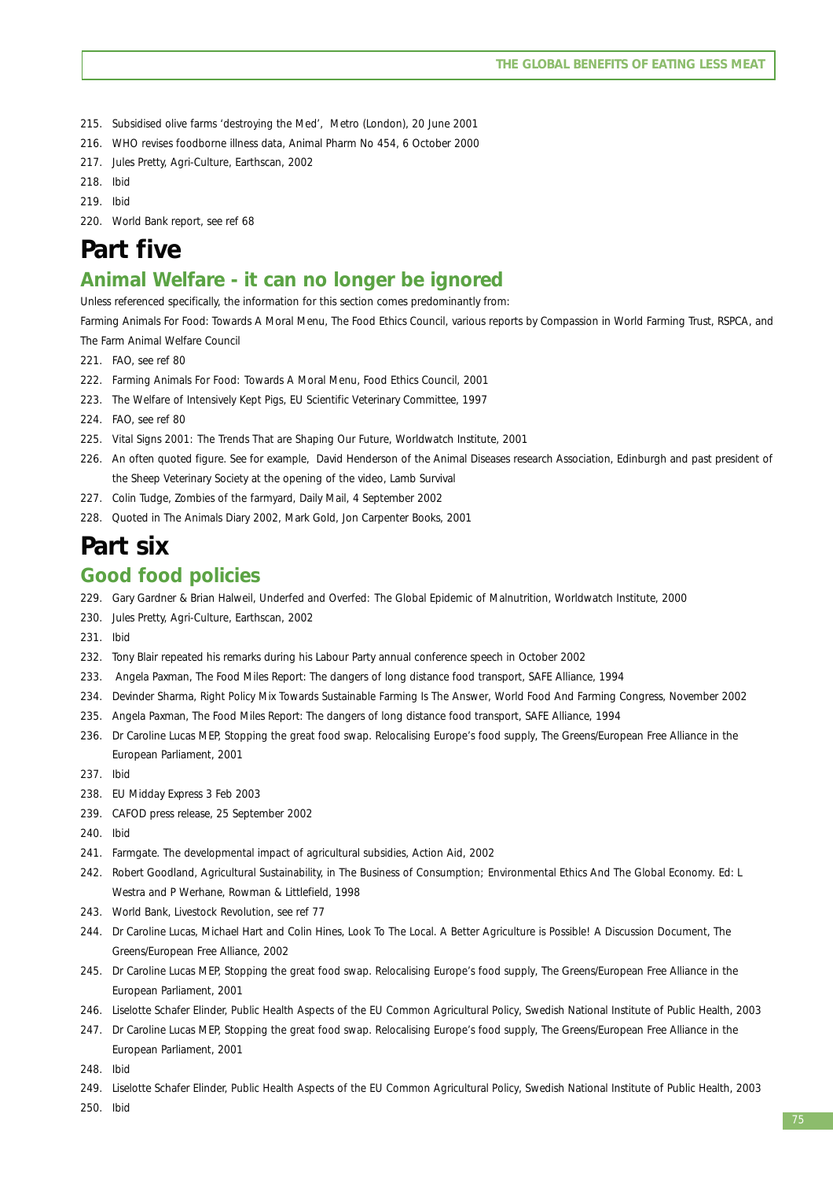215. Subsidised olive farms 'destroying the Med', Metro (London), 20 June 2001
216. WHO revises foodborne illness data, Animal Pharm No 454, 6 October 2000
217. Jules Pretty, Agri-Culture, Earthscan, 2002
218. Ibid
219. Ibid
220. World Bank report, see ref 68

# Part five

## Animal Welfare - it can no longer be ignored

Unless referenced specifically, the information for this section comes predominantly from:

Farming Animals For Food: Towards A Moral Menu, The Food Ethics Council, various reports by Compassion in World Farming Trust, RSPCA, and The Farm Animal Welfare Council

221. FAO, see ref 80
222. Farming Animals For Food: Towards A Moral Menu, Food Ethics Council, 2001
223. The Welfare of Intensively Kept Pigs, EU Scientific Veterinary Committee, 1997
224. FAO, see ref 80
225. Vital Signs 2001: The Trends That are Shaping Our Future, Worldwatch Institute, 2001
226. An often quoted figure. See for example, David Henderson of the Animal Diseases research Association, Edinburgh and past president of the Sheep Veterinary Society at the opening of the video, Lamb Survival
227. Colin Tudge, Zombies of the farmyard, Daily Mail, 4 September 2002
228. Quoted in The Animals Diary 2002, Mark Gold, Jon Carpenter Books, 2001

# Part six

## Good food policies

229. Gary Gardner & Brian Halweil, Underfed and Overfed: The Global Epidemic of Malnutrition, Worldwatch Institute, 2000
230. Jules Pretty, Agri-Culture, Earthscan, 2002
231. Ibid
232. Tony Blair repeated his remarks during his Labour Party annual conference speech in October 2002
233. Angela Paxman, The Food Miles Report: The dangers of long distance food transport, SAFE Alliance, 1994
234. Devinder Sharma, Right Policy Mix Towards Sustainable Farming Is The Answer, World Food And Farming Congress, November 2002
235. Angela Paxman, The Food Miles Report: The dangers of long distance food transport, SAFE Alliance, 1994
236. Dr Caroline Lucas MEP, Stopping the great food swap. Relocalising Europe's food supply, The Greens/European Free Alliance in the European Parliament, 2001
237. Ibid
238. EU Midday Express 3 Feb 2003
239. CAFOD press release, 25 September 2002
240. Ibid
241. Farmgate. The developmental impact of agricultural subsidies, Action Aid, 2002
242. Robert Goodland, Agricultural Sustainability, in The Business of Consumption; Environmental Ethics And The Global Economy. Ed: L Westra and P Werhane, Rowman & Littlefield, 1998
243. World Bank, Livestock Revolution, see ref 77
244. Dr Caroline Lucas, Michael Hart and Colin Hines, Look To The Local. A Better Agriculture is Possible! A Discussion Document, The Greens/European Free Alliance, 2002
245. Dr Caroline Lucas MEP, Stopping the great food swap. Relocalising Europe's food supply, The Greens/European Free Alliance in the European Parliament, 2001
246. Liselotte Schafer Elinder, Public Health Aspects of the EU Common Agricultural Policy, Swedish National Institute of Public Health, 2003
247. Dr Caroline Lucas MEP, Stopping the great food swap. Relocalising Europe's food supply, The Greens/European Free Alliance in the European Parliament, 2001
248. Ibid
249. Liselotte Schafer Elinder, Public Health Aspects of the EU Common Agricultural Policy, Swedish National Institute of Public Health, 2003
250. Ibid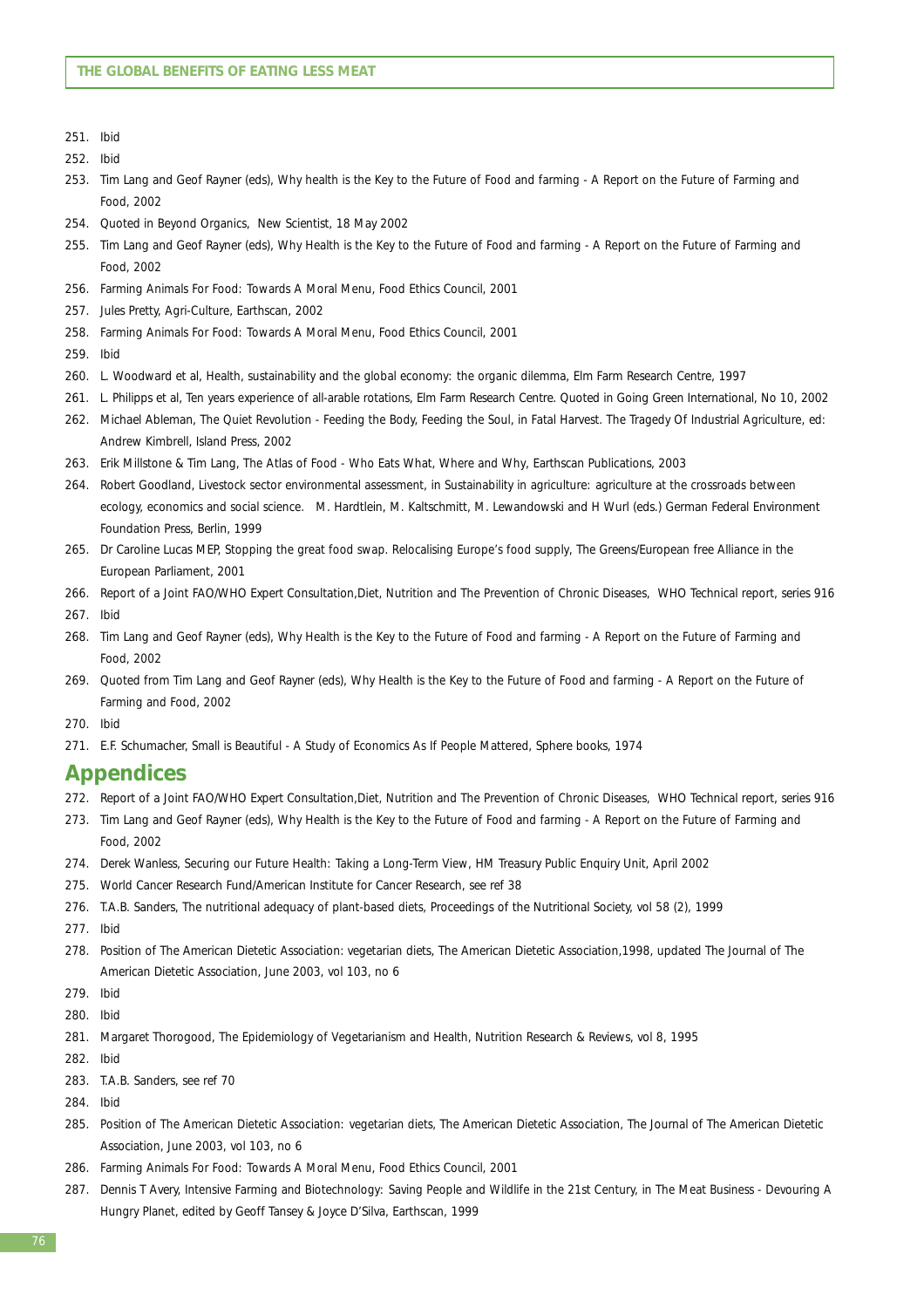251. Ibid
252. Ibid
253. Tim Lang and Geof Rayner (eds), Why health is the Key to the Future of Food and farming - A Report on the Future of Farming and Food, 2002
254. Quoted in Beyond Organics, New Scientist, 18 May 2002
255. Tim Lang and Geof Rayner (eds), Why Health is the Key to the Future of Food and farming - A Report on the Future of Farming and Food, 2002
256. Farming Animals For Food: Towards A Moral Menu, Food Ethics Council, 2001
257. Jules Pretty, Agri-Culture, Earthscan, 2002
258. Farming Animals For Food: Towards A Moral Menu, Food Ethics Council, 2001
259. Ibid
260. L. Woodward et al, Health, sustainability and the global economy: the organic dilemma, Elm Farm Research Centre, 1997
261. L. Philipps et al, Ten years experience of all-arable rotations, Elm Farm Research Centre. Quoted in Going Green International, No 10, 2002
262. Michael Ableman, The Quiet Revolution - Feeding the Body, Feeding the Soul, in Fatal Harvest. The Tragedy Of Industrial Agriculture, ed: Andrew Kimbrell, Island Press, 2002
263. Erik Millstone & Tim Lang, The Atlas of Food - Who Eats What, Where and Why, Earthscan Publications, 2003
264. Robert Goodland, Livestock sector environmental assessment, in Sustainability in agriculture: agriculture at the crossroads between ecology, economics and social science. M. Hardtlein, M. Kaltschmitt, M. Lewandowski and H Wurl (eds.) German Federal Environment Foundation Press, Berlin, 1999
265. Dr Caroline Lucas MEP, Stopping the great food swap. Relocalising Europe's food supply, The Greens/European free Alliance in the European Parliament, 2001
266. Report of a Joint FAO/WHO Expert Consultation,Diet, Nutrition and The Prevention of Chronic Diseases, WHO Technical report, series 916
267. Ibid
268. Tim Lang and Geof Rayner (eds), Why Health is the Key to the Future of Food and farming - A Report on the Future of Farming and Food, 2002
269. Quoted from Tim Lang and Geof Rayner (eds), Why Health is the Key to the Future of Food and farming - A Report on the Future of Farming and Food, 2002
270. Ibid
271. E.F. Schumacher, Small is Beautiful - A Study of Economics As If People Mattered, Sphere books, 1974

## Appendices

272. Report of a Joint FAO/WHO Expert Consultation,Diet, Nutrition and The Prevention of Chronic Diseases, WHO Technical report, series 916
273. Tim Lang and Geof Rayner (eds), Why Health is the Key to the Future of Food and farming - A Report on the Future of Farming and Food, 2002
274. Derek Wanless, Securing our Future Health: Taking a Long-Term View, HM Treasury Public Enquiry Unit, April 2002
275. World Cancer Research Fund/American Institute for Cancer Research, see ref 38
276. T.A.B. Sanders, The nutritional adequacy of plant-based diets, Proceedings of the Nutritional Society, vol 58 (2), 1999
277. Ibid
278. Position of The American Dietetic Association: vegetarian diets, The American Dietetic Association,1998, updated The Journal of The American Dietetic Association, June 2003, vol 103, no 6
279. Ibid
280. Ibid
281. Margaret Thorogood, The Epidemiology of Vegetarianism and Health, Nutrition Research & Reviews, vol 8, 1995
282. Ibid
283. T.A.B. Sanders, see ref 70
284. Ibid
285. Position of The American Dietetic Association: vegetarian diets, The American Dietetic Association, The Journal of The American Dietetic Association, June 2003, vol 103, no 6
286. Farming Animals For Food: Towards A Moral Menu, Food Ethics Council, 2001
287. Dennis T Avery, Intensive Farming and Biotechnology: Saving People and Wildlife in the 21st Century, in The Meat Business - Devouring A Hungry Planet, edited by Geoff Tansey & Joyce D'Silva, Earthscan, 1999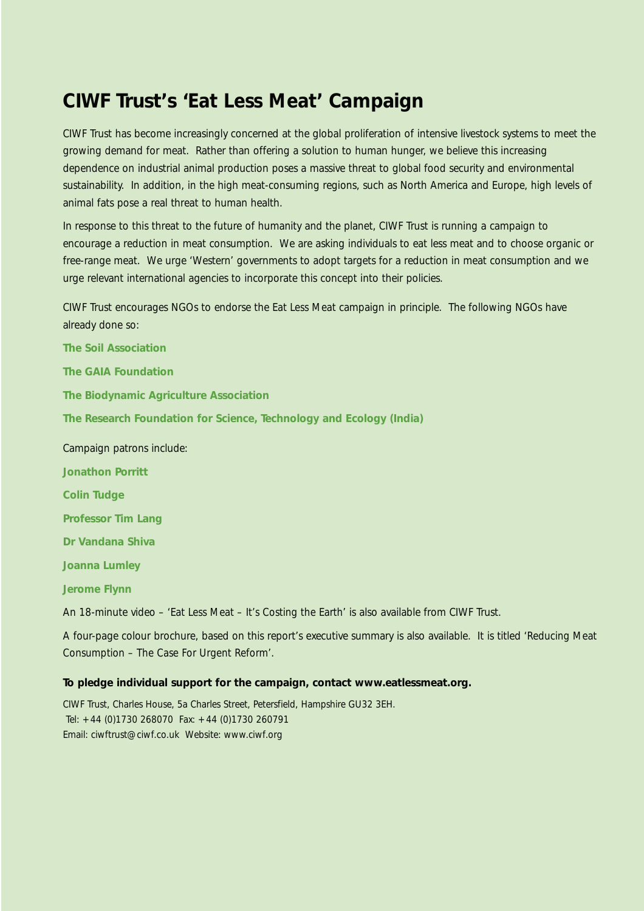# CIWF Trust's 'Eat Less Meat' Campaign

CIWF Trust has become increasingly concerned at the global proliferation of intensive livestock systems to meet the growing demand for meat. Rather than offering a solution to human hunger, we believe this increasing dependence on industrial animal production poses a massive threat to global food security and environmental sustainability. In addition, in the high meat-consuming regions, such as North America and Europe, high levels of animal fats pose a real threat to human health.

In response to this threat to the future of humanity and the planet, CIWF Trust is running a campaign to encourage a reduction in meat consumption. We are asking individuals to eat less meat and to choose organic or free-range meat. We urge 'Western' governments to adopt targets for a reduction in meat consumption and we urge relevant international agencies to incorporate this concept into their policies.

CIWF Trust encourages NGOs to endorse the Eat Less Meat campaign in principle. The following NGOs have already done so:

**The Soil Association**

**The GAIA Foundation**

**The Biodynamic Agriculture Association**

**The Research Foundation for Science, Technology and Ecology (India)**

Campaign patrons include:

**Jonathon Porritt**

**Colin Tudge**

**Professor Tim Lang**

**Dr Vandana Shiva**

**Joanna Lumley**

**Jerome Flynn**

An 18-minute video – 'Eat Less Meat – It's Costing the Earth' is also available from CIWF Trust.

A four-page colour brochure, based on this report's executive summary is also available. It is titled 'Reducing Meat Consumption – The Case For Urgent Reform'.

**To pledge individual support for the campaign, contact www.eatlessmeat.org.**

CIWF Trust, Charles House, 5a Charles Street, Petersfield, Hampshire GU32 3EH.
Tel: +44 (0)1730 268070 Fax: +44 (0)1730 260791
Email: ciwftrust@ciwf.co.uk Website: www.ciwf.org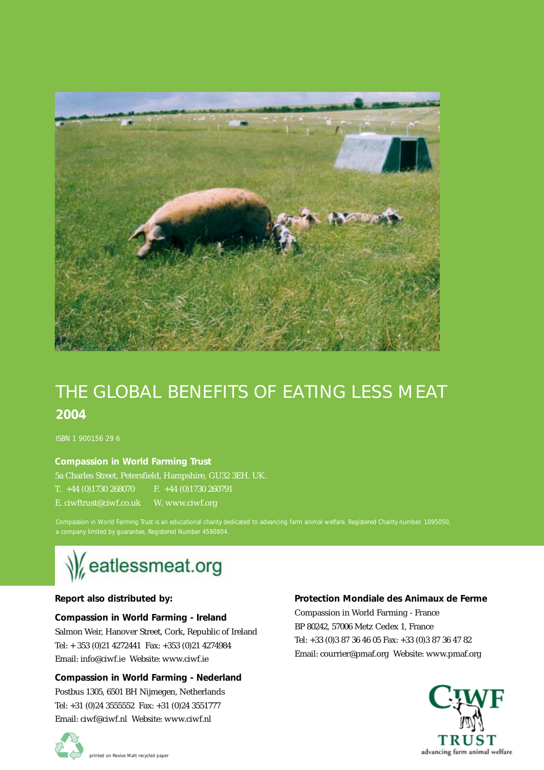# THE GLOBAL BENEFITS OF EATING LESS MEAT

## 2004

ISBN 1 900156 29 6

**Compassion in World Farming Trust**

5a Charles Street, Petersfield, Hampshire, GU32 3EH. UK.

T. +44 (0)1730 268070 F. +44 (0)1730 260791

E. ciwftrust@ciwf.co.uk W. www.ciwf.org

Compassion in World Farming Trust is an educational charity dedicated to advancing farm animal welfare. Registered Charity number, 1095050, a company limited by guarantee, Registered Number 4590804.

eatlessmeat.org

**Report also distributed by:**

**Compassion in World Farming - Ireland**

Salmon Weir, Hanover Street, Cork, Republic of Ireland

Tel: + 353 (0)21 4272441 Fax: +353 (0)21 4274984

Email: info@ciwf.ie Website: www.ciwf.ie

**Compassion in World Farming - Nederland**

Postbus 1305, 6501 BH Nijmegen, Netherlands

Tel: +31 (0)24 3555552 Fax: +31 (0)24 3551777

Email: ciwf@ciwf.nl Website: www.ciwf.nl

**Protection Mondiale des Animaux de Ferme**

Compassion in World Farming - France

BP 80242, 57006 Metz Cedex 1, France

Tel: +33 (0)3 87 36 46 05 Fax: +33 (0)3 87 36 47 82

Email: courrier@pmaf.org Website: www.pmaf.org

CIWF TRUST

advancing farm animal welfare

printed on Revive Matt recycled paper